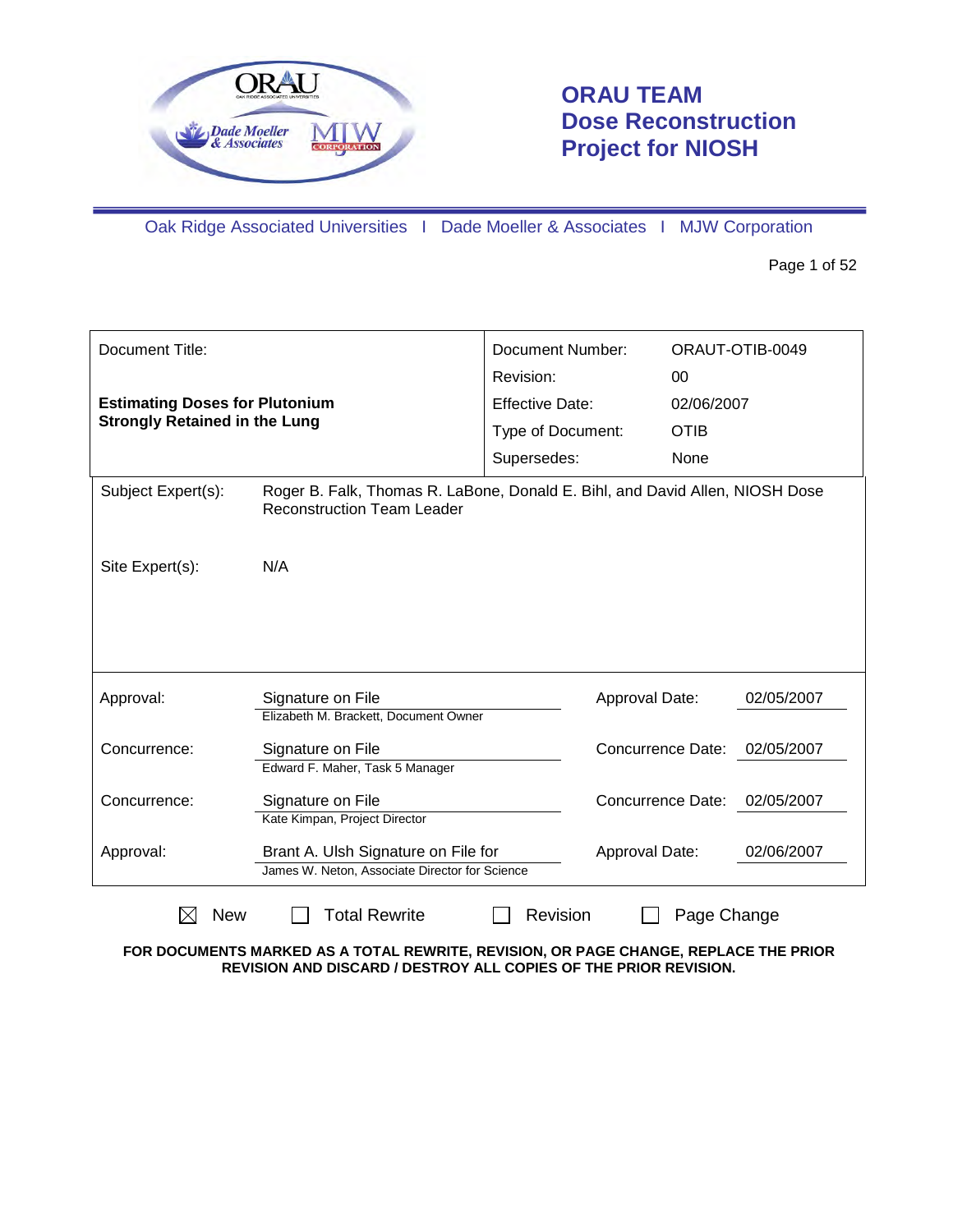# ORAU TEAM Dose Reconstruction Project for NIOSH

Oak Ridge Associated Universities I Dade Moeller & Associates I MJW Corporation

| Document Title: | Document Number: | ORAUT-OTIB-0049 |
|---|---|---|
| **Estimating Doses for Plutonium Strongly Retained in the Lung** | Revision: | 00 |
| | Effective Date: | 02/06/2007 |
| | Type of Document: | OTIB |
| | Supersedes: | None |

| | |
|---|---|
| Subject Expert(s): | Roger B. Falk, Thomas R. LaBone, Donald E. Bihl, and David Allen, NIOSH Dose Reconstruction Team Leader |
| Site Expert(s): | N/A |

| | | | |
|---|---|---|---|
| Approval: | Signature on File<br>Elizabeth M. Brackett, Document Owner | Approval Date: | 02/05/2007 |
| Concurrence: | Signature on File<br>Edward F. Maher, Task 5 Manager | Concurrence Date: | 02/05/2007 |
| Concurrence: | Signature on File<br>Kate Kimpan, Project Director | Concurrence Date: | 02/05/2007 |
| Approval: | Brant A. Ulsh Signature on File for<br>James W. Neton, Associate Director for Science | Approval Date: | 02/06/2007 |

☒ New ☐ Total Rewrite ☐ Revision ☐ Page Change

**FOR DOCUMENTS MARKED AS A TOTAL REWRITE, REVISION, OR PAGE CHANGE, REPLACE THE PRIOR REVISION AND DISCARD / DESTROY ALL COPIES OF THE PRIOR REVISION.**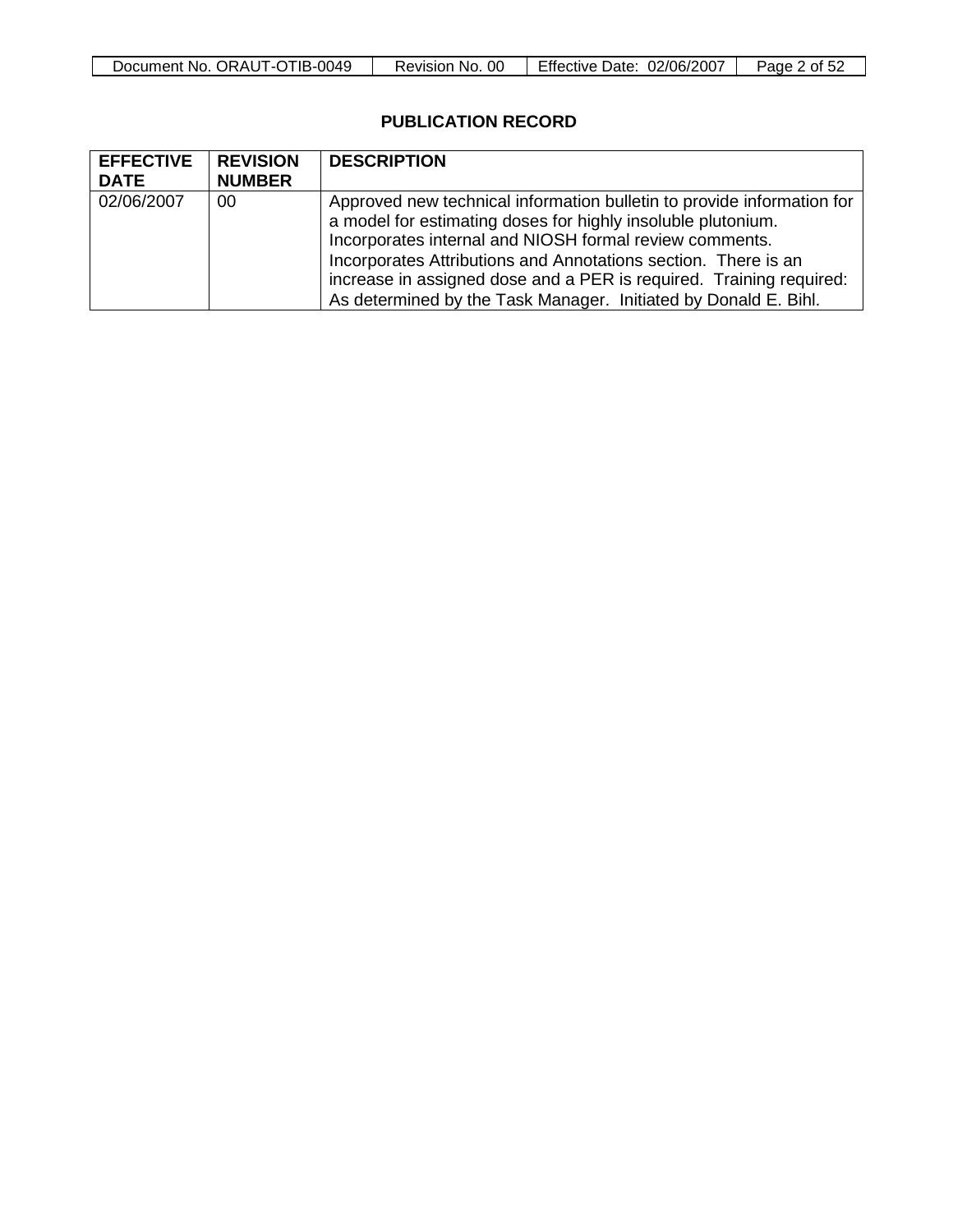## PUBLICATION RECORD

| EFFECTIVE DATE | REVISION NUMBER | DESCRIPTION |
|---|---|---|
| 02/06/2007 | 00 | Approved new technical information bulletin to provide information for a model for estimating doses for highly insoluble plutonium. Incorporates internal and NIOSH formal review comments. Incorporates Attributions and Annotations section. There is an increase in assigned dose and a PER is required. Training required: As determined by the Task Manager. Initiated by Donald E. Bihl. |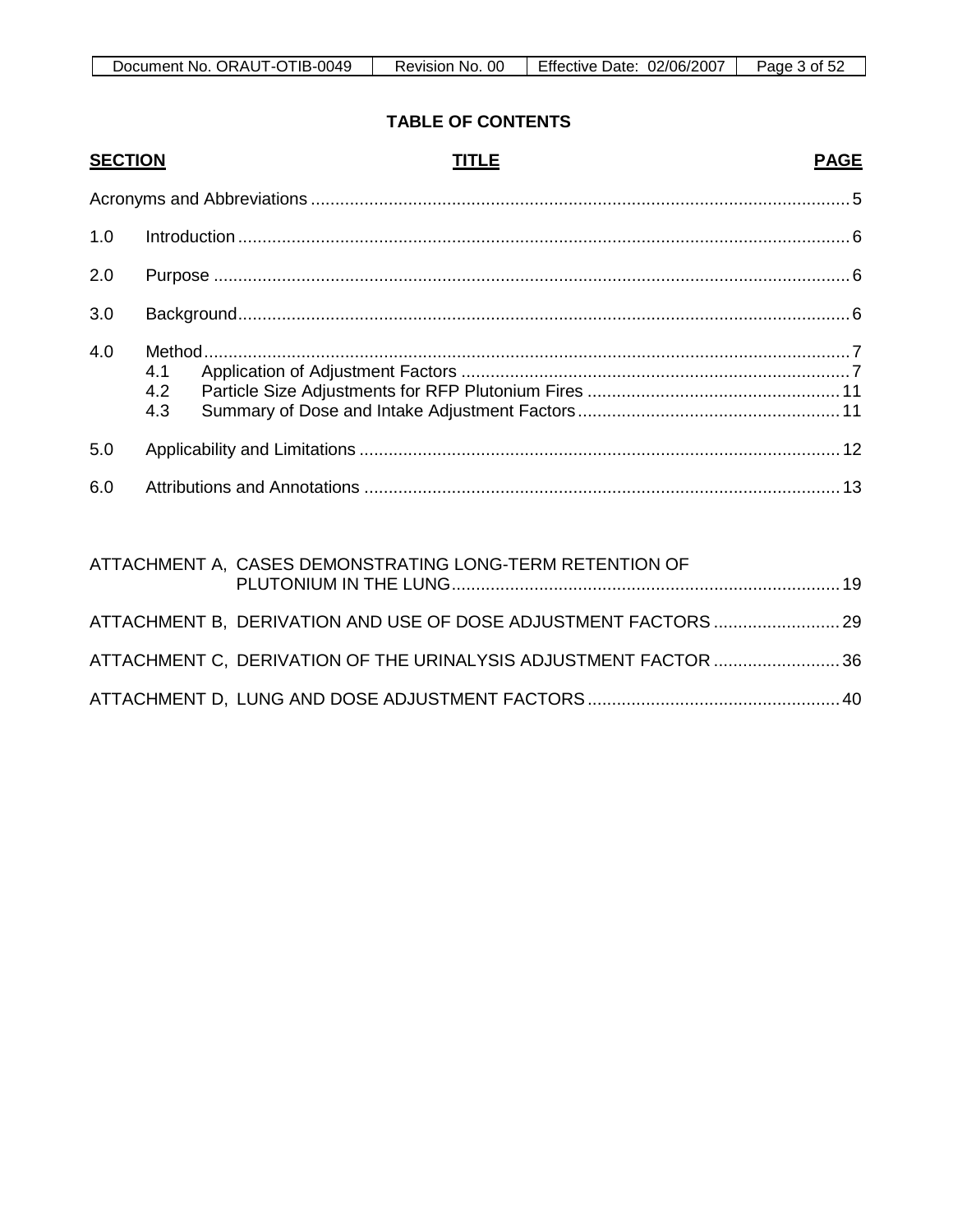## TABLE OF CONTENTS

| SECTION | TITLE | PAGE |
|---|---|---|
| | Acronyms and Abbreviations | 5 |
| 1.0 | Introduction | 6 |
| 2.0 | Purpose | 6 |
| 3.0 | Background | 6 |
| 4.0 | Method | 7 |
| | 4.1 Application of Adjustment Factors | 7 |
| | 4.2 Particle Size Adjustments for RFP Plutonium Fires | 11 |
| | 4.3 Summary of Dose and Intake Adjustment Factors | 11 |
| 5.0 | Applicability and Limitations | 12 |
| 6.0 | Attributions and Annotations | 13 |
| | ATTACHMENT A, CASES DEMONSTRATING LONG-TERM RETENTION OF PLUTONIUM IN THE LUNG | 19 |
| | ATTACHMENT B, DERIVATION AND USE OF DOSE ADJUSTMENT FACTORS | 29 |
| | ATTACHMENT C, DERIVATION OF THE URINALYSIS ADJUSTMENT FACTOR | 36 |
| | ATTACHMENT D, LUNG AND DOSE ADJUSTMENT FACTORS | 40 |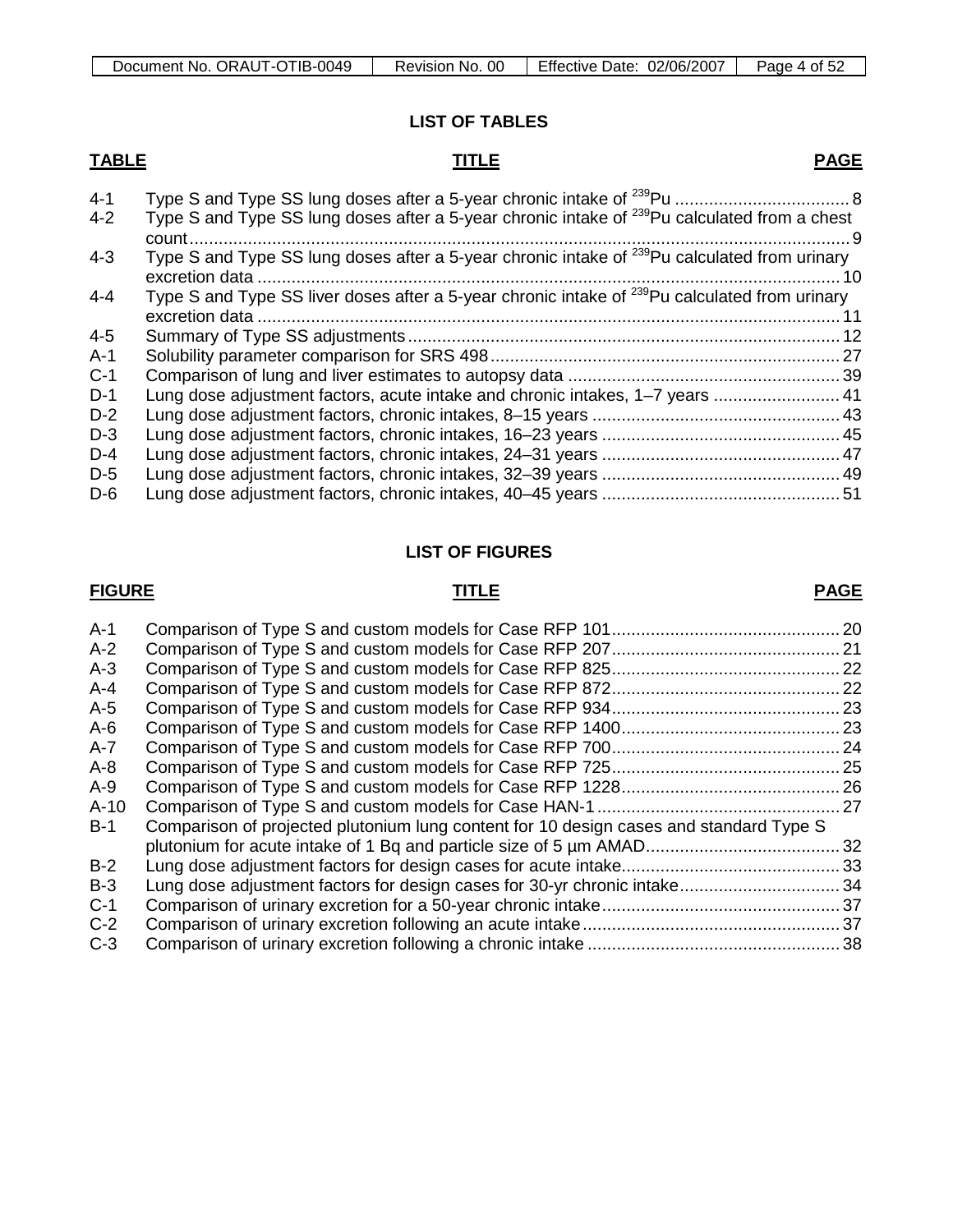## LIST OF TABLES

| TABLE | TITLE | PAGE |
|---|---|---|
| 4-1 | Type S and Type SS lung doses after a 5-year chronic intake of $^{239}$Pu | 8 |
| 4-2 | Type S and Type SS lung doses after a 5-year chronic intake of $^{239}$Pu calculated from a chest count | 9 |
| 4-3 | Type S and Type SS lung doses after a 5-year chronic intake of $^{239}$Pu calculated from urinary excretion data | 10 |
| 4-4 | Type S and Type SS liver doses after a 5-year chronic intake of $^{239}$Pu calculated from urinary excretion data | 11 |
| 4-5 | Summary of Type SS adjustments | 12 |
| A-1 | Solubility parameter comparison for SRS 498 | 27 |
| C-1 | Comparison of lung and liver estimates to autopsy data | 39 |
| D-1 | Lung dose adjustment factors, acute intake and chronic intakes, 1–7 years | 41 |
| D-2 | Lung dose adjustment factors, chronic intakes, 8–15 years | 43 |
| D-3 | Lung dose adjustment factors, chronic intakes, 16–23 years | 45 |
| D-4 | Lung dose adjustment factors, chronic intakes, 24–31 years | 47 |
| D-5 | Lung dose adjustment factors, chronic intakes, 32–39 years | 49 |
| D-6 | Lung dose adjustment factors, chronic intakes, 40–45 years | 51 |

## LIST OF FIGURES

| FIGURE | TITLE | PAGE |
|---|---|---|
| A-1 | Comparison of Type S and custom models for Case RFP 101 | 20 |
| A-2 | Comparison of Type S and custom models for Case RFP 207 | 21 |
| A-3 | Comparison of Type S and custom models for Case RFP 825 | 22 |
| A-4 | Comparison of Type S and custom models for Case RFP 872 | 22 |
| A-5 | Comparison of Type S and custom models for Case RFP 934 | 23 |
| A-6 | Comparison of Type S and custom models for Case RFP 1400 | 23 |
| A-7 | Comparison of Type S and custom models for Case RFP 700 | 24 |
| A-8 | Comparison of Type S and custom models for Case RFP 725 | 25 |
| A-9 | Comparison of Type S and custom models for Case RFP 1228 | 26 |
| A-10 | Comparison of Type S and custom models for Case HAN-1 | 27 |
| B-1 | Comparison of projected plutonium lung content for 10 design cases and standard Type S plutonium for acute intake of 1 Bq and particle size of 5 µm AMAD | 32 |
| B-2 | Lung dose adjustment factors for design cases for acute intake | 33 |
| B-3 | Lung dose adjustment factors for design cases for 30-yr chronic intake | 34 |
| C-1 | Comparison of urinary excretion for a 50-year chronic intake | 37 |
| C-2 | Comparison of urinary excretion following an acute intake | 37 |
| C-3 | Comparison of urinary excretion following a chronic intake | 38 |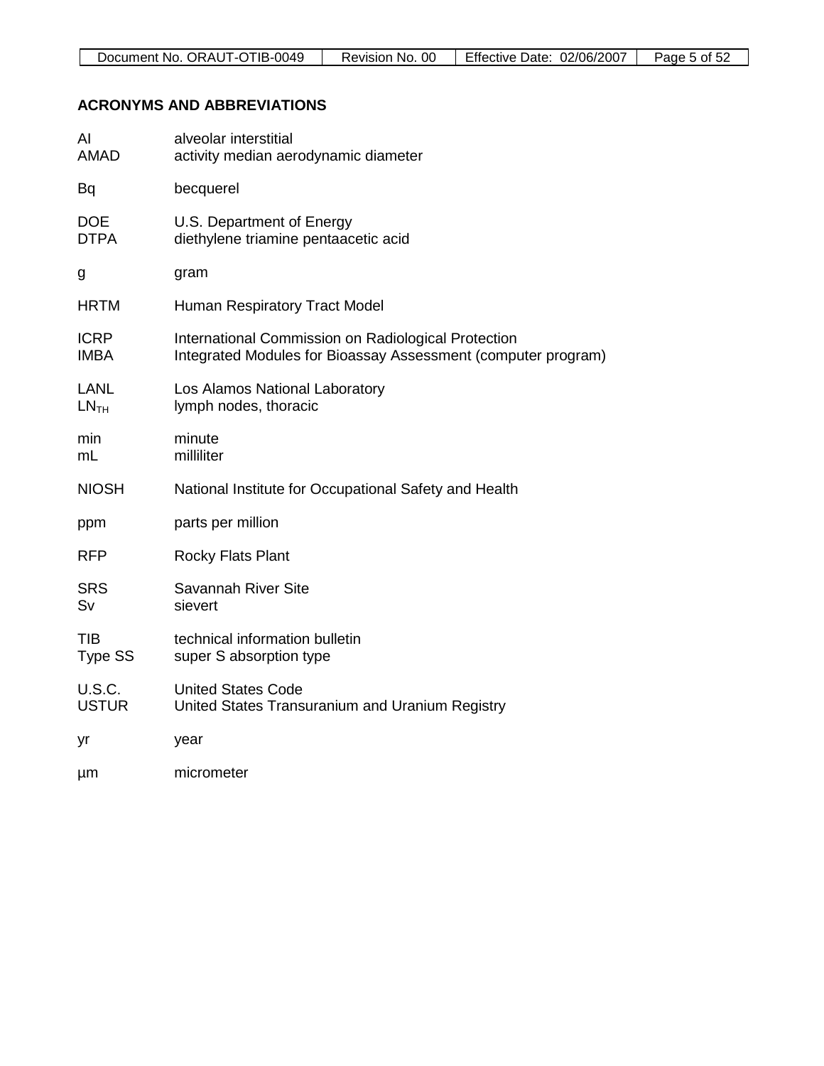## ACRONYMS AND ABBREVIATIONS

| | |
|---|---|
| AI | alveolar interstitial |
| AMAD | activity median aerodynamic diameter |
| Bq | becquerel |
| DOE | U.S. Department of Energy |
| DTPA | diethylene triamine pentaacetic acid |
| g | gram |
| HRTM | Human Respiratory Tract Model |
| ICRP | International Commission on Radiological Protection |
| IMBA | Integrated Modules for Bioassay Assessment (computer program) |
| LANL | Los Alamos National Laboratory |
| $LN_{TH}$ | lymph nodes, thoracic |
| min | minute |
| mL | milliliter |
| NIOSH | National Institute for Occupational Safety and Health |
| ppm | parts per million |
| RFP | Rocky Flats Plant |
| SRS | Savannah River Site |
| Sv | sievert |
| TIB | technical information bulletin |
| Type SS | super S absorption type |
| U.S.C. | United States Code |
| USTUR | United States Transuranium and Uranium Registry |
| yr | year |
| μm | micrometer |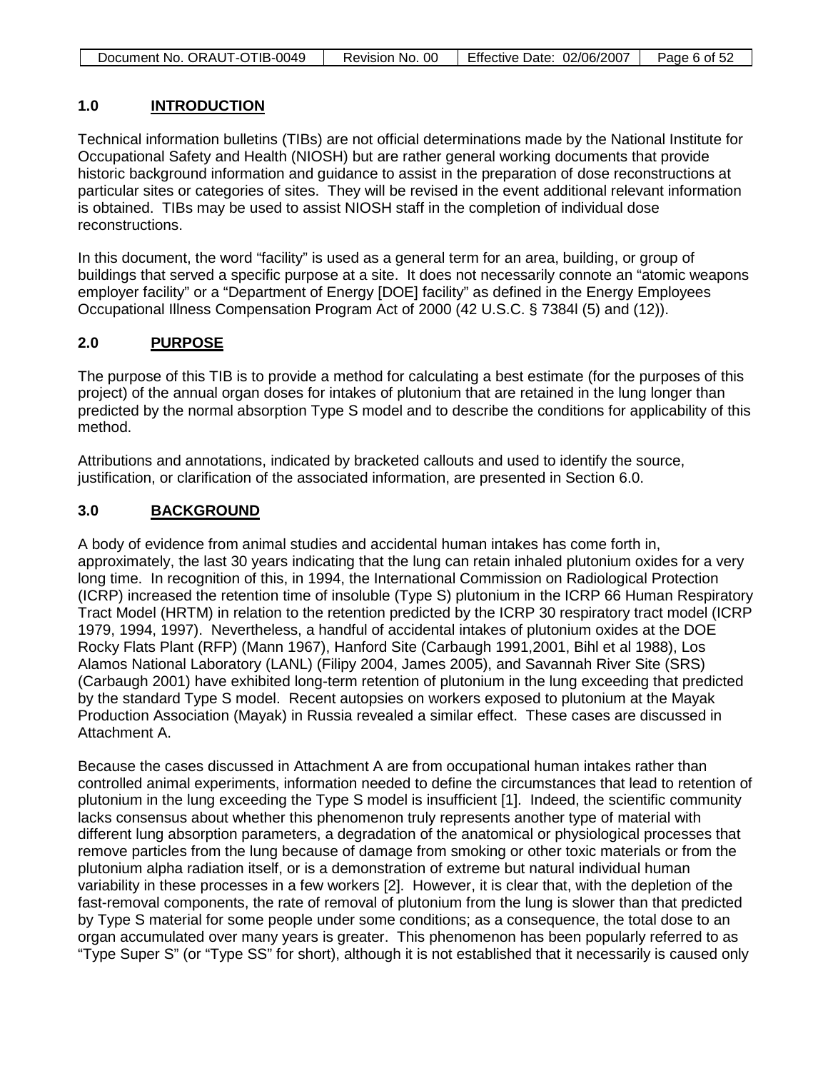## 1.0 INTRODUCTION

Technical information bulletins (TIBs) are not official determinations made by the National Institute for Occupational Safety and Health (NIOSH) but are rather general working documents that provide historic background information and guidance to assist in the preparation of dose reconstructions at particular sites or categories of sites. They will be revised in the event additional relevant information is obtained. TIBs may be used to assist NIOSH staff in the completion of individual dose reconstructions.

In this document, the word "facility" is used as a general term for an area, building, or group of buildings that served a specific purpose at a site. It does not necessarily connote an "atomic weapons employer facility" or a "Department of Energy [DOE] facility" as defined in the Energy Employees Occupational Illness Compensation Program Act of 2000 (42 U.S.C. § 7384l (5) and (12)).

## 2.0 PURPOSE

The purpose of this TIB is to provide a method for calculating a best estimate (for the purposes of this project) of the annual organ doses for intakes of plutonium that are retained in the lung longer than predicted by the normal absorption Type S model and to describe the conditions for applicability of this method.

Attributions and annotations, indicated by bracketed callouts and used to identify the source, justification, or clarification of the associated information, are presented in Section 6.0.

## 3.0 BACKGROUND

A body of evidence from animal studies and accidental human intakes has come forth in, approximately, the last 30 years indicating that the lung can retain inhaled plutonium oxides for a very long time. In recognition of this, in 1994, the International Commission on Radiological Protection (ICRP) increased the retention time of insoluble (Type S) plutonium in the ICRP 66 Human Respiratory Tract Model (HRTM) in relation to the retention predicted by the ICRP 30 respiratory tract model (ICRP 1979, 1994, 1997). Nevertheless, a handful of accidental intakes of plutonium oxides at the DOE Rocky Flats Plant (RFP) (Mann 1967), Hanford Site (Carbaugh 1991,2001, Bihl et al 1988), Los Alamos National Laboratory (LANL) (Filipy 2004, James 2005), and Savannah River Site (SRS) (Carbaugh 2001) have exhibited long-term retention of plutonium in the lung exceeding that predicted by the standard Type S model. Recent autopsies on workers exposed to plutonium at the Mayak Production Association (Mayak) in Russia revealed a similar effect. These cases are discussed in Attachment A.

Because the cases discussed in Attachment A are from occupational human intakes rather than controlled animal experiments, information needed to define the circumstances that lead to retention of plutonium in the lung exceeding the Type S model is insufficient [1]. Indeed, the scientific community lacks consensus about whether this phenomenon truly represents another type of material with different lung absorption parameters, a degradation of the anatomical or physiological processes that remove particles from the lung because of damage from smoking or other toxic materials or from the plutonium alpha radiation itself, or is a demonstration of extreme but natural individual human variability in these processes in a few workers [2]. However, it is clear that, with the depletion of the fast-removal components, the rate of removal of plutonium from the lung is slower than that predicted by Type S material for some people under some conditions; as a consequence, the total dose to an organ accumulated over many years is greater. This phenomenon has been popularly referred to as "Type Super S" (or "Type SS" for short), although it is not established that it necessarily is caused only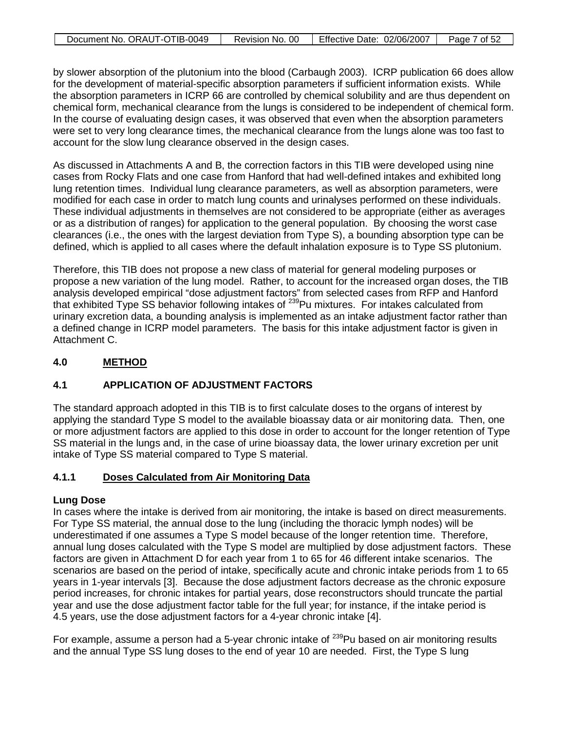by slower absorption of the plutonium into the blood (Carbaugh 2003). ICRP publication 66 does allow for the development of material-specific absorption parameters if sufficient information exists. While the absorption parameters in ICRP 66 are controlled by chemical solubility and are thus dependent on chemical form, mechanical clearance from the lungs is considered to be independent of chemical form. In the course of evaluating design cases, it was observed that even when the absorption parameters were set to very long clearance times, the mechanical clearance from the lungs alone was too fast to account for the slow lung clearance observed in the design cases.

As discussed in Attachments A and B, the correction factors in this TIB were developed using nine cases from Rocky Flats and one case from Hanford that had well-defined intakes and exhibited long lung retention times. Individual lung clearance parameters, as well as absorption parameters, were modified for each case in order to match lung counts and urinalyses performed on these individuals. These individual adjustments in themselves are not considered to be appropriate (either as averages or as a distribution of ranges) for application to the general population. By choosing the worst case clearances (i.e., the ones with the largest deviation from Type S), a bounding absorption type can be defined, which is applied to all cases where the default inhalation exposure is to Type SS plutonium.

Therefore, this TIB does not propose a new class of material for general modeling purposes or propose a new variation of the lung model. Rather, to account for the increased organ doses, the TIB analysis developed empirical "dose adjustment factors" from selected cases from RFP and Hanford that exhibited Type SS behavior following intakes of $^{239}$Pu mixtures. For intakes calculated from urinary excretion data, a bounding analysis is implemented as an intake adjustment factor rather than a defined change in ICRP model parameters. The basis for this intake adjustment factor is given in Attachment C.

## 4.0 METHOD

### 4.1 APPLICATION OF ADJUSTMENT FACTORS

The standard approach adopted in this TIB is to first calculate doses to the organs of interest by applying the standard Type S model to the available bioassay data or air monitoring data. Then, one or more adjustment factors are applied to this dose in order to account for the longer retention of Type SS material in the lungs and, in the case of urine bioassay data, the lower urinary excretion per unit intake of Type SS material compared to Type S material.

#### 4.1.1 Doses Calculated from Air Monitoring Data

**Lung Dose**

In cases where the intake is derived from air monitoring, the intake is based on direct measurements. For Type SS material, the annual dose to the lung (including the thoracic lymph nodes) will be underestimated if one assumes a Type S model because of the longer retention time. Therefore, annual lung doses calculated with the Type S model are multiplied by dose adjustment factors. These factors are given in Attachment D for each year from 1 to 65 for 46 different intake scenarios. The scenarios are based on the period of intake, specifically acute and chronic intake periods from 1 to 65 years in 1-year intervals [3]. Because the dose adjustment factors decrease as the chronic exposure period increases, for chronic intakes for partial years, dose reconstructors should truncate the partial year and use the dose adjustment factor table for the full year; for instance, if the intake period is 4.5 years, use the dose adjustment factors for a 4-year chronic intake [4].

For example, assume a person had a 5-year chronic intake of $^{239}$Pu based on air monitoring results and the annual Type SS lung doses to the end of year 10 are needed. First, the Type S lung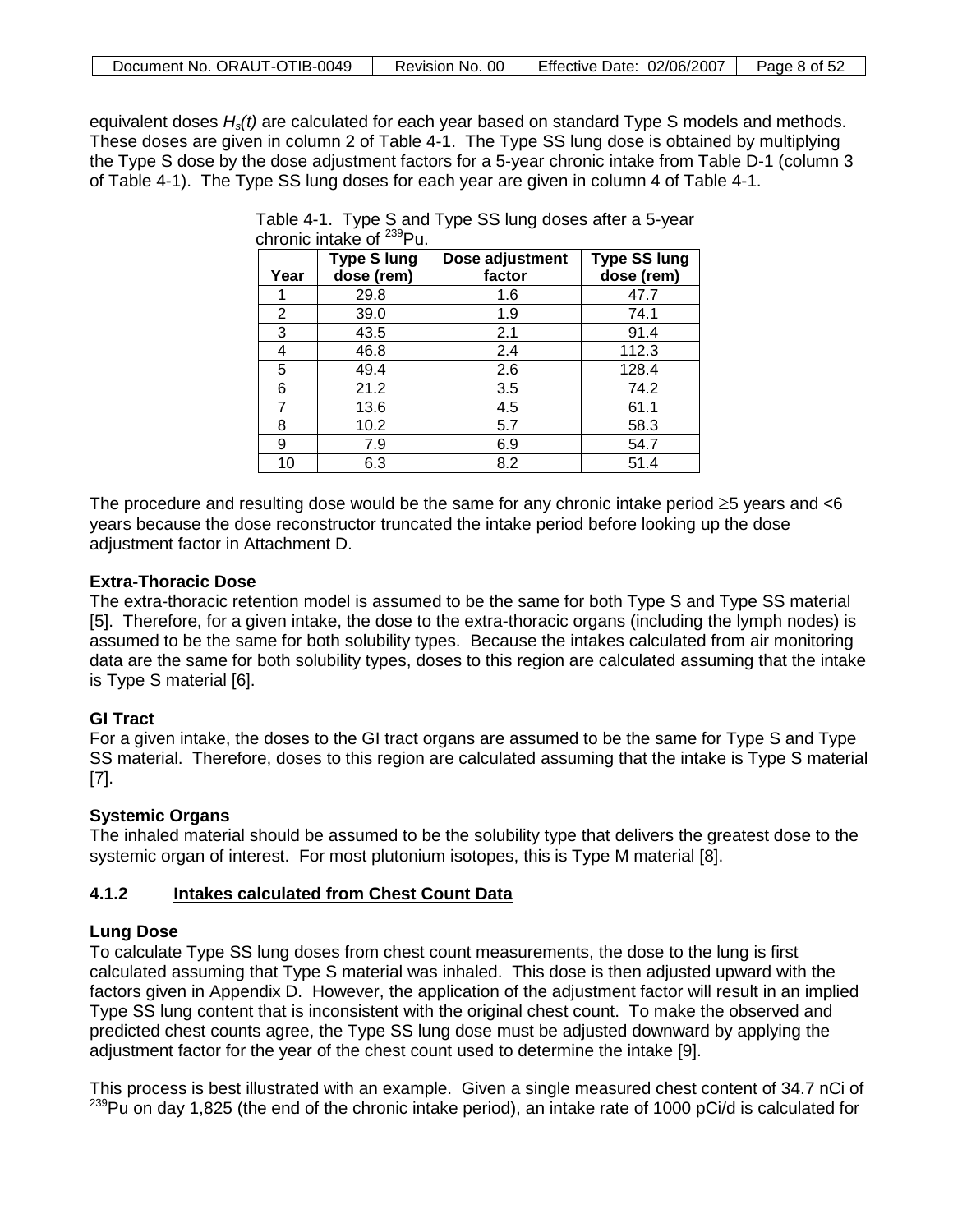equivalent doses $H_s(t)$ are calculated for each year based on standard Type S models and methods. These doses are given in column 2 of Table 4-1. The Type SS lung dose is obtained by multiplying the Type S dose by the dose adjustment factors for a 5-year chronic intake from Table D-1 (column 3 of Table 4-1). The Type SS lung doses for each year are given in column 4 of Table 4-1.

Table 4-1. Type S and Type SS lung doses after a 5-year chronic intake of $^{239}$Pu.

| Year | Type S lung dose (rem) | Dose adjustment factor | Type SS lung dose (rem) |
|---|---|---|---|
| 1 | 29.8 | 1.6 | 47.7 |
| 2 | 39.0 | 1.9 | 74.1 |
| 3 | 43.5 | 2.1 | 91.4 |
| 4 | 46.8 | 2.4 | 112.3 |
| 5 | 49.4 | 2.6 | 128.4 |
| 6 | 21.2 | 3.5 | 74.2 |
| 7 | 13.6 | 4.5 | 61.1 |
| 8 | 10.2 | 5.7 | 58.3 |
| 9 | 7.9 | 6.9 | 54.7 |
| 10 | 6.3 | 8.2 | 51.4 |

The procedure and resulting dose would be the same for any chronic intake period ≥5 years and <6 years because the dose reconstructor truncated the intake period before looking up the dose adjustment factor in Attachment D.

**Extra-Thoracic Dose**

The extra-thoracic retention model is assumed to be the same for both Type S and Type SS material [5]. Therefore, for a given intake, the dose to the extra-thoracic organs (including the lymph nodes) is assumed to be the same for both solubility types. Because the intakes calculated from air monitoring data are the same for both solubility types, doses to this region are calculated assuming that the intake is Type S material [6].

**GI Tract**

For a given intake, the doses to the GI tract organs are assumed to be the same for Type S and Type SS material. Therefore, doses to this region are calculated assuming that the intake is Type S material [7].

**Systemic Organs**

The inhaled material should be assumed to be the solubility type that delivers the greatest dose to the systemic organ of interest. For most plutonium isotopes, this is Type M material [8].

### 4.1.2 Intakes calculated from Chest Count Data

**Lung Dose**

To calculate Type SS lung doses from chest count measurements, the dose to the lung is first calculated assuming that Type S material was inhaled. This dose is then adjusted upward with the factors given in Appendix D. However, the application of the adjustment factor will result in an implied Type SS lung content that is inconsistent with the original chest count. To make the observed and predicted chest counts agree, the Type SS lung dose must be adjusted downward by applying the adjustment factor for the year of the chest count used to determine the intake [9].

This process is best illustrated with an example. Given a single measured chest content of 34.7 nCi of $^{239}$Pu on day 1,825 (the end of the chronic intake period), an intake rate of 1000 pCi/d is calculated for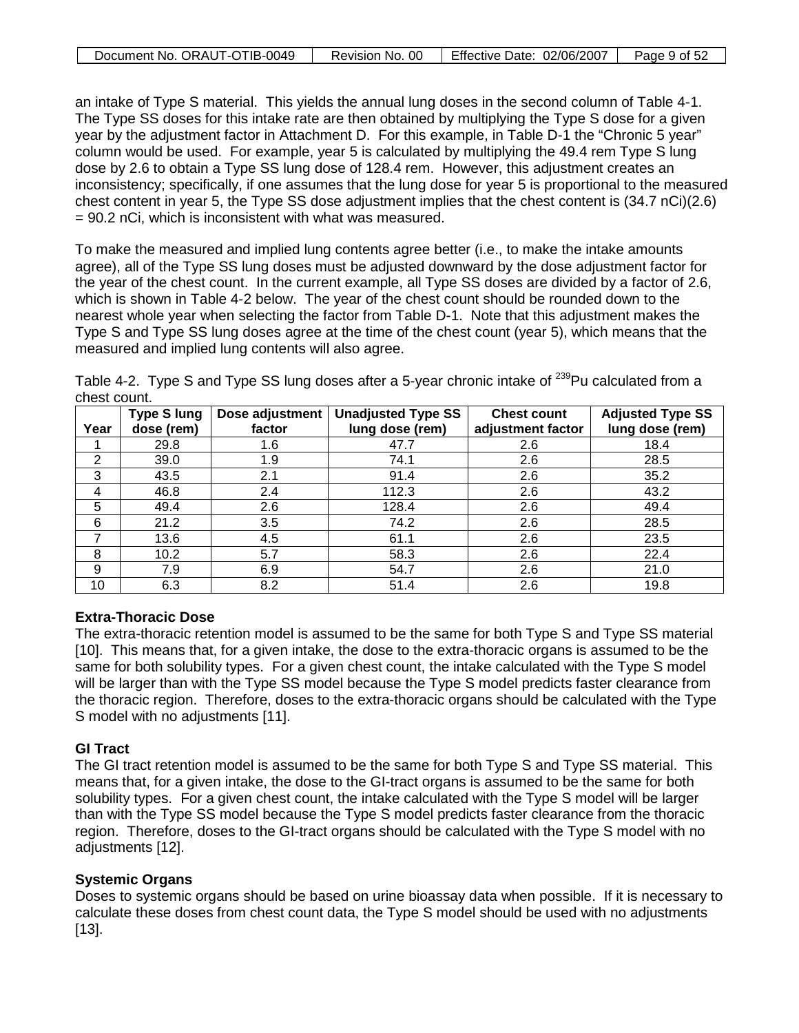an intake of Type S material. This yields the annual lung doses in the second column of Table 4-1. The Type SS doses for this intake rate are then obtained by multiplying the Type S dose for a given year by the adjustment factor in Attachment D. For this example, in Table D-1 the "Chronic 5 year" column would be used. For example, year 5 is calculated by multiplying the 49.4 rem Type S lung dose by 2.6 to obtain a Type SS lung dose of 128.4 rem. However, this adjustment creates an inconsistency; specifically, if one assumes that the lung dose for year 5 is proportional to the measured chest content in year 5, the Type SS dose adjustment implies that the chest content is (34.7 nCi)(2.6) = 90.2 nCi, which is inconsistent with what was measured.

To make the measured and implied lung contents agree better (i.e., to make the intake amounts agree), all of the Type SS lung doses must be adjusted downward by the dose adjustment factor for the year of the chest count. In the current example, all Type SS doses are divided by a factor of 2.6, which is shown in Table 4-2 below. The year of the chest count should be rounded down to the nearest whole year when selecting the factor from Table D-1. Note that this adjustment makes the Type S and Type SS lung doses agree at the time of the chest count (year 5), which means that the measured and implied lung contents will also agree.

Table 4-2. Type S and Type SS lung doses after a 5-year chronic intake of $^{239}$Pu calculated from a chest count.

| Year | Type S lung dose (rem) | Dose adjustment factor | Unadjusted Type SS lung dose (rem) | Chest count adjustment factor | Adjusted Type SS lung dose (rem) |
|---|---|---|---|---|---|
| 1 | 29.8 | 1.6 | 47.7 | 2.6 | 18.4 |
| 2 | 39.0 | 1.9 | 74.1 | 2.6 | 28.5 |
| 3 | 43.5 | 2.1 | 91.4 | 2.6 | 35.2 |
| 4 | 46.8 | 2.4 | 112.3 | 2.6 | 43.2 |
| 5 | 49.4 | 2.6 | 128.4 | 2.6 | 49.4 |
| 6 | 21.2 | 3.5 | 74.2 | 2.6 | 28.5 |
| 7 | 13.6 | 4.5 | 61.1 | 2.6 | 23.5 |
| 8 | 10.2 | 5.7 | 58.3 | 2.6 | 22.4 |
| 9 | 7.9 | 6.9 | 54.7 | 2.6 | 21.0 |
| 10 | 6.3 | 8.2 | 51.4 | 2.6 | 19.8 |

**Extra-Thoracic Dose**

The extra-thoracic retention model is assumed to be the same for both Type S and Type SS material [10]. This means that, for a given intake, the dose to the extra-thoracic organs is assumed to be the same for both solubility types. For a given chest count, the intake calculated with the Type S model will be larger than with the Type SS model because the Type S model predicts faster clearance from the thoracic region. Therefore, doses to the extra-thoracic organs should be calculated with the Type S model with no adjustments [11].

**GI Tract**

The GI tract retention model is assumed to be the same for both Type S and Type SS material. This means that, for a given intake, the dose to the GI-tract organs is assumed to be the same for both solubility types. For a given chest count, the intake calculated with the Type S model will be larger than with the Type SS model because the Type S model predicts faster clearance from the thoracic region. Therefore, doses to the GI-tract organs should be calculated with the Type S model with no adjustments [12].

**Systemic Organs**

Doses to systemic organs should be based on urine bioassay data when possible. If it is necessary to calculate these doses from chest count data, the Type S model should be used with no adjustments [13].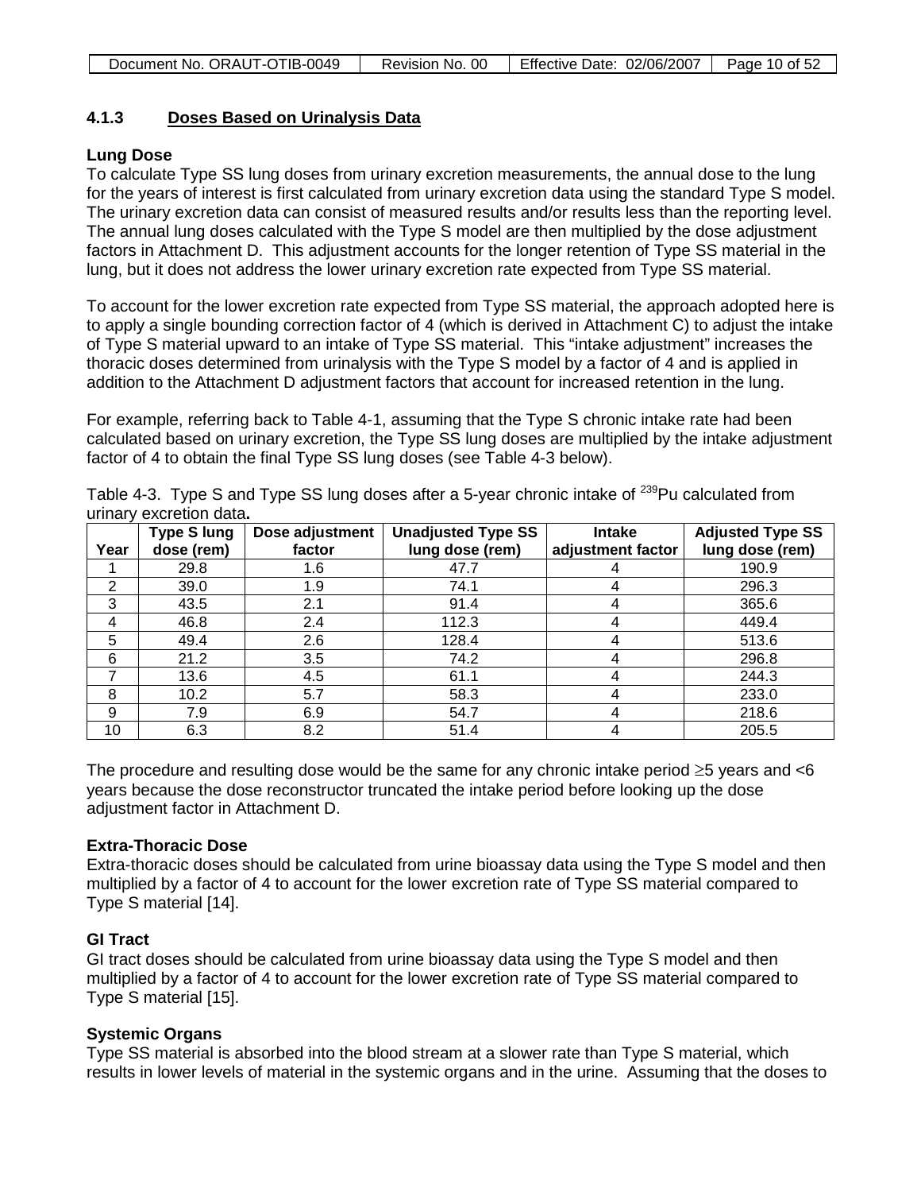### 4.1.3 Doses Based on Urinalysis Data

**Lung Dose**

To calculate Type SS lung doses from urinary excretion measurements, the annual dose to the lung for the years of interest is first calculated from urinary excretion data using the standard Type S model. The urinary excretion data can consist of measured results and/or results less than the reporting level. The annual lung doses calculated with the Type S model are then multiplied by the dose adjustment factors in Attachment D. This adjustment accounts for the longer retention of Type SS material in the lung, but it does not address the lower urinary excretion rate expected from Type SS material.

To account for the lower excretion rate expected from Type SS material, the approach adopted here is to apply a single bounding correction factor of 4 (which is derived in Attachment C) to adjust the intake of Type S material upward to an intake of Type SS material. This "intake adjustment" increases the thoracic doses determined from urinalysis with the Type S model by a factor of 4 and is applied in addition to the Attachment D adjustment factors that account for increased retention in the lung.

For example, referring back to Table 4-1, assuming that the Type S chronic intake rate had been calculated based on urinary excretion, the Type SS lung doses are multiplied by the intake adjustment factor of 4 to obtain the final Type SS lung doses (see Table 4-3 below).

Table 4-3. Type S and Type SS lung doses after a 5-year chronic intake of $^{239}$Pu calculated from urinary excretion data**.**

| Year | Type S lung dose (rem) | Dose adjustment factor | Unadjusted Type SS lung dose (rem) | Intake adjustment factor | Adjusted Type SS lung dose (rem) |
|---|---|---|---|---|---|
| 1 | 29.8 | 1.6 | 47.7 | 4 | 190.9 |
| 2 | 39.0 | 1.9 | 74.1 | 4 | 296.3 |
| 3 | 43.5 | 2.1 | 91.4 | 4 | 365.6 |
| 4 | 46.8 | 2.4 | 112.3 | 4 | 449.4 |
| 5 | 49.4 | 2.6 | 128.4 | 4 | 513.6 |
| 6 | 21.2 | 3.5 | 74.2 | 4 | 296.8 |
| 7 | 13.6 | 4.5 | 61.1 | 4 | 244.3 |
| 8 | 10.2 | 5.7 | 58.3 | 4 | 233.0 |
| 9 | 7.9 | 6.9 | 54.7 | 4 | 218.6 |
| 10 | 6.3 | 8.2 | 51.4 | 4 | 205.5 |

The procedure and resulting dose would be the same for any chronic intake period $\geq$5 years and <6 years because the dose reconstructor truncated the intake period before looking up the dose adjustment factor in Attachment D.

**Extra-Thoracic Dose**

Extra-thoracic doses should be calculated from urine bioassay data using the Type S model and then multiplied by a factor of 4 to account for the lower excretion rate of Type SS material compared to Type S material [14].

**GI Tract**

GI tract doses should be calculated from urine bioassay data using the Type S model and then multiplied by a factor of 4 to account for the lower excretion rate of Type SS material compared to Type S material [15].

**Systemic Organs**

Type SS material is absorbed into the blood stream at a slower rate than Type S material, which results in lower levels of material in the systemic organs and in the urine. Assuming that the doses to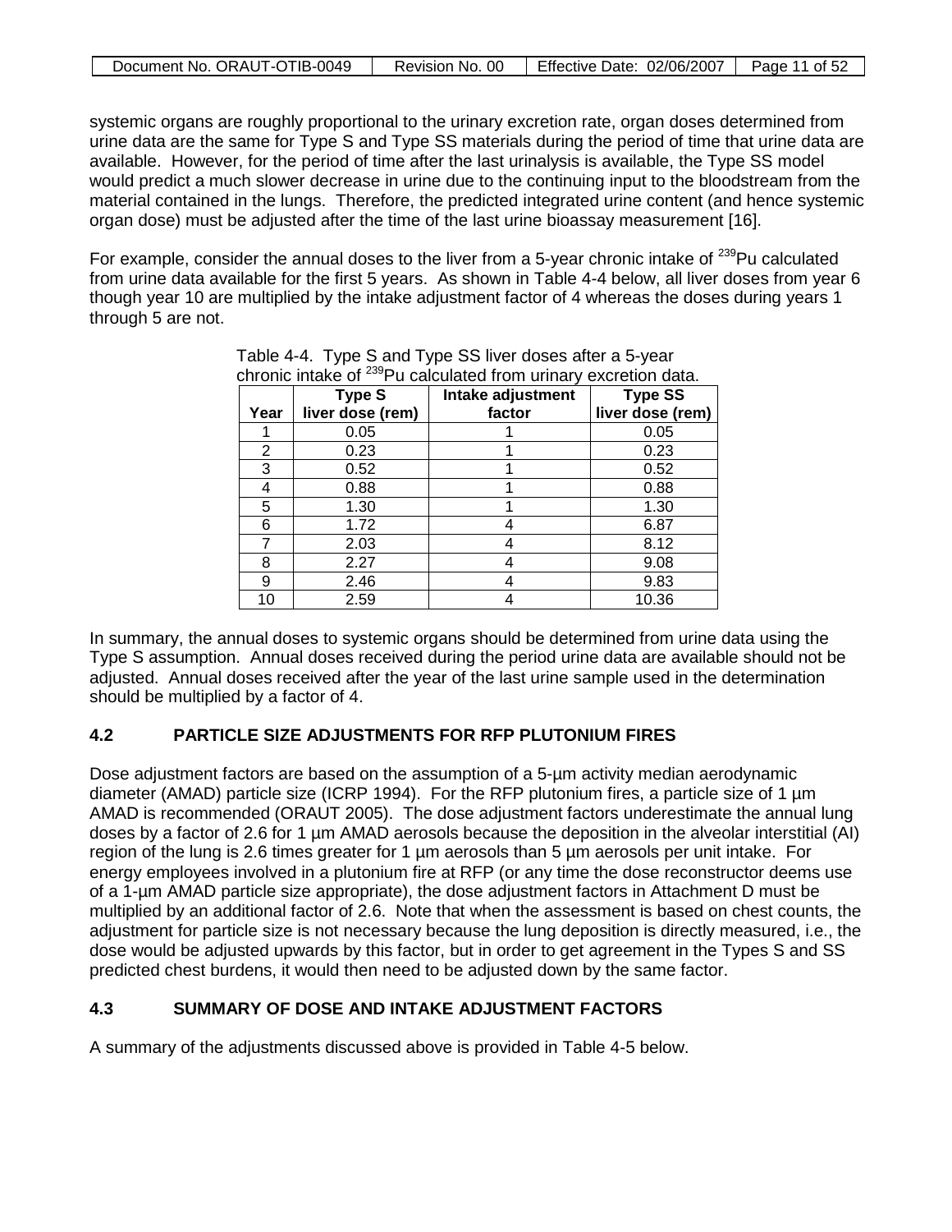systemic organs are roughly proportional to the urinary excretion rate, organ doses determined from urine data are the same for Type S and Type SS materials during the period of time that urine data are available. However, for the period of time after the last urinalysis is available, the Type SS model would predict a much slower decrease in urine due to the continuing input to the bloodstream from the material contained in the lungs. Therefore, the predicted integrated urine content (and hence systemic organ dose) must be adjusted after the time of the last urine bioassay measurement [16].

For example, consider the annual doses to the liver from a 5-year chronic intake of $^{239}$Pu calculated from urine data available for the first 5 years. As shown in Table 4-4 below, all liver doses from year 6 though year 10 are multiplied by the intake adjustment factor of 4 whereas the doses during years 1 through 5 are not.

Table 4-4. Type S and Type SS liver doses after a 5-year chronic intake of $^{239}$Pu calculated from urinary excretion data.

| Year | Type S liver dose (rem) | Intake adjustment factor | Type SS liver dose (rem) |
|---|---|---|---|
| 1 | 0.05 | 1 | 0.05 |
| 2 | 0.23 | 1 | 0.23 |
| 3 | 0.52 | 1 | 0.52 |
| 4 | 0.88 | 1 | 0.88 |
| 5 | 1.30 | 1 | 1.30 |
| 6 | 1.72 | 4 | 6.87 |
| 7 | 2.03 | 4 | 8.12 |
| 8 | 2.27 | 4 | 9.08 |
| 9 | 2.46 | 4 | 9.83 |
| 10 | 2.59 | 4 | 10.36 |

In summary, the annual doses to systemic organs should be determined from urine data using the Type S assumption. Annual doses received during the period urine data are available should not be adjusted. Annual doses received after the year of the last urine sample used in the determination should be multiplied by a factor of 4.

## 4.2 PARTICLE SIZE ADJUSTMENTS FOR RFP PLUTONIUM FIRES

Dose adjustment factors are based on the assumption of a 5-µm activity median aerodynamic diameter (AMAD) particle size (ICRP 1994). For the RFP plutonium fires, a particle size of 1 µm AMAD is recommended (ORAUT 2005). The dose adjustment factors underestimate the annual lung doses by a factor of 2.6 for 1 µm AMAD aerosols because the deposition in the alveolar interstitial (AI) region of the lung is 2.6 times greater for 1 µm aerosols than 5 µm aerosols per unit intake. For energy employees involved in a plutonium fire at RFP (or any time the dose reconstructor deems use of a 1-µm AMAD particle size appropriate), the dose adjustment factors in Attachment D must be multiplied by an additional factor of 2.6. Note that when the assessment is based on chest counts, the adjustment for particle size is not necessary because the lung deposition is directly measured, i.e., the dose would be adjusted upwards by this factor, but in order to get agreement in the Types S and SS predicted chest burdens, it would then need to be adjusted down by the same factor.

## 4.3 SUMMARY OF DOSE AND INTAKE ADJUSTMENT FACTORS

A summary of the adjustments discussed above is provided in Table 4-5 below.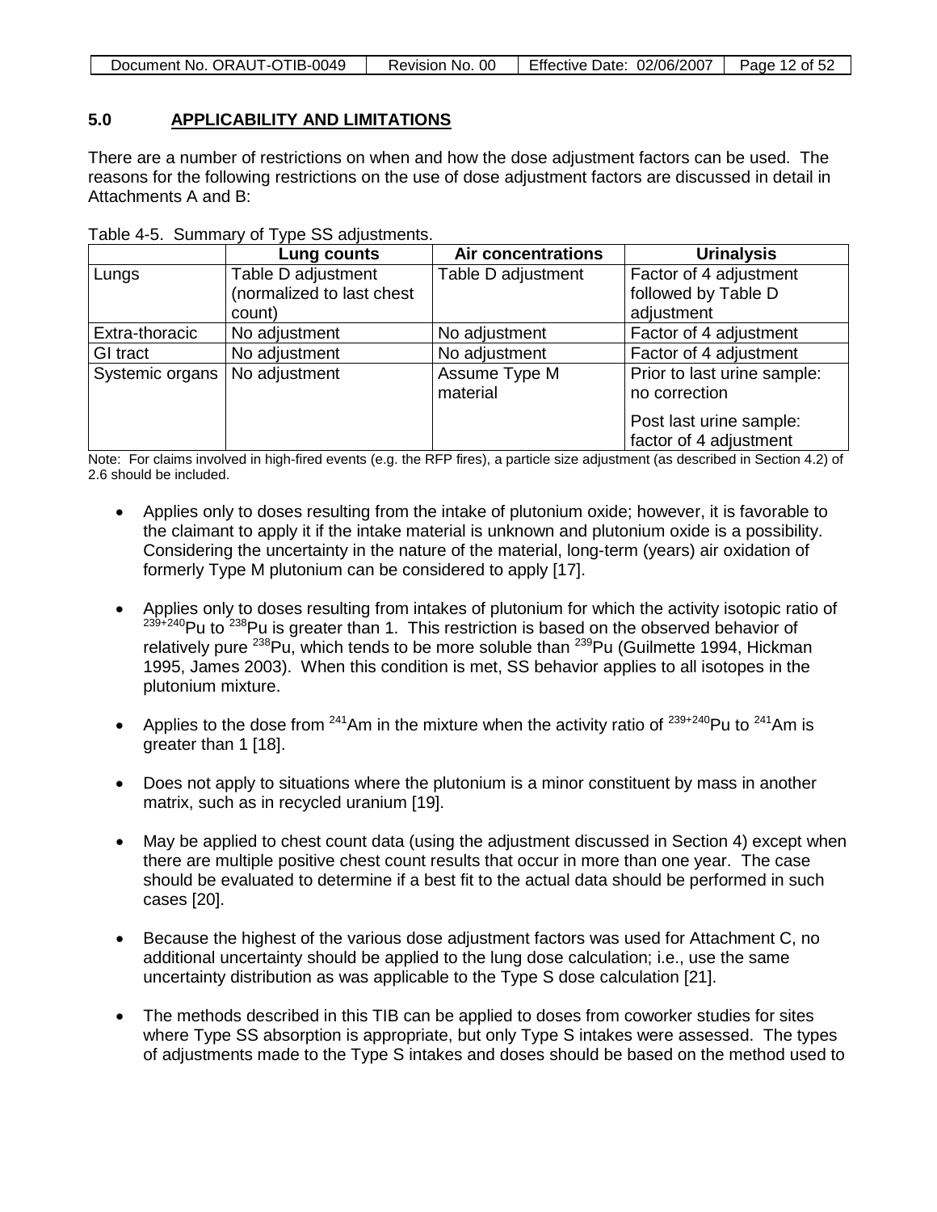## 5.0 APPLICABILITY AND LIMITATIONS

There are a number of restrictions on when and how the dose adjustment factors can be used. The reasons for the following restrictions on the use of dose adjustment factors are discussed in detail in Attachments A and B:

Table 4-5. Summary of Type SS adjustments.

| | Lung counts | Air concentrations | Urinalysis |
|---|---|---|---|
| Lungs | Table D adjustment (normalized to last chest count) | Table D adjustment | Factor of 4 adjustment followed by Table D adjustment |
| Extra-thoracic | No adjustment | No adjustment | Factor of 4 adjustment |
| GI tract | No adjustment | No adjustment | Factor of 4 adjustment |
| Systemic organs | No adjustment | Assume Type M material | Prior to last urine sample: no correction<br>Post last urine sample: factor of 4 adjustment |

Note: For claims involved in high-fired events (e.g. the RFP fires), a particle size adjustment (as described in Section 4.2) of 2.6 should be included.

- Applies only to doses resulting from the intake of plutonium oxide; however, it is favorable to the claimant to apply it if the intake material is unknown and plutonium oxide is a possibility. Considering the uncertainty in the nature of the material, long-term (years) air oxidation of formerly Type M plutonium can be considered to apply [17].

- Applies only to doses resulting from intakes of plutonium for which the activity isotopic ratio of $^{239+240}$Pu to $^{238}$Pu is greater than 1. This restriction is based on the observed behavior of relatively pure $^{238}$Pu, which tends to be more soluble than $^{239}$Pu (Guilmette 1994, Hickman 1995, James 2003). When this condition is met, SS behavior applies to all isotopes in the plutonium mixture.

- Applies to the dose from $^{241}$Am in the mixture when the activity ratio of $^{239+240}$Pu to $^{241}$Am is greater than 1 [18].

- Does not apply to situations where the plutonium is a minor constituent by mass in another matrix, such as in recycled uranium [19].

- May be applied to chest count data (using the adjustment discussed in Section 4) except when there are multiple positive chest count results that occur in more than one year. The case should be evaluated to determine if a best fit to the actual data should be performed in such cases [20].

- Because the highest of the various dose adjustment factors was used for Attachment C, no additional uncertainty should be applied to the lung dose calculation; i.e., use the same uncertainty distribution as was applicable to the Type S dose calculation [21].

- The methods described in this TIB can be applied to doses from coworker studies for sites where Type SS absorption is appropriate, but only Type S intakes were assessed. The types of adjustments made to the Type S intakes and doses should be based on the method used to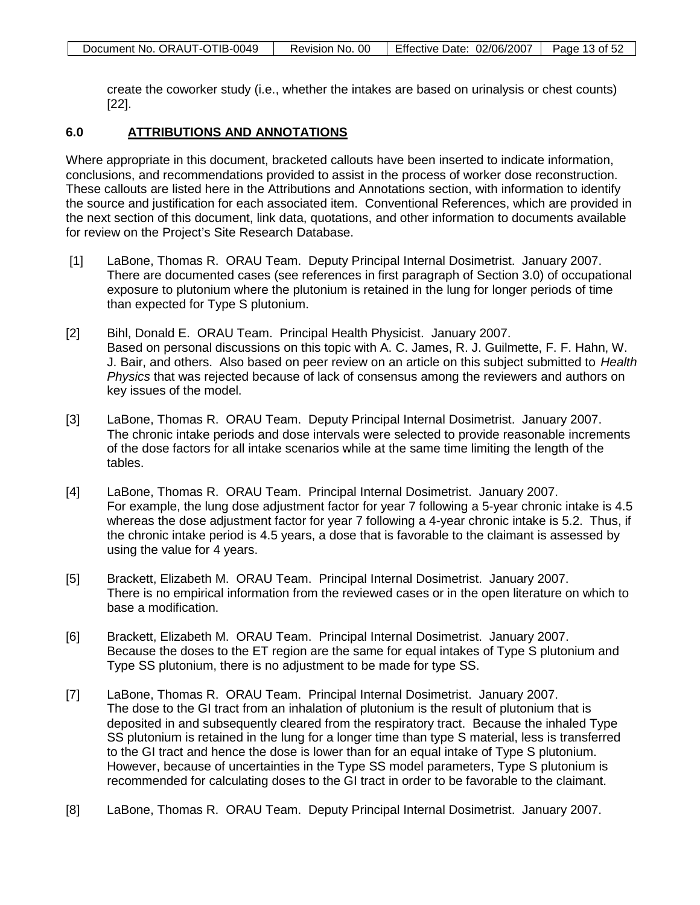create the coworker study (i.e., whether the intakes are based on urinalysis or chest counts) [22].

## 6.0 ATTRIBUTIONS AND ANNOTATIONS

Where appropriate in this document, bracketed callouts have been inserted to indicate information, conclusions, and recommendations provided to assist in the process of worker dose reconstruction. These callouts are listed here in the Attributions and Annotations section, with information to identify the source and justification for each associated item. Conventional References, which are provided in the next section of this document, link data, quotations, and other information to documents available for review on the Project's Site Research Database.

[1] LaBone, Thomas R. ORAU Team. Deputy Principal Internal Dosimetrist. January 2007. There are documented cases (see references in first paragraph of Section 3.0) of occupational exposure to plutonium where the plutonium is retained in the lung for longer periods of time than expected for Type S plutonium.

[2] Bihl, Donald E. ORAU Team. Principal Health Physicist. January 2007. Based on personal discussions on this topic with A. C. James, R. J. Guilmette, F. F. Hahn, W. J. Bair, and others. Also based on peer review on an article on this subject submitted to *Health Physics* that was rejected because of lack of consensus among the reviewers and authors on key issues of the model.

[3] LaBone, Thomas R. ORAU Team. Deputy Principal Internal Dosimetrist. January 2007. The chronic intake periods and dose intervals were selected to provide reasonable increments of the dose factors for all intake scenarios while at the same time limiting the length of the tables.

[4] LaBone, Thomas R. ORAU Team. Principal Internal Dosimetrist. January 2007. For example, the lung dose adjustment factor for year 7 following a 5-year chronic intake is 4.5 whereas the dose adjustment factor for year 7 following a 4-year chronic intake is 5.2. Thus, if the chronic intake period is 4.5 years, a dose that is favorable to the claimant is assessed by using the value for 4 years.

[5] Brackett, Elizabeth M. ORAU Team. Principal Internal Dosimetrist. January 2007. There is no empirical information from the reviewed cases or in the open literature on which to base a modification.

[6] Brackett, Elizabeth M. ORAU Team. Principal Internal Dosimetrist. January 2007. Because the doses to the ET region are the same for equal intakes of Type S plutonium and Type SS plutonium, there is no adjustment to be made for type SS.

[7] LaBone, Thomas R. ORAU Team. Principal Internal Dosimetrist. January 2007. The dose to the GI tract from an inhalation of plutonium is the result of plutonium that is deposited in and subsequently cleared from the respiratory tract. Because the inhaled Type SS plutonium is retained in the lung for a longer time than type S material, less is transferred to the GI tract and hence the dose is lower than for an equal intake of Type S plutonium. However, because of uncertainties in the Type SS model parameters, Type S plutonium is recommended for calculating doses to the GI tract in order to be favorable to the claimant.

[8] LaBone, Thomas R. ORAU Team. Deputy Principal Internal Dosimetrist. January 2007.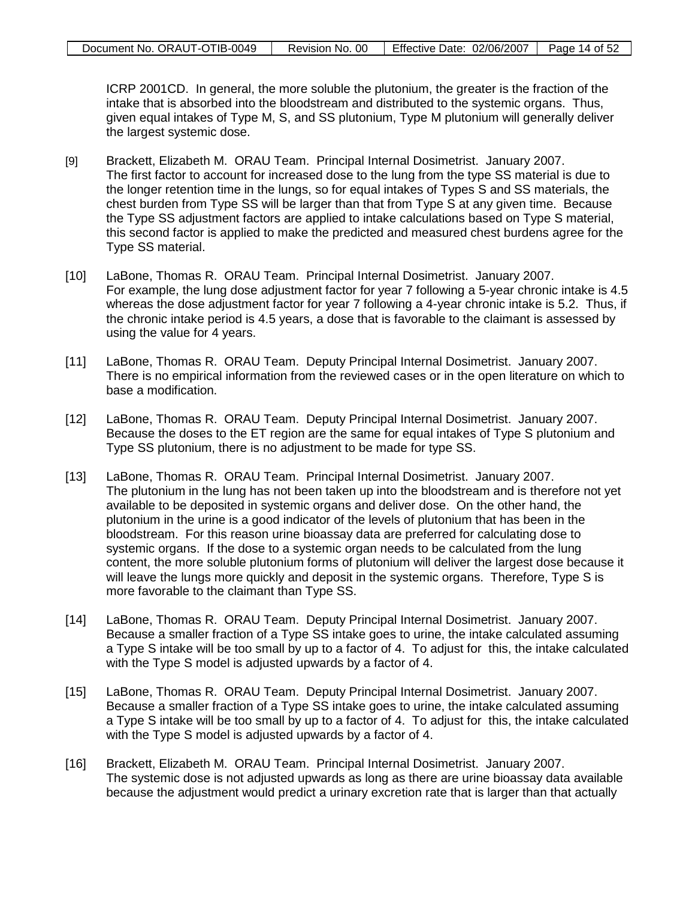ICRP 2001CD. In general, the more soluble the plutonium, the greater is the fraction of the intake that is absorbed into the bloodstream and distributed to the systemic organs. Thus, given equal intakes of Type M, S, and SS plutonium, Type M plutonium will generally deliver the largest systemic dose.

[9] Brackett, Elizabeth M. ORAU Team. Principal Internal Dosimetrist. January 2007. The first factor to account for increased dose to the lung from the type SS material is due to the longer retention time in the lungs, so for equal intakes of Types S and SS materials, the chest burden from Type SS will be larger than that from Type S at any given time. Because the Type SS adjustment factors are applied to intake calculations based on Type S material, this second factor is applied to make the predicted and measured chest burdens agree for the Type SS material.

[10] LaBone, Thomas R. ORAU Team. Principal Internal Dosimetrist. January 2007. For example, the lung dose adjustment factor for year 7 following a 5-year chronic intake is 4.5 whereas the dose adjustment factor for year 7 following a 4-year chronic intake is 5.2. Thus, if the chronic intake period is 4.5 years, a dose that is favorable to the claimant is assessed by using the value for 4 years.

[11] LaBone, Thomas R. ORAU Team. Deputy Principal Internal Dosimetrist. January 2007. There is no empirical information from the reviewed cases or in the open literature on which to base a modification.

[12] LaBone, Thomas R. ORAU Team. Deputy Principal Internal Dosimetrist. January 2007. Because the doses to the ET region are the same for equal intakes of Type S plutonium and Type SS plutonium, there is no adjustment to be made for type SS.

[13] LaBone, Thomas R. ORAU Team. Principal Internal Dosimetrist. January 2007. The plutonium in the lung has not been taken up into the bloodstream and is therefore not yet available to be deposited in systemic organs and deliver dose. On the other hand, the plutonium in the urine is a good indicator of the levels of plutonium that has been in the bloodstream. For this reason urine bioassay data are preferred for calculating dose to systemic organs. If the dose to a systemic organ needs to be calculated from the lung content, the more soluble plutonium forms of plutonium will deliver the largest dose because it will leave the lungs more quickly and deposit in the systemic organs. Therefore, Type S is more favorable to the claimant than Type SS.

[14] LaBone, Thomas R. ORAU Team. Deputy Principal Internal Dosimetrist. January 2007. Because a smaller fraction of a Type SS intake goes to urine, the intake calculated assuming a Type S intake will be too small by up to a factor of 4. To adjust for this, the intake calculated with the Type S model is adjusted upwards by a factor of 4.

[15] LaBone, Thomas R. ORAU Team. Deputy Principal Internal Dosimetrist. January 2007. Because a smaller fraction of a Type SS intake goes to urine, the intake calculated assuming a Type S intake will be too small by up to a factor of 4. To adjust for this, the intake calculated with the Type S model is adjusted upwards by a factor of 4.

[16] Brackett, Elizabeth M. ORAU Team. Principal Internal Dosimetrist. January 2007. The systemic dose is not adjusted upwards as long as there are urine bioassay data available because the adjustment would predict a urinary excretion rate that is larger than that actually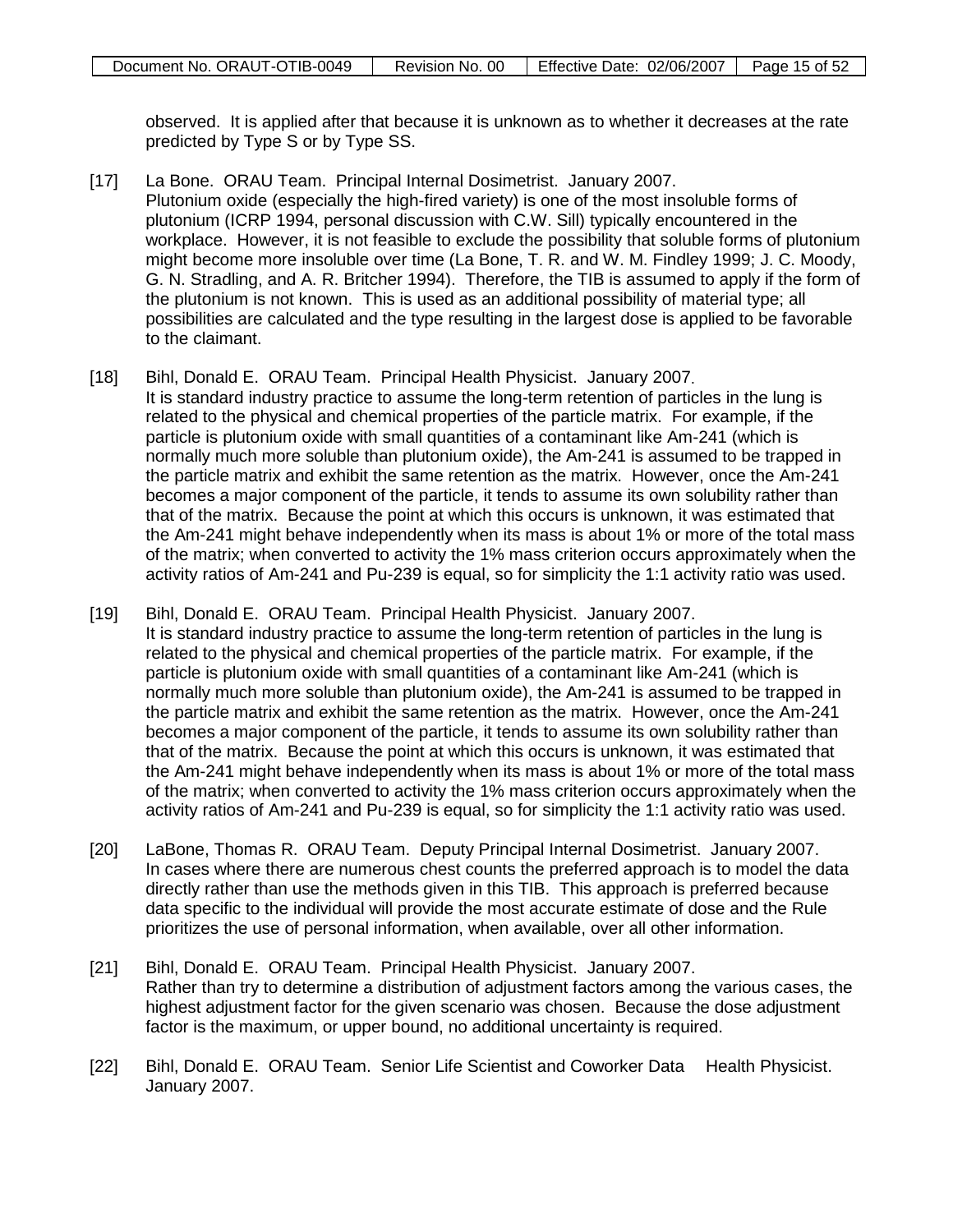observed. It is applied after that because it is unknown as to whether it decreases at the rate predicted by Type S or by Type SS.

[17] La Bone. ORAU Team. Principal Internal Dosimetrist. January 2007.
Plutonium oxide (especially the high-fired variety) is one of the most insoluble forms of plutonium (ICRP 1994, personal discussion with C.W. Sill) typically encountered in the workplace. However, it is not feasible to exclude the possibility that soluble forms of plutonium might become more insoluble over time (La Bone, T. R. and W. M. Findley 1999; J. C. Moody, G. N. Stradling, and A. R. Britcher 1994). Therefore, the TIB is assumed to apply if the form of the plutonium is not known. This is used as an additional possibility of material type; all possibilities are calculated and the type resulting in the largest dose is applied to be favorable to the claimant.

[18] Bihl, Donald E. ORAU Team. Principal Health Physicist. January 2007.
It is standard industry practice to assume the long-term retention of particles in the lung is related to the physical and chemical properties of the particle matrix. For example, if the particle is plutonium oxide with small quantities of a contaminant like Am-241 (which is normally much more soluble than plutonium oxide), the Am-241 is assumed to be trapped in the particle matrix and exhibit the same retention as the matrix. However, once the Am-241 becomes a major component of the particle, it tends to assume its own solubility rather than that of the matrix. Because the point at which this occurs is unknown, it was estimated that the Am-241 might behave independently when its mass is about 1% or more of the total mass of the matrix; when converted to activity the 1% mass criterion occurs approximately when the activity ratios of Am-241 and Pu-239 is equal, so for simplicity the 1:1 activity ratio was used.

[19] Bihl, Donald E. ORAU Team. Principal Health Physicist. January 2007.
It is standard industry practice to assume the long-term retention of particles in the lung is related to the physical and chemical properties of the particle matrix. For example, if the particle is plutonium oxide with small quantities of a contaminant like Am-241 (which is normally much more soluble than plutonium oxide), the Am-241 is assumed to be trapped in the particle matrix and exhibit the same retention as the matrix. However, once the Am-241 becomes a major component of the particle, it tends to assume its own solubility rather than that of the matrix. Because the point at which this occurs is unknown, it was estimated that the Am-241 might behave independently when its mass is about 1% or more of the total mass of the matrix; when converted to activity the 1% mass criterion occurs approximately when the activity ratios of Am-241 and Pu-239 is equal, so for simplicity the 1:1 activity ratio was used.

[20] LaBone, Thomas R. ORAU Team. Deputy Principal Internal Dosimetrist. January 2007.
In cases where there are numerous chest counts the preferred approach is to model the data directly rather than use the methods given in this TIB. This approach is preferred because data specific to the individual will provide the most accurate estimate of dose and the Rule prioritizes the use of personal information, when available, over all other information.

[21] Bihl, Donald E. ORAU Team. Principal Health Physicist. January 2007.
Rather than try to determine a distribution of adjustment factors among the various cases, the highest adjustment factor for the given scenario was chosen. Because the dose adjustment factor is the maximum, or upper bound, no additional uncertainty is required.

[22] Bihl, Donald E. ORAU Team. Senior Life Scientist and Coworker Data Health Physicist. January 2007.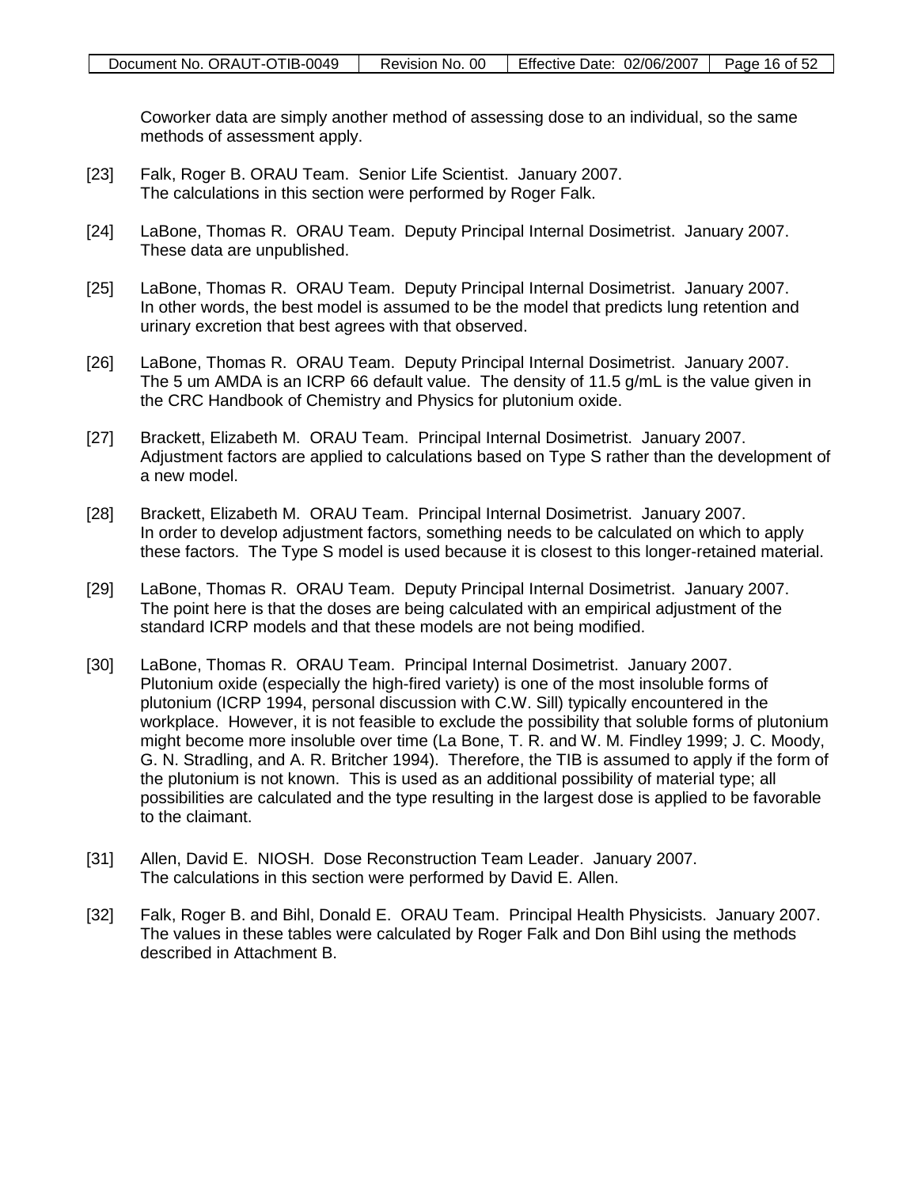Coworker data are simply another method of assessing dose to an individual, so the same methods of assessment apply.

[23] Falk, Roger B. ORAU Team. Senior Life Scientist. January 2007.
The calculations in this section were performed by Roger Falk.

[24] LaBone, Thomas R. ORAU Team. Deputy Principal Internal Dosimetrist. January 2007.
These data are unpublished.

[25] LaBone, Thomas R. ORAU Team. Deputy Principal Internal Dosimetrist. January 2007.
In other words, the best model is assumed to be the model that predicts lung retention and urinary excretion that best agrees with that observed.

[26] LaBone, Thomas R. ORAU Team. Deputy Principal Internal Dosimetrist. January 2007.
The 5 um AMDA is an ICRP 66 default value. The density of 11.5 g/mL is the value given in the CRC Handbook of Chemistry and Physics for plutonium oxide.

[27] Brackett, Elizabeth M. ORAU Team. Principal Internal Dosimetrist. January 2007.
Adjustment factors are applied to calculations based on Type S rather than the development of a new model.

[28] Brackett, Elizabeth M. ORAU Team. Principal Internal Dosimetrist. January 2007.
In order to develop adjustment factors, something needs to be calculated on which to apply these factors. The Type S model is used because it is closest to this longer-retained material.

[29] LaBone, Thomas R. ORAU Team. Deputy Principal Internal Dosimetrist. January 2007.
The point here is that the doses are being calculated with an empirical adjustment of the standard ICRP models and that these models are not being modified.

[30] LaBone, Thomas R. ORAU Team. Principal Internal Dosimetrist. January 2007.
Plutonium oxide (especially the high-fired variety) is one of the most insoluble forms of plutonium (ICRP 1994, personal discussion with C.W. Sill) typically encountered in the workplace. However, it is not feasible to exclude the possibility that soluble forms of plutonium might become more insoluble over time (La Bone, T. R. and W. M. Findley 1999; J. C. Moody, G. N. Stradling, and A. R. Britcher 1994). Therefore, the TIB is assumed to apply if the form of the plutonium is not known. This is used as an additional possibility of material type; all possibilities are calculated and the type resulting in the largest dose is applied to be favorable to the claimant.

[31] Allen, David E. NIOSH. Dose Reconstruction Team Leader. January 2007.
The calculations in this section were performed by David E. Allen.

[32] Falk, Roger B. and Bihl, Donald E. ORAU Team. Principal Health Physicists. January 2007.
The values in these tables were calculated by Roger Falk and Don Bihl using the methods described in Attachment B.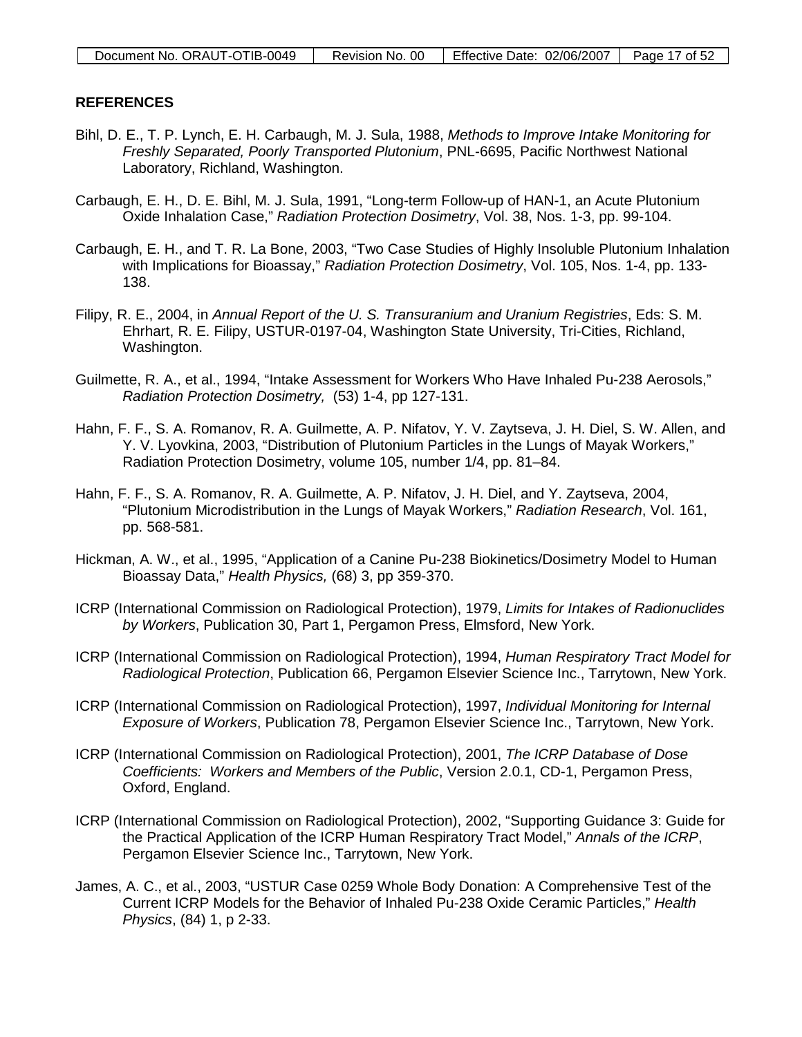## REFERENCES

Bihl, D. E., T. P. Lynch, E. H. Carbaugh, M. J. Sula, 1988, *Methods to Improve Intake Monitoring for Freshly Separated, Poorly Transported Plutonium*, PNL-6695, Pacific Northwest National Laboratory, Richland, Washington.

Carbaugh, E. H., D. E. Bihl, M. J. Sula, 1991, "Long-term Follow-up of HAN-1, an Acute Plutonium Oxide Inhalation Case," *Radiation Protection Dosimetry*, Vol. 38, Nos. 1-3, pp. 99-104.

Carbaugh, E. H., and T. R. La Bone, 2003, "Two Case Studies of Highly Insoluble Plutonium Inhalation with Implications for Bioassay," *Radiation Protection Dosimetry*, Vol. 105, Nos. 1-4, pp. 133-138.

Filipy, R. E., 2004, in *Annual Report of the U. S. Transuranium and Uranium Registries*, Eds: S. M. Ehrhart, R. E. Filipy, USTUR-0197-04, Washington State University, Tri-Cities, Richland, Washington.

Guilmette, R. A., et al., 1994, "Intake Assessment for Workers Who Have Inhaled Pu-238 Aerosols," *Radiation Protection Dosimetry,* (53) 1-4, pp 127-131.

Hahn, F. F., S. A. Romanov, R. A. Guilmette, A. P. Nifatov, Y. V. Zaytseva, J. H. Diel, S. W. Allen, and Y. V. Lyovkina, 2003, "Distribution of Plutonium Particles in the Lungs of Mayak Workers," Radiation Protection Dosimetry, volume 105, number 1/4, pp. 81–84.

Hahn, F. F., S. A. Romanov, R. A. Guilmette, A. P. Nifatov, J. H. Diel, and Y. Zaytseva, 2004, "Plutonium Microdistribution in the Lungs of Mayak Workers," *Radiation Research*, Vol. 161, pp. 568-581.

Hickman, A. W., et al., 1995, "Application of a Canine Pu-238 Biokinetics/Dosimetry Model to Human Bioassay Data," *Health Physics,* (68) 3, pp 359-370.

ICRP (International Commission on Radiological Protection), 1979, *Limits for Intakes of Radionuclides by Workers*, Publication 30, Part 1, Pergamon Press, Elmsford, New York.

ICRP (International Commission on Radiological Protection), 1994, *Human Respiratory Tract Model for Radiological Protection*, Publication 66, Pergamon Elsevier Science Inc., Tarrytown, New York.

ICRP (International Commission on Radiological Protection), 1997, *Individual Monitoring for Internal Exposure of Workers*, Publication 78, Pergamon Elsevier Science Inc., Tarrytown, New York.

ICRP (International Commission on Radiological Protection), 2001, *The ICRP Database of Dose Coefficients: Workers and Members of the Public*, Version 2.0.1, CD-1, Pergamon Press, Oxford, England.

ICRP (International Commission on Radiological Protection), 2002, "Supporting Guidance 3: Guide for the Practical Application of the ICRP Human Respiratory Tract Model," *Annals of the ICRP*, Pergamon Elsevier Science Inc., Tarrytown, New York.

James, A. C., et al., 2003, "USTUR Case 0259 Whole Body Donation: A Comprehensive Test of the Current ICRP Models for the Behavior of Inhaled Pu-238 Oxide Ceramic Particles," *Health Physics*, (84) 1, p 2-33.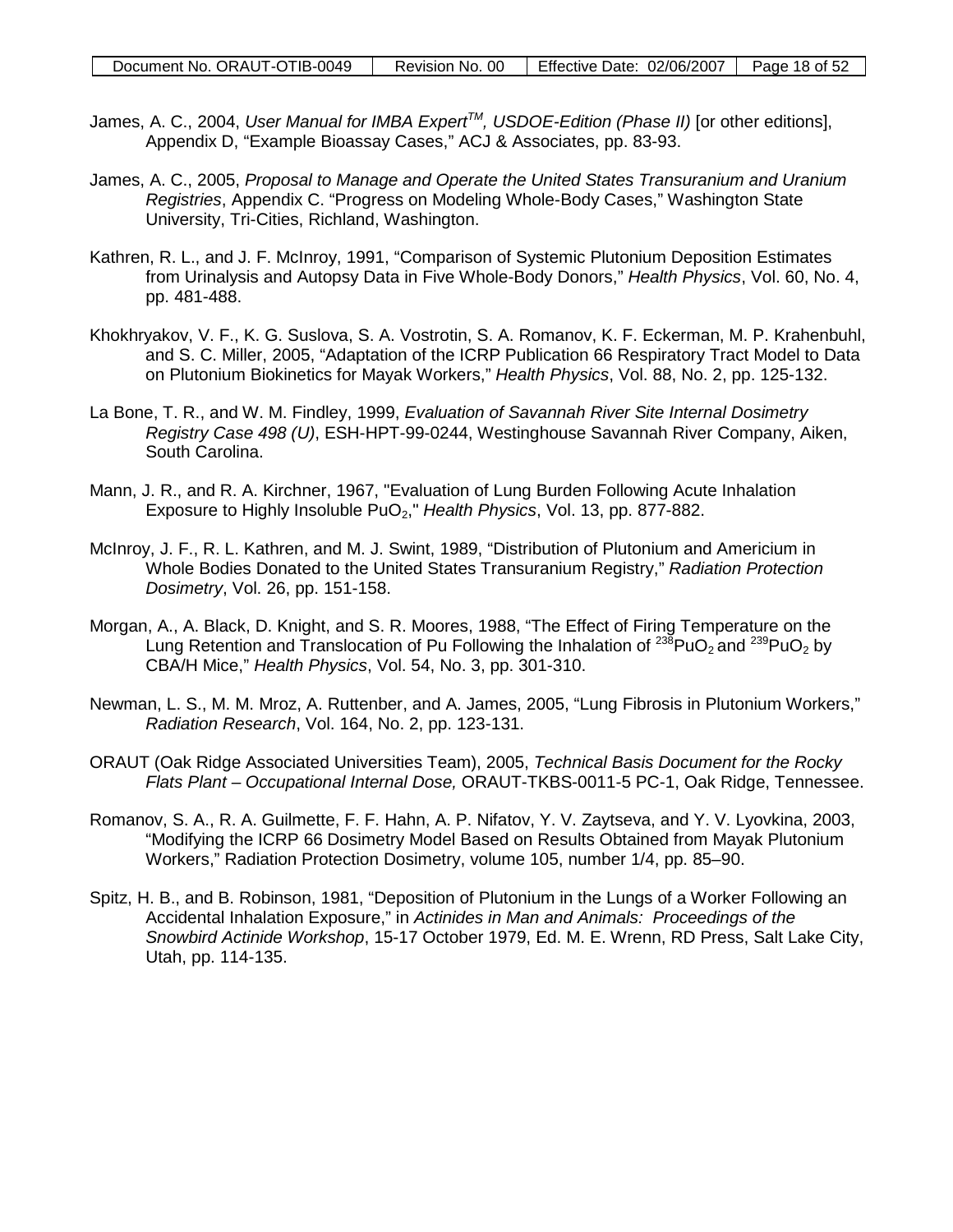James, A. C., 2004, *User Manual for IMBA Expert™, USDOE-Edition (Phase II)* [or other editions], Appendix D, "Example Bioassay Cases," ACJ & Associates, pp. 83-93.

James, A. C., 2005, *Proposal to Manage and Operate the United States Transuranium and Uranium Registries*, Appendix C. "Progress on Modeling Whole-Body Cases," Washington State University, Tri-Cities, Richland, Washington.

Kathren, R. L., and J. F. McInroy, 1991, "Comparison of Systemic Plutonium Deposition Estimates from Urinalysis and Autopsy Data in Five Whole-Body Donors," *Health Physics*, Vol. 60, No. 4, pp. 481-488.

Khokhryakov, V. F., K. G. Suslova, S. A. Vostrotin, S. A. Romanov, K. F. Eckerman, M. P. Krahenbuhl, and S. C. Miller, 2005, "Adaptation of the ICRP Publication 66 Respiratory Tract Model to Data on Plutonium Biokinetics for Mayak Workers," *Health Physics*, Vol. 88, No. 2, pp. 125-132.

La Bone, T. R., and W. M. Findley, 1999, *Evaluation of Savannah River Site Internal Dosimetry Registry Case 498 (U)*, ESH-HPT-99-0244, Westinghouse Savannah River Company, Aiken, South Carolina.

Mann, J. R., and R. A. Kirchner, 1967, "Evaluation of Lung Burden Following Acute Inhalation Exposure to Highly Insoluble $PuO_2$," *Health Physics*, Vol. 13, pp. 877-882.

McInroy, J. F., R. L. Kathren, and M. J. Swint, 1989, "Distribution of Plutonium and Americium in Whole Bodies Donated to the United States Transuranium Registry," *Radiation Protection Dosimetry*, Vol. 26, pp. 151-158.

Morgan, A., A. Black, D. Knight, and S. R. Moores, 1988, "The Effect of Firing Temperature on the Lung Retention and Translocation of Pu Following the Inhalation of $^{238}PuO_2$ and $^{239}PuO_2$ by CBA/H Mice," *Health Physics*, Vol. 54, No. 3, pp. 301-310.

Newman, L. S., M. M. Mroz, A. Ruttenber, and A. James, 2005, "Lung Fibrosis in Plutonium Workers," *Radiation Research*, Vol. 164, No. 2, pp. 123-131.

ORAUT (Oak Ridge Associated Universities Team), 2005, *Technical Basis Document for the Rocky Flats Plant – Occupational Internal Dose,* ORAUT-TKBS-0011-5 PC-1, Oak Ridge, Tennessee.

Romanov, S. A., R. A. Guilmette, F. F. Hahn, A. P. Nifatov, Y. V. Zaytseva, and Y. V. Lyovkina, 2003, "Modifying the ICRP 66 Dosimetry Model Based on Results Obtained from Mayak Plutonium Workers," Radiation Protection Dosimetry, volume 105, number 1/4, pp. 85–90.

Spitz, H. B., and B. Robinson, 1981, "Deposition of Plutonium in the Lungs of a Worker Following an Accidental Inhalation Exposure," in *Actinides in Man and Animals: Proceedings of the Snowbird Actinide Workshop*, 15-17 October 1979, Ed. M. E. Wrenn, RD Press, Salt Lake City, Utah, pp. 114-135.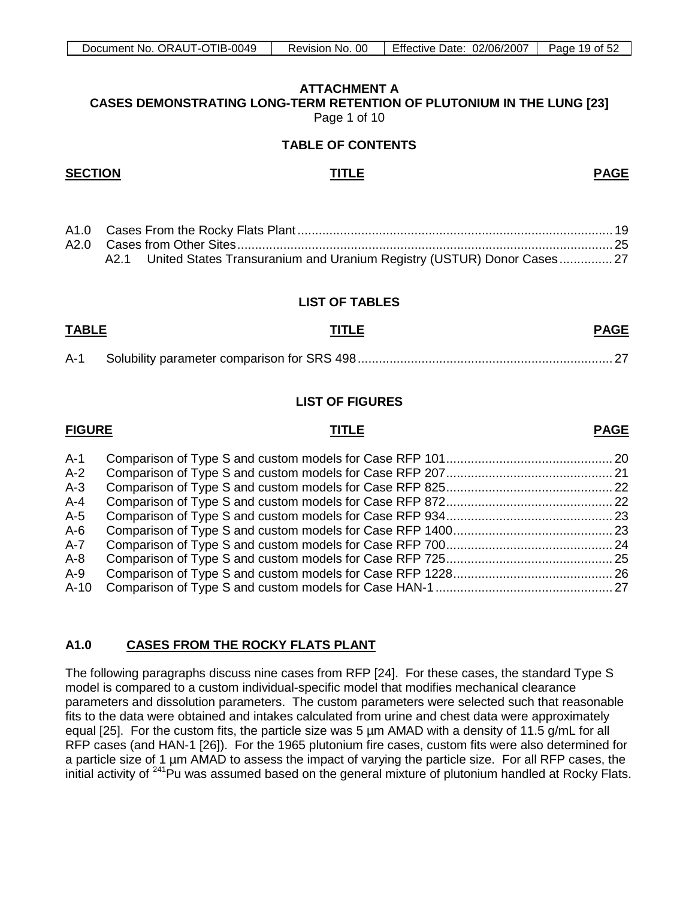# ATTACHMENT A
## CASES DEMONSTRATING LONG-TERM RETENTION OF PLUTONIUM IN THE LUNG [23]
Page 1 of 10

### TABLE OF CONTENTS

| SECTION | TITLE | PAGE |
|---|---|---|
| A1.0 | Cases From the Rocky Flats Plant | 19 |
| A2.0 | Cases from Other Sites | 25 |
| A2.1 | United States Transuranium and Uranium Registry (USTUR) Donor Cases | 27 |

### LIST OF TABLES

| TABLE | TITLE | PAGE |
|---|---|---|
| A-1 | Solubility parameter comparison for SRS 498 | 27 |

### LIST OF FIGURES

| FIGURE | TITLE | PAGE |
|---|---|---|
| A-1 | Comparison of Type S and custom models for Case RFP 101 | 20 |
| A-2 | Comparison of Type S and custom models for Case RFP 207 | 21 |
| A-3 | Comparison of Type S and custom models for Case RFP 825 | 22 |
| A-4 | Comparison of Type S and custom models for Case RFP 872 | 22 |
| A-5 | Comparison of Type S and custom models for Case RFP 934 | 23 |
| A-6 | Comparison of Type S and custom models for Case RFP 1400 | 23 |
| A-7 | Comparison of Type S and custom models for Case RFP 700 | 24 |
| A-8 | Comparison of Type S and custom models for Case RFP 725 | 25 |
| A-9 | Comparison of Type S and custom models for Case RFP 1228 | 26 |
| A-10 | Comparison of Type S and custom models for Case HAN-1 | 27 |

## A1.0 CASES FROM THE ROCKY FLATS PLANT

The following paragraphs discuss nine cases from RFP [24]. For these cases, the standard Type S model is compared to a custom individual-specific model that modifies mechanical clearance parameters and dissolution parameters. The custom parameters were selected such that reasonable fits to the data were obtained and intakes calculated from urine and chest data were approximately equal [25]. For the custom fits, the particle size was 5 µm AMAD with a density of 11.5 g/mL for all RFP cases (and HAN-1 [26]). For the 1965 plutonium fire cases, custom fits were also determined for a particle size of 1 µm AMAD to assess the impact of varying the particle size. For all RFP cases, the initial activity of $^{241}$Pu was assumed based on the general mixture of plutonium handled at Rocky Flats.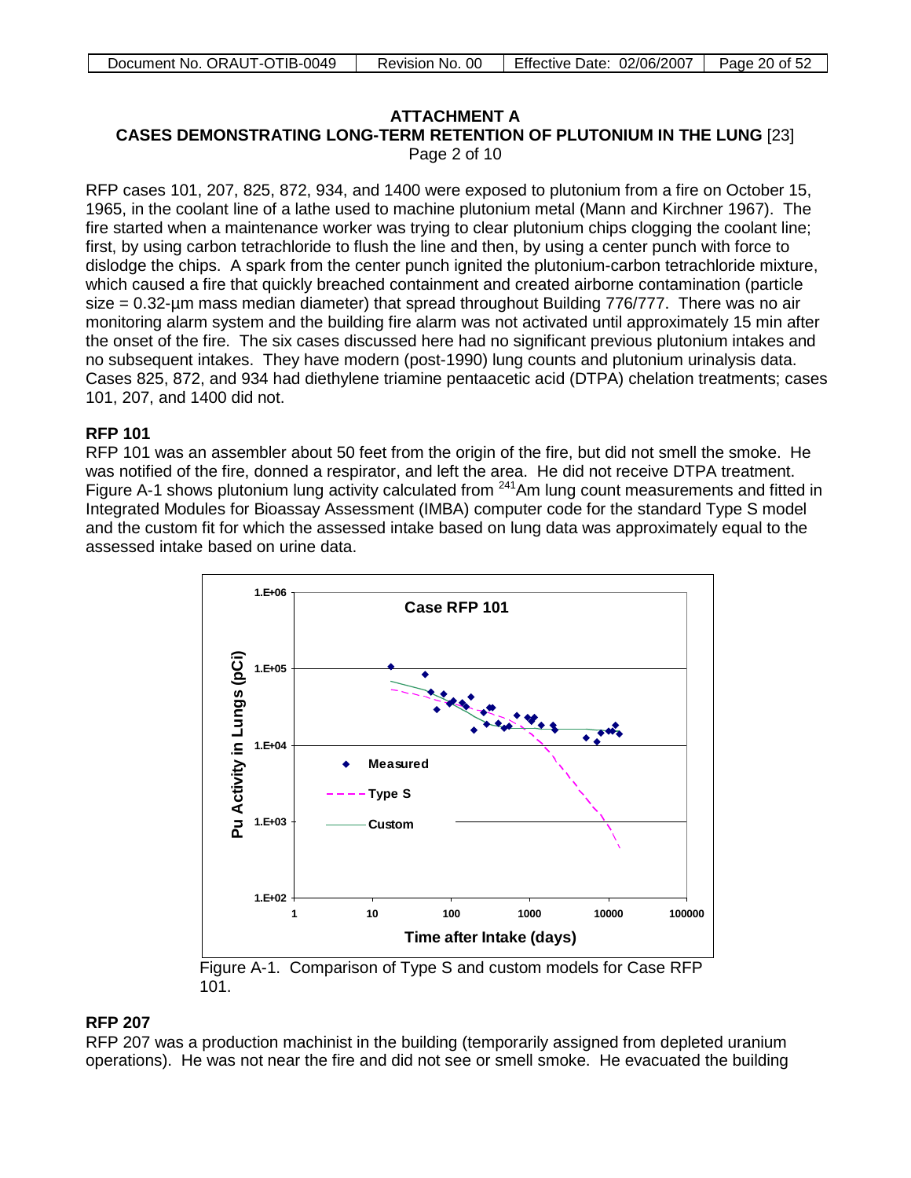# ATTACHMENT A
## CASES DEMONSTRATING LONG-TERM RETENTION OF PLUTONIUM IN THE LUNG [23]
Page 2 of 10

RFP cases 101, 207, 825, 872, 934, and 1400 were exposed to plutonium from a fire on October 15, 1965, in the coolant line of a lathe used to machine plutonium metal (Mann and Kirchner 1967). The fire started when a maintenance worker was trying to clear plutonium chips clogging the coolant line; first, by using carbon tetrachloride to flush the line and then, by using a center punch with force to dislodge the chips. A spark from the center punch ignited the plutonium-carbon tetrachloride mixture, which caused a fire that quickly breached containment and created airborne contamination (particle size = 0.32-μm mass median diameter) that spread throughout Building 776/777. There was no air monitoring alarm system and the building fire alarm was not activated until approximately 15 min after the onset of the fire. The six cases discussed here had no significant previous plutonium intakes and no subsequent intakes. They have modern (post-1990) lung counts and plutonium urinalysis data. Cases 825, 872, and 934 had diethylene triamine pentaacetic acid (DTPA) chelation treatments; cases 101, 207, and 1400 did not.

**RFP 101**

RFP 101 was an assembler about 50 feet from the origin of the fire, but did not smell the smoke. He was notified of the fire, donned a respirator, and left the area. He did not receive DTPA treatment. Figure A-1 shows plutonium lung activity calculated from $^{241}$Am lung count measurements and fitted in Integrated Modules for Bioassay Assessment (IMBA) computer code for the standard Type S model and the custom fit for which the assessed intake based on lung data was approximately equal to the assessed intake based on urine data.

Figure A-1. Comparison of Type S and custom models for Case RFP 101.

**RFP 207**

RFP 207 was a production machinist in the building (temporarily assigned from depleted uranium operations). He was not near the fire and did not see or smell smoke. He evacuated the building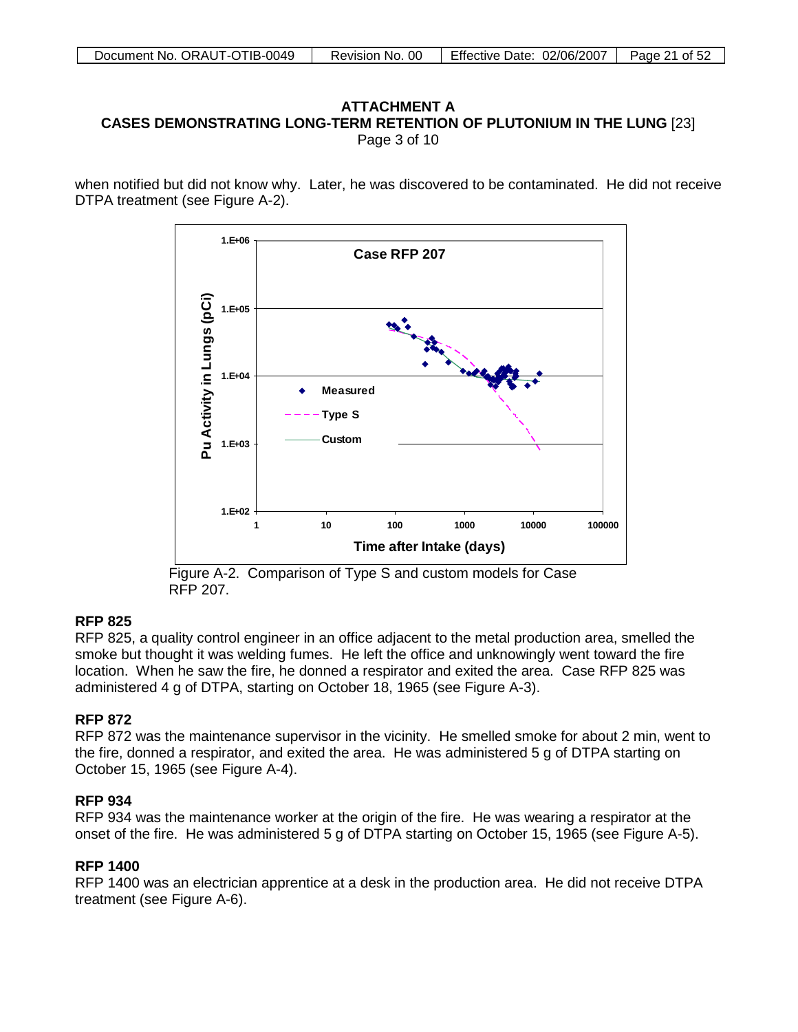**ATTACHMENT A**
**CASES DEMONSTRATING LONG-TERM RETENTION OF PLUTONIUM IN THE LUNG** [23]
Page 3 of 10

when notified but did not know why. Later, he was discovered to be contaminated. He did not receive DTPA treatment (see Figure A-2).

Figure A-2. Comparison of Type S and custom models for Case RFP 207.

### RFP 825

RFP 825, a quality control engineer in an office adjacent to the metal production area, smelled the smoke but thought it was welding fumes. He left the office and unknowingly went toward the fire location. When he saw the fire, he donned a respirator and exited the area. Case RFP 825 was administered 4 g of DTPA, starting on October 18, 1965 (see Figure A-3).

### RFP 872

RFP 872 was the maintenance supervisor in the vicinity. He smelled smoke for about 2 min, went to the fire, donned a respirator, and exited the area. He was administered 5 g of DTPA starting on October 15, 1965 (see Figure A-4).

### RFP 934

RFP 934 was the maintenance worker at the origin of the fire. He was wearing a respirator at the onset of the fire. He was administered 5 g of DTPA starting on October 15, 1965 (see Figure A-5).

### RFP 1400

RFP 1400 was an electrician apprentice at a desk in the production area. He did not receive DTPA treatment (see Figure A-6).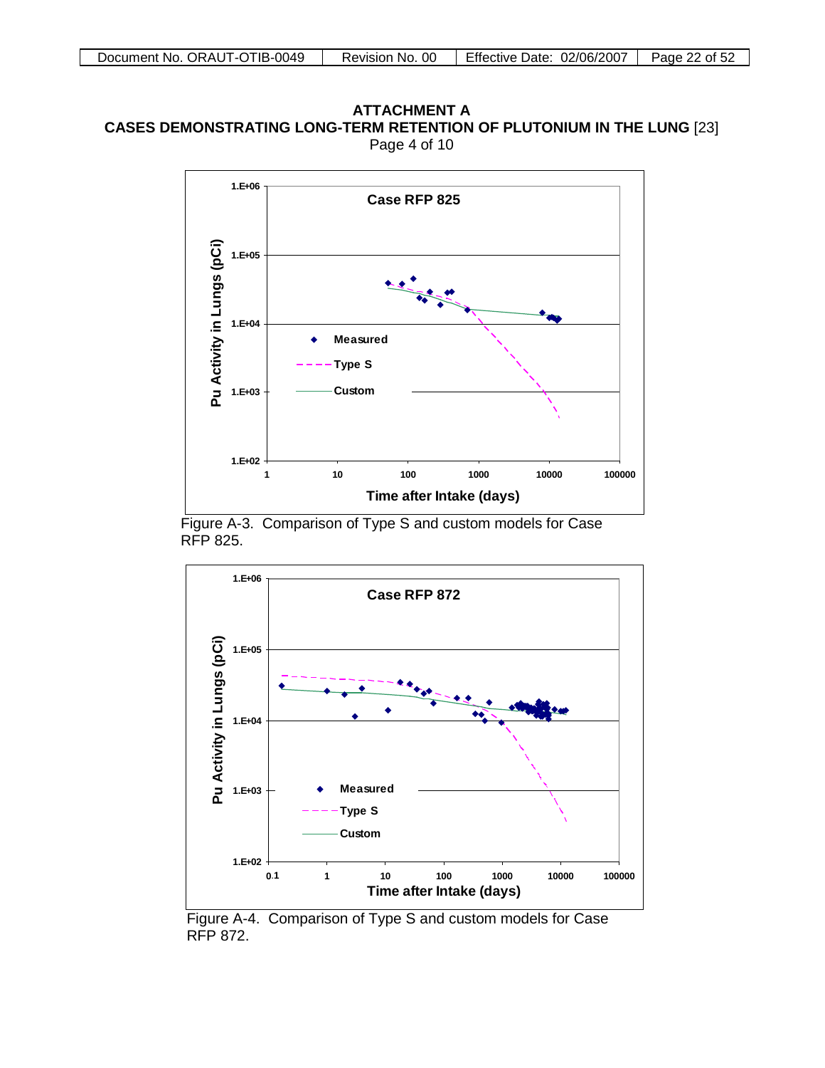# ATTACHMENT A
## CASES DEMONSTRATING LONG-TERM RETENTION OF PLUTONIUM IN THE LUNG [23]
Page 4 of 10

Figure A-3. Comparison of Type S and custom models for Case RFP 825.

Figure A-4. Comparison of Type S and custom models for Case RFP 872.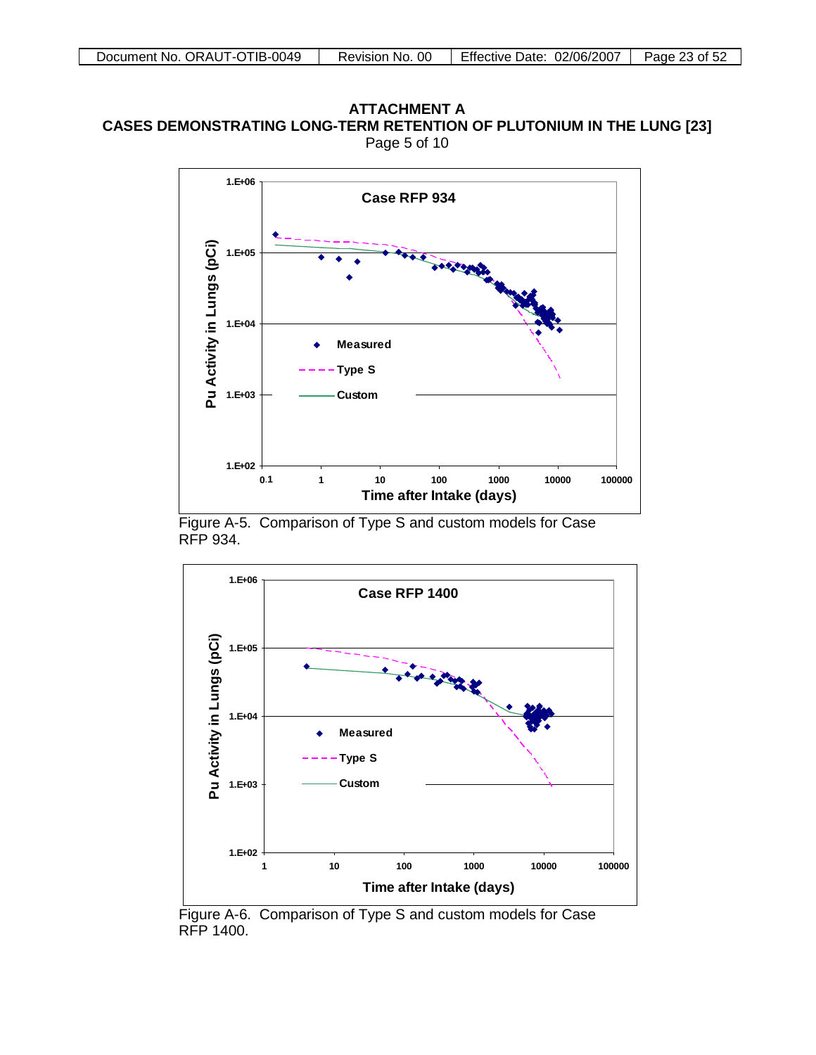# ATTACHMENT A
# CASES DEMONSTRATING LONG-TERM RETENTION OF PLUTONIUM IN THE LUNG [23]

Page 5 of 10

Figure A-5. Comparison of Type S and custom models for Case RFP 934.

Figure A-6. Comparison of Type S and custom models for Case RFP 1400.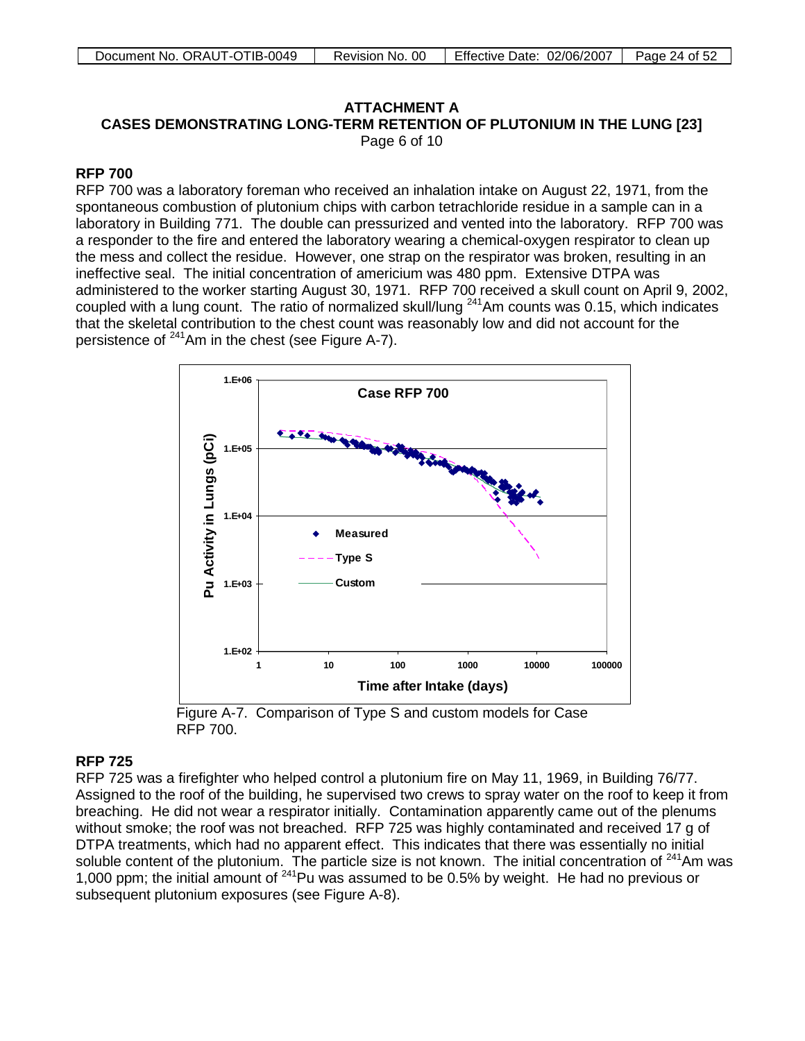**ATTACHMENT A**
**CASES DEMONSTRATING LONG-TERM RETENTION OF PLUTONIUM IN THE LUNG [23]**
Page 6 of 10

**RFP 700**

RFP 700 was a laboratory foreman who received an inhalation intake on August 22, 1971, from the spontaneous combustion of plutonium chips with carbon tetrachloride residue in a sample can in a laboratory in Building 771. The double can pressurized and vented into the laboratory. RFP 700 was a responder to the fire and entered the laboratory wearing a chemical-oxygen respirator to clean up the mess and collect the residue. However, one strap on the respirator was broken, resulting in an ineffective seal. The initial concentration of americium was 480 ppm. Extensive DTPA was administered to the worker starting August 30, 1971. RFP 700 received a skull count on April 9, 2002, coupled with a lung count. The ratio of normalized skull/lung $^{241}$Am counts was 0.15, which indicates that the skeletal contribution to the chest count was reasonably low and did not account for the persistence of $^{241}$Am in the chest (see Figure A-7).

Figure A-7. Comparison of Type S and custom models for Case RFP 700.

**RFP 725**

RFP 725 was a firefighter who helped control a plutonium fire on May 11, 1969, in Building 76/77. Assigned to the roof of the building, he supervised two crews to spray water on the roof to keep it from breaching. He did not wear a respirator initially. Contamination apparently came out of the plenums without smoke; the roof was not breached. RFP 725 was highly contaminated and received 17 g of DTPA treatments, which had no apparent effect. This indicates that there was essentially no initial soluble content of the plutonium. The particle size is not known. The initial concentration of $^{241}$Am was 1,000 ppm; the initial amount of $^{241}$Pu was assumed to be 0.5% by weight. He had no previous or subsequent plutonium exposures (see Figure A-8).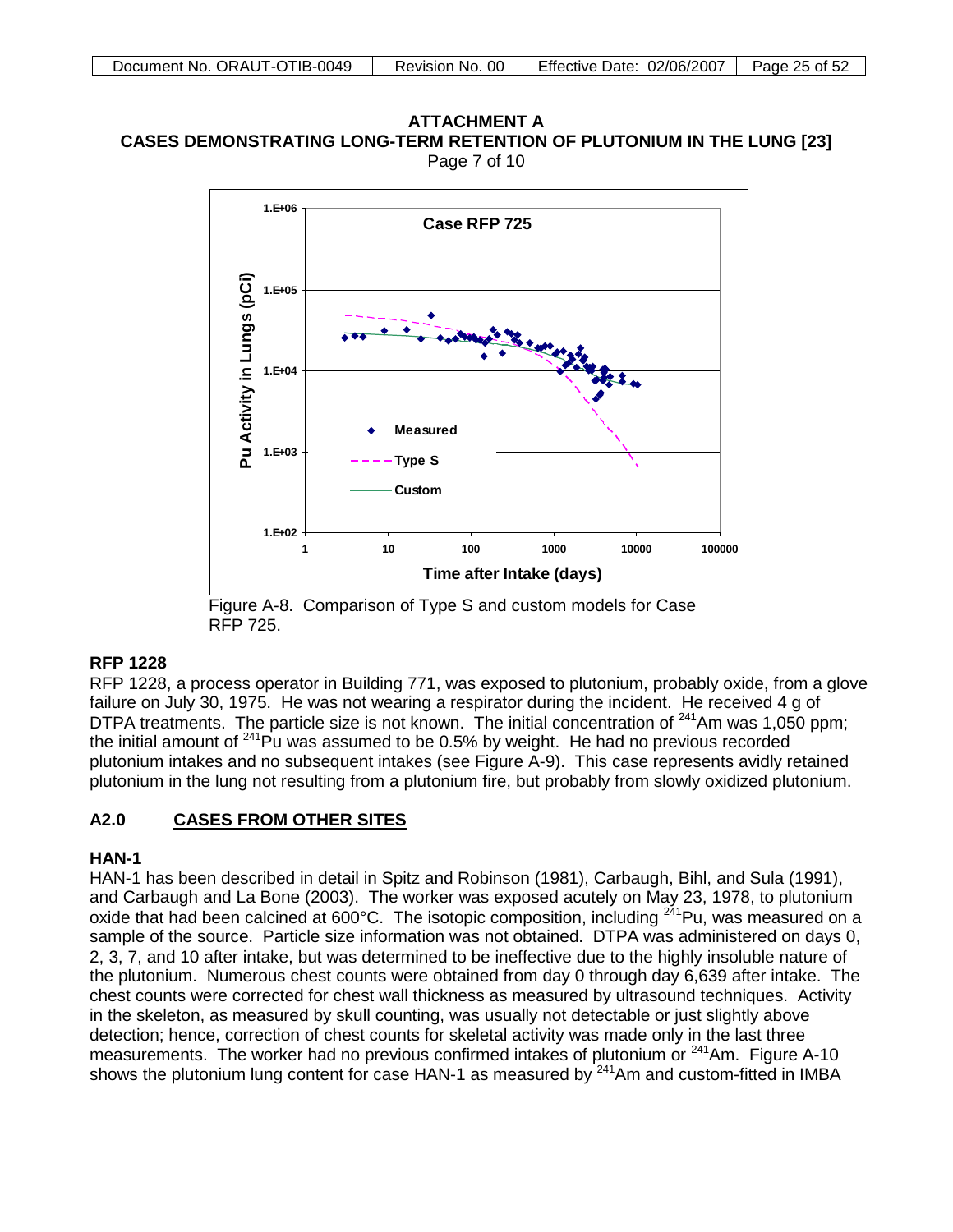## ATTACHMENT A
## CASES DEMONSTRATING LONG-TERM RETENTION OF PLUTONIUM IN THE LUNG [23]

Page 7 of 10

Figure A-8. Comparison of Type S and custom models for Case RFP 725.

### RFP 1228

RFP 1228, a process operator in Building 771, was exposed to plutonium, probably oxide, from a glove failure on July 30, 1975. He was not wearing a respirator during the incident. He received 4 g of DTPA treatments. The particle size is not known. The initial concentration of $^{241}$Am was 1,050 ppm; the initial amount of $^{241}$Pu was assumed to be 0.5% by weight. He had no previous recorded plutonium intakes and no subsequent intakes (see Figure A-9). This case represents avidly retained plutonium in the lung not resulting from a plutonium fire, but probably from slowly oxidized plutonium.

## A2.0 CASES FROM OTHER SITES

### HAN-1

HAN-1 has been described in detail in Spitz and Robinson (1981), Carbaugh, Bihl, and Sula (1991), and Carbaugh and La Bone (2003). The worker was exposed acutely on May 23, 1978, to plutonium oxide that had been calcined at 600°C. The isotopic composition, including $^{241}$Pu, was measured on a sample of the source. Particle size information was not obtained. DTPA was administered on days 0, 2, 3, 7, and 10 after intake, but was determined to be ineffective due to the highly insoluble nature of the plutonium. Numerous chest counts were obtained from day 0 through day 6,639 after intake. The chest counts were corrected for chest wall thickness as measured by ultrasound techniques. Activity in the skeleton, as measured by skull counting, was usually not detectable or just slightly above detection; hence, correction of chest counts for skeletal activity was made only in the last three measurements. The worker had no previous confirmed intakes of plutonium or $^{241}$Am. Figure A-10 shows the plutonium lung content for case HAN-1 as measured by $^{241}$Am and custom-fitted in IMBA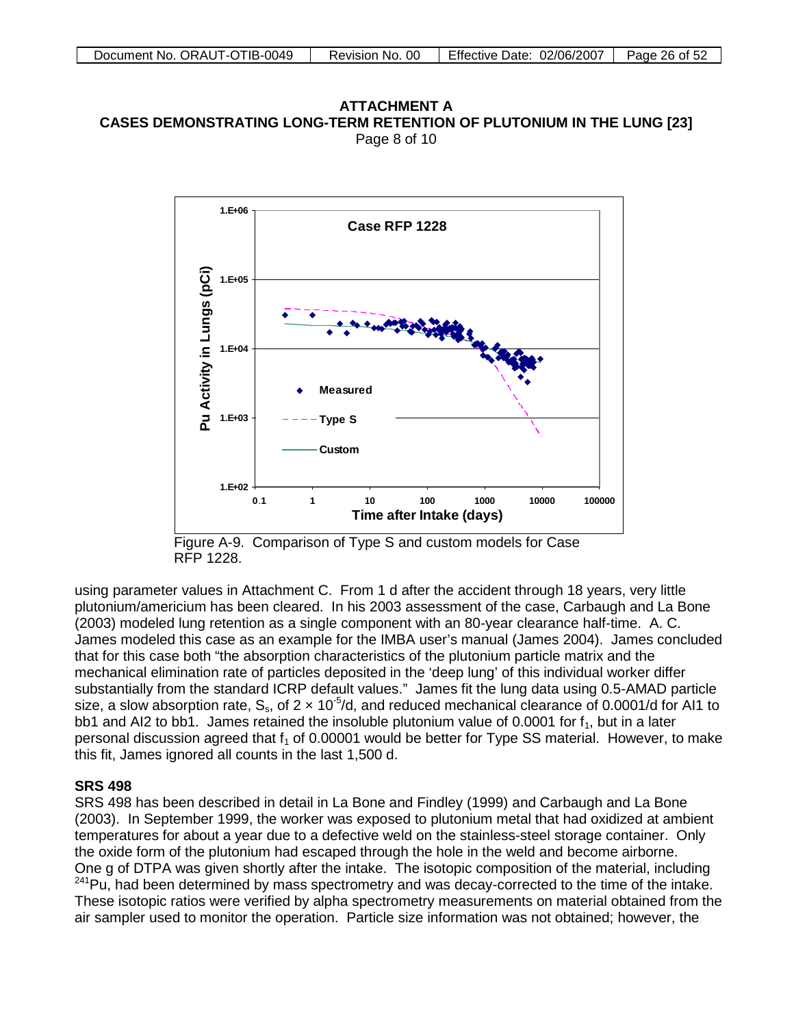**ATTACHMENT A**
**CASES DEMONSTRATING LONG-TERM RETENTION OF PLUTONIUM IN THE LUNG [23]**
Page 8 of 10

Figure A-9. Comparison of Type S and custom models for Case RFP 1228.

using parameter values in Attachment C. From 1 d after the accident through 18 years, very little plutonium/americium has been cleared. In his 2003 assessment of the case, Carbaugh and La Bone (2003) modeled lung retention as a single component with an 80-year clearance half-time. A. C. James modeled this case as an example for the IMBA user's manual (James 2004). James concluded that for this case both "the absorption characteristics of the plutonium particle matrix and the mechanical elimination rate of particles deposited in the 'deep lung' of this individual worker differ substantially from the standard ICRP default values." James fit the lung data using 0.5-AMAD particle size, a slow absorption rate, $S_s$, of $2 \times 10^{-5}$/d, and reduced mechanical clearance of 0.0001/d for AI1 to bb1 and AI2 to bb1. James retained the insoluble plutonium value of 0.0001 for $f_1$, but in a later personal discussion agreed that $f_1$ of 0.00001 would be better for Type SS material. However, to make this fit, James ignored all counts in the last 1,500 d.

## SRS 498

SRS 498 has been described in detail in La Bone and Findley (1999) and Carbaugh and La Bone (2003). In September 1999, the worker was exposed to plutonium metal that had oxidized at ambient temperatures for about a year due to a defective weld on the stainless-steel storage container. Only the oxide form of the plutonium had escaped through the hole in the weld and become airborne. One g of DTPA was given shortly after the intake. The isotopic composition of the material, including $^{241}$Pu, had been determined by mass spectrometry and was decay-corrected to the time of the intake. These isotopic ratios were verified by alpha spectrometry measurements on material obtained from the air sampler used to monitor the operation. Particle size information was not obtained; however, the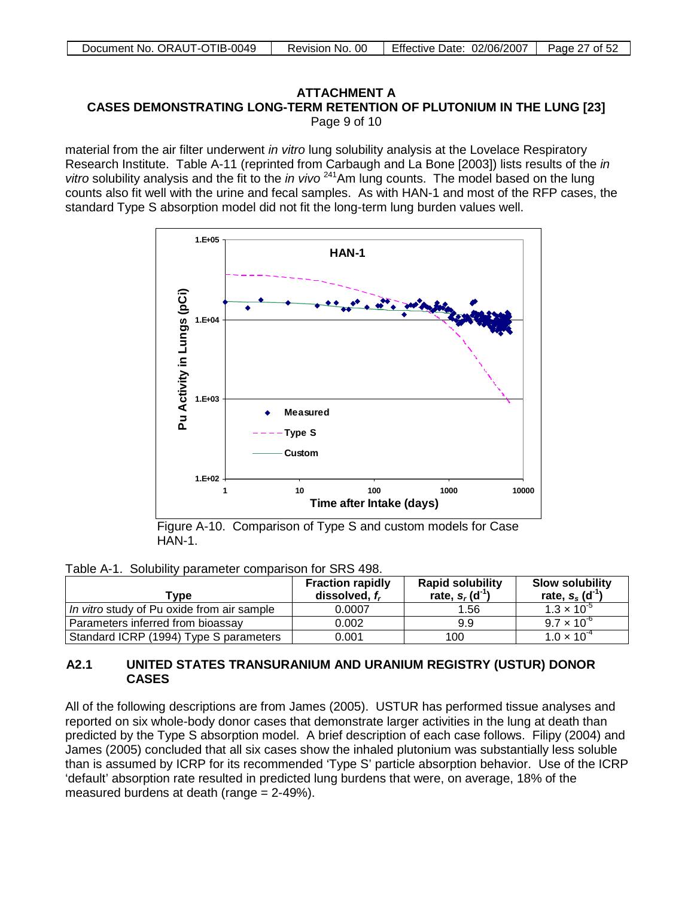## ATTACHMENT A
## CASES DEMONSTRATING LONG-TERM RETENTION OF PLUTONIUM IN THE LUNG [23]
Page 9 of 10

material from the air filter underwent *in vitro* lung solubility analysis at the Lovelace Respiratory Research Institute. Table A-11 (reprinted from Carbaugh and La Bone [2003]) lists results of the *in vitro* solubility analysis and the fit to the *in vivo* $^{241}$Am lung counts. The model based on the lung counts also fit well with the urine and fecal samples. As with HAN-1 and most of the RFP cases, the standard Type S absorption model did not fit the long-term lung burden values well.

Figure A-10. Comparison of Type S and custom models for Case HAN-1.

Table A-1. Solubility parameter comparison for SRS 498.

| Type | Fraction rapidly dissolved, $f_r$ | Rapid solubility rate, $s_r$ ($d^{-1}$) | Slow solubility rate, $s_s$ ($d^{-1}$) |
|---|---|---|---|
| *In vitro* study of Pu oxide from air sample | 0.0007 | 1.56 | $1.3 \times 10^{-5}$ |
| Parameters inferred from bioassay | 0.002 | 9.9 | $9.7 \times 10^{-6}$ |
| Standard ICRP (1994) Type S parameters | 0.001 | 100 | $1.0 \times 10^{-4}$ |

### A2.1 UNITED STATES TRANSURANIUM AND URANIUM REGISTRY (USTUR) DONOR CASES

All of the following descriptions are from James (2005). USTUR has performed tissue analyses and reported on six whole-body donor cases that demonstrate larger activities in the lung at death than predicted by the Type S absorption model. A brief description of each case follows. Filipy (2004) and James (2005) concluded that all six cases show the inhaled plutonium was substantially less soluble than is assumed by ICRP for its recommended 'Type S' particle absorption behavior. Use of the ICRP 'default' absorption rate resulted in predicted lung burdens that were, on average, 18% of the measured burdens at death (range = 2-49%).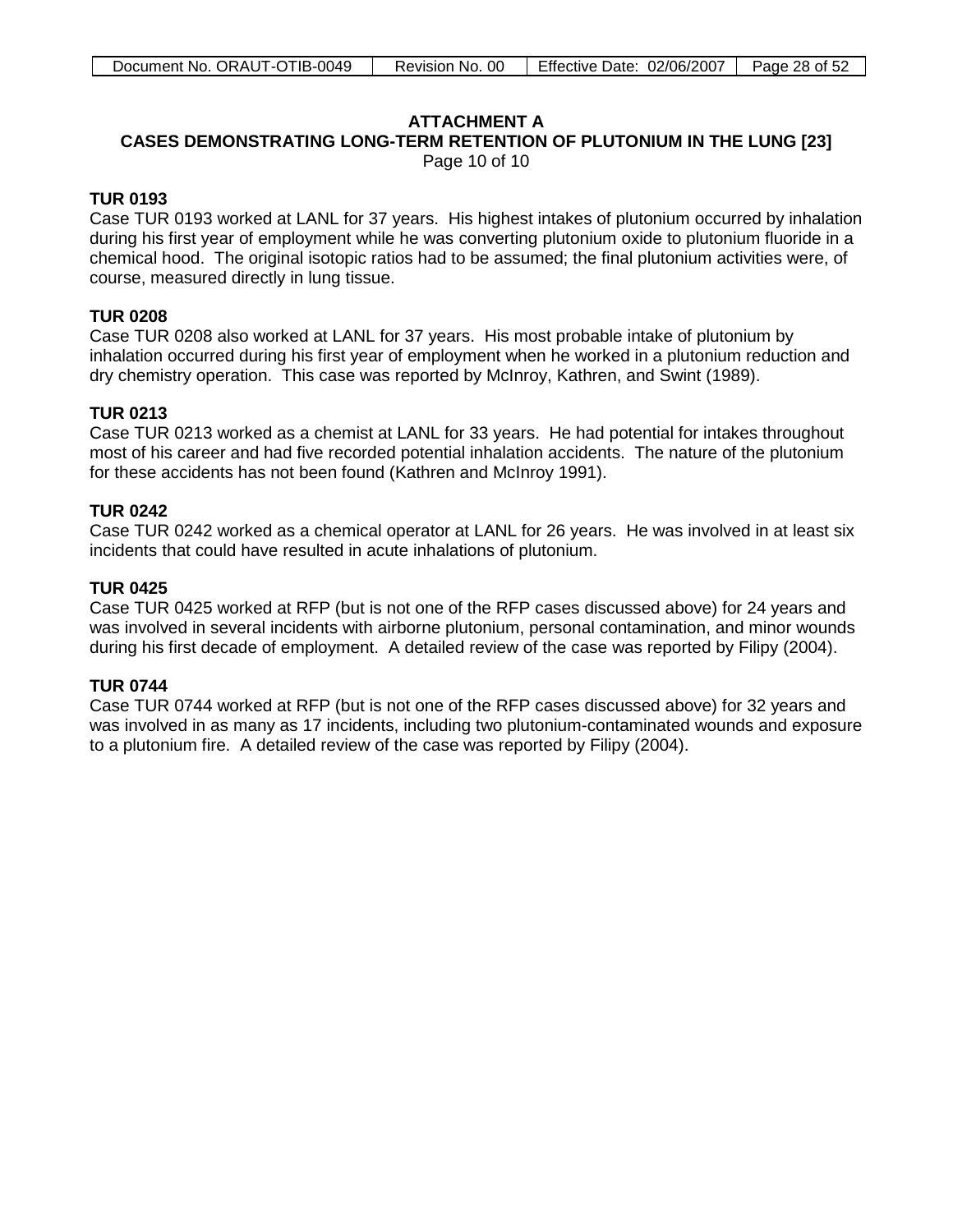## ATTACHMENT A
## CASES DEMONSTRATING LONG-TERM RETENTION OF PLUTONIUM IN THE LUNG [23]

Page 10 of 10

**TUR 0193**

Case TUR 0193 worked at LANL for 37 years. His highest intakes of plutonium occurred by inhalation during his first year of employment while he was converting plutonium oxide to plutonium fluoride in a chemical hood. The original isotopic ratios had to be assumed; the final plutonium activities were, of course, measured directly in lung tissue.

**TUR 0208**

Case TUR 0208 also worked at LANL for 37 years. His most probable intake of plutonium by inhalation occurred during his first year of employment when he worked in a plutonium reduction and dry chemistry operation. This case was reported by McInroy, Kathren, and Swint (1989).

**TUR 0213**

Case TUR 0213 worked as a chemist at LANL for 33 years. He had potential for intakes throughout most of his career and had five recorded potential inhalation accidents. The nature of the plutonium for these accidents has not been found (Kathren and McInroy 1991).

**TUR 0242**

Case TUR 0242 worked as a chemical operator at LANL for 26 years. He was involved in at least six incidents that could have resulted in acute inhalations of plutonium.

**TUR 0425**

Case TUR 0425 worked at RFP (but is not one of the RFP cases discussed above) for 24 years and was involved in several incidents with airborne plutonium, personal contamination, and minor wounds during his first decade of employment. A detailed review of the case was reported by Filipy (2004).

**TUR 0744**

Case TUR 0744 worked at RFP (but is not one of the RFP cases discussed above) for 32 years and was involved in as many as 17 incidents, including two plutonium-contaminated wounds and exposure to a plutonium fire. A detailed review of the case was reported by Filipy (2004).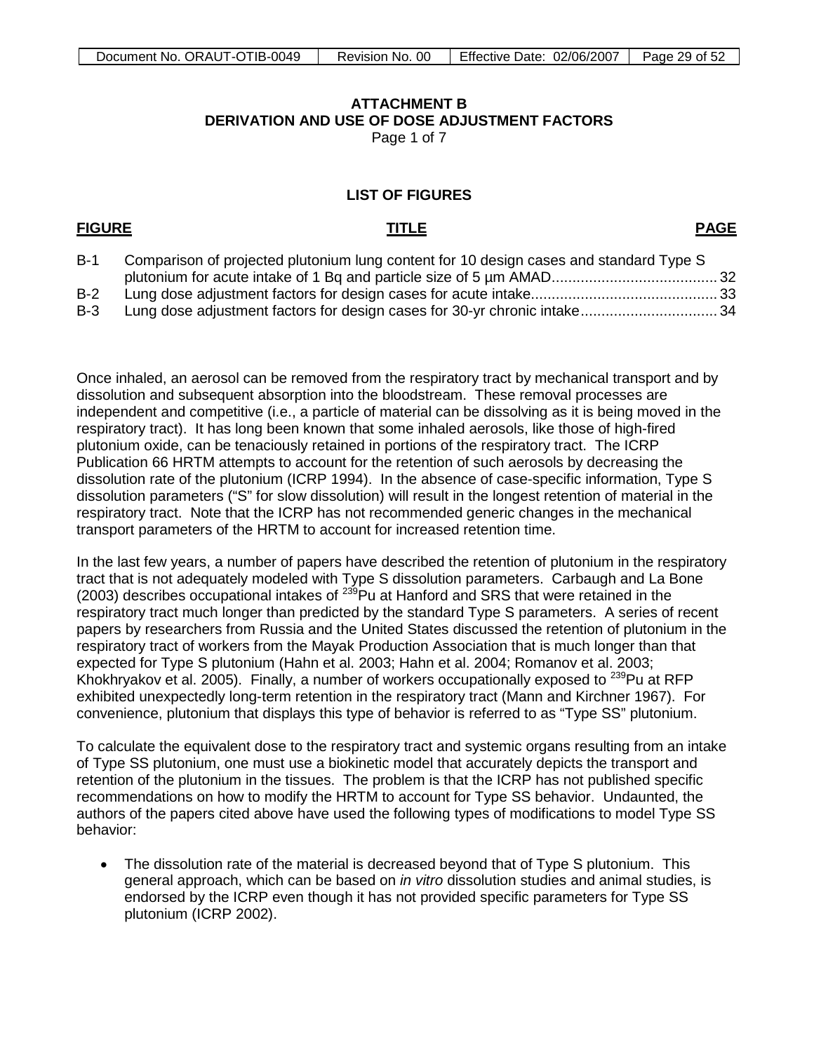# ATTACHMENT B
## DERIVATION AND USE OF DOSE ADJUSTMENT FACTORS
Page 1 of 7

### LIST OF FIGURES

| FIGURE | TITLE | PAGE |
|---|---|---|
| B-1 | Comparison of projected plutonium lung content for 10 design cases and standard Type S plutonium for acute intake of 1 Bq and particle size of 5 µm AMAD | 32 |
| B-2 | Lung dose adjustment factors for design cases for acute intake | 33 |
| B-3 | Lung dose adjustment factors for design cases for 30-yr chronic intake | 34 |

Once inhaled, an aerosol can be removed from the respiratory tract by mechanical transport and by dissolution and subsequent absorption into the bloodstream. These removal processes are independent and competitive (i.e., a particle of material can be dissolving as it is being moved in the respiratory tract). It has long been known that some inhaled aerosols, like those of high-fired plutonium oxide, can be tenaciously retained in portions of the respiratory tract. The ICRP Publication 66 HRTM attempts to account for the retention of such aerosols by decreasing the dissolution rate of the plutonium (ICRP 1994). In the absence of case-specific information, Type S dissolution parameters ("S" for slow dissolution) will result in the longest retention of material in the respiratory tract. Note that the ICRP has not recommended generic changes in the mechanical transport parameters of the HRTM to account for increased retention time.

In the last few years, a number of papers have described the retention of plutonium in the respiratory tract that is not adequately modeled with Type S dissolution parameters. Carbaugh and La Bone (2003) describes occupational intakes of $^{239}$Pu at Hanford and SRS that were retained in the respiratory tract much longer than predicted by the standard Type S parameters. A series of recent papers by researchers from Russia and the United States discussed the retention of plutonium in the respiratory tract of workers from the Mayak Production Association that is much longer than that expected for Type S plutonium (Hahn et al. 2003; Hahn et al. 2004; Romanov et al. 2003; Khokhryakov et al. 2005). Finally, a number of workers occupationally exposed to $^{239}$Pu at RFP exhibited unexpectedly long-term retention in the respiratory tract (Mann and Kirchner 1967). For convenience, plutonium that displays this type of behavior is referred to as "Type SS" plutonium.

To calculate the equivalent dose to the respiratory tract and systemic organs resulting from an intake of Type SS plutonium, one must use a biokinetic model that accurately depicts the transport and retention of the plutonium in the tissues. The problem is that the ICRP has not published specific recommendations on how to modify the HRTM to account for Type SS behavior. Undaunted, the authors of the papers cited above have used the following types of modifications to model Type SS behavior:

- The dissolution rate of the material is decreased beyond that of Type S plutonium. This general approach, which can be based on *in vitro* dissolution studies and animal studies, is endorsed by the ICRP even though it has not provided specific parameters for Type SS plutonium (ICRP 2002).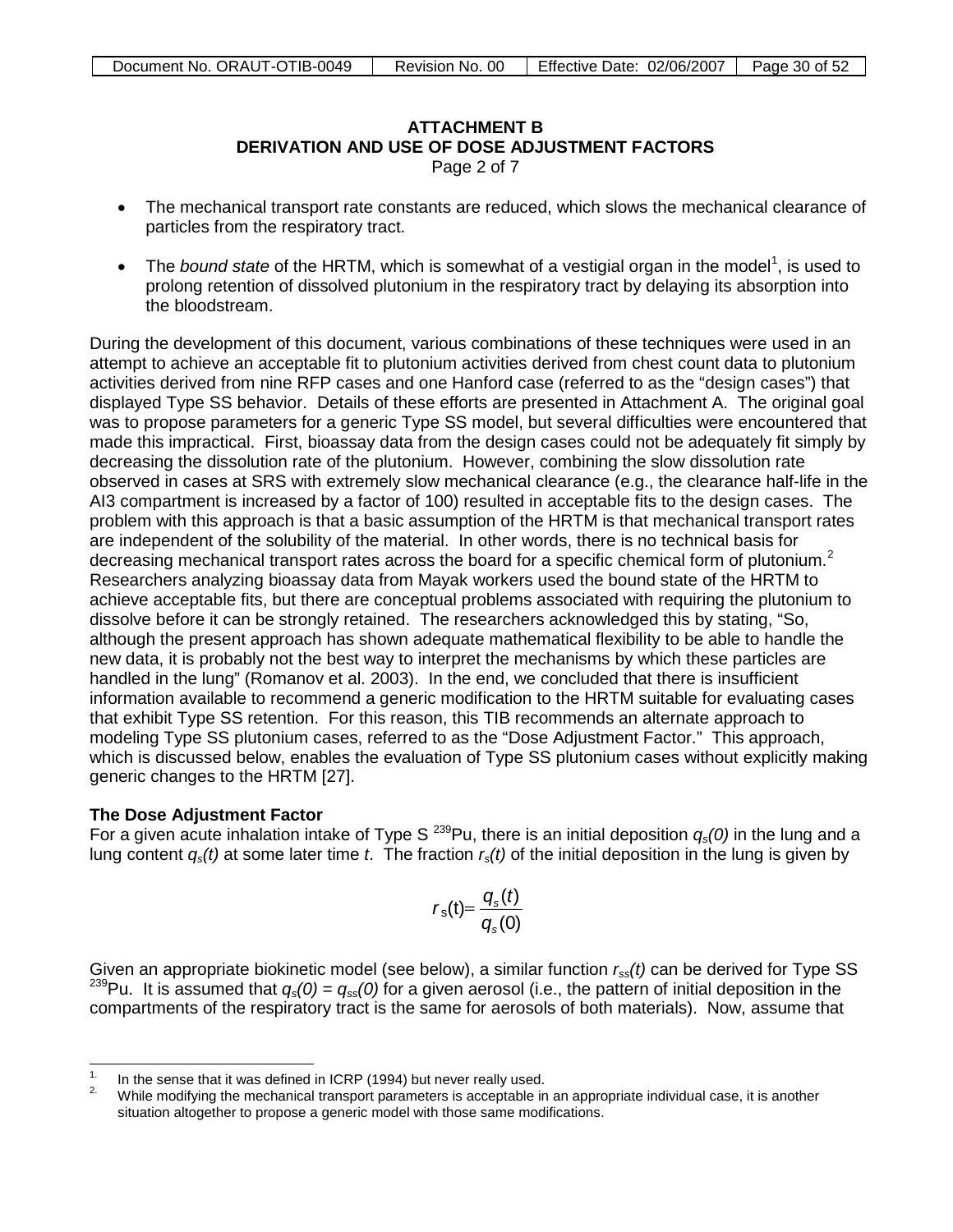### ATTACHMENT B
### DERIVATION AND USE OF DOSE ADJUSTMENT FACTORS

Page 2 of 7

- The mechanical transport rate constants are reduced, which slows the mechanical clearance of particles from the respiratory tract.
- The *bound state* of the HRTM, which is somewhat of a vestigial organ in the model[1], is used to prolong retention of dissolved plutonium in the respiratory tract by delaying its absorption into the bloodstream.

During the development of this document, various combinations of these techniques were used in an attempt to achieve an acceptable fit to plutonium activities derived from chest count data to plutonium activities derived from nine RFP cases and one Hanford case (referred to as the "design cases") that displayed Type SS behavior. Details of these efforts are presented in Attachment A. The original goal was to propose parameters for a generic Type SS model, but several difficulties were encountered that made this impractical. First, bioassay data from the design cases could not be adequately fit simply by decreasing the dissolution rate of the plutonium. However, combining the slow dissolution rate observed in cases at SRS with extremely slow mechanical clearance (e.g., the clearance half-life in the AI3 compartment is increased by a factor of 100) resulted in acceptable fits to the design cases. The problem with this approach is that a basic assumption of the HRTM is that mechanical transport rates are independent of the solubility of the material. In other words, there is no technical basis for decreasing mechanical transport rates across the board for a specific chemical form of plutonium.[2] Researchers analyzing bioassay data from Mayak workers used the bound state of the HRTM to achieve acceptable fits, but there are conceptual problems associated with requiring the plutonium to dissolve before it can be strongly retained. The researchers acknowledged this by stating, "So, although the present approach has shown adequate mathematical flexibility to be able to handle the new data, it is probably not the best way to interpret the mechanisms by which these particles are handled in the lung" (Romanov et al. 2003). In the end, we concluded that there is insufficient information available to recommend a generic modification to the HRTM suitable for evaluating cases that exhibit Type SS retention. For this reason, this TIB recommends an alternate approach to modeling Type SS plutonium cases, referred to as the "Dose Adjustment Factor." This approach, which is discussed below, enables the evaluation of Type SS plutonium cases without explicitly making generic changes to the HRTM [27].

**The Dose Adjustment Factor**

For a given acute inhalation intake of Type S $^{239}$Pu, there is an initial deposition $q_s(0)$ in the lung and a lung content $q_s(t)$ at some later time $t$. The fraction $r_s(t)$ of the initial deposition in the lung is given by

$$r_s(t) = \frac{q_s(t)}{q_s(0)}$$

Given an appropriate biokinetic model (see below), a similar function $r_{ss}(t)$ can be derived for Type SS $^{239}$Pu. It is assumed that $q_s(0) = q_{ss}(0)$ for a given aerosol (i.e., the pattern of initial deposition in the compartments of the respiratory tract is the same for aerosols of both materials). Now, assume that

---

1. In the sense that it was defined in ICRP (1994) but never really used.
2. While modifying the mechanical transport parameters is acceptable in an appropriate individual case, it is another situation altogether to propose a generic model with those same modifications.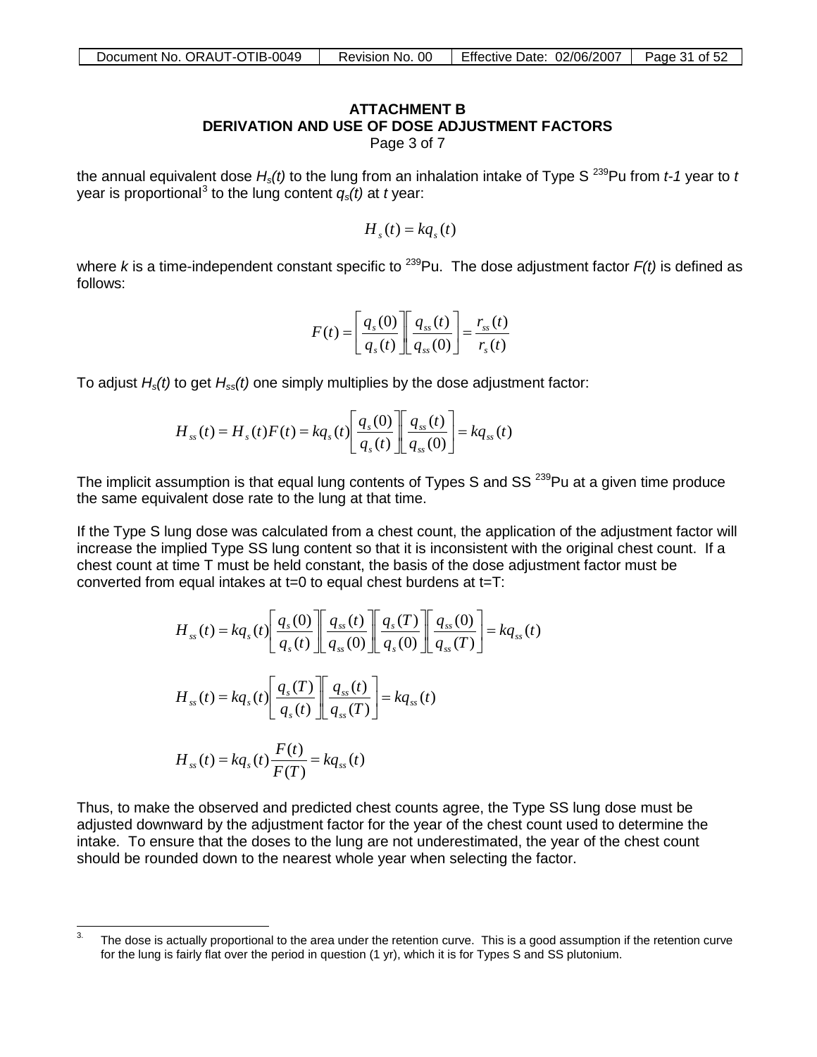**ATTACHMENT B**
**DERIVATION AND USE OF DOSE ADJUSTMENT FACTORS**
Page 3 of 7

the annual equivalent dose $H_s(t)$ to the lung from an inhalation intake of Type S $^{239}$Pu from *t-1* year to *t* year is proportional[3] to the lung content $q_s(t)$ at *t* year:

$$H_s(t) = kq_s(t)$$

where *k* is a time-independent constant specific to $^{239}$Pu. The dose adjustment factor *F(t)* is defined as follows:

$$F(t) = \left[\frac{q_s(0)}{q_s(t)}\right]\left[\frac{q_{ss}(t)}{q_{ss}(0)}\right] = \frac{r_{ss}(t)}{r_s(t)}$$

To adjust $H_s(t)$ to get $H_{ss}(t)$ one simply multiplies by the dose adjustment factor:

$$H_{ss}(t) = H_s(t)F(t) = kq_s(t)\left[\frac{q_s(0)}{q_s(t)}\right]\left[\frac{q_{ss}(t)}{q_{ss}(0)}\right] = kq_{ss}(t)$$

The implicit assumption is that equal lung contents of Types S and SS $^{239}$Pu at a given time produce the same equivalent dose rate to the lung at that time.

If the Type S lung dose was calculated from a chest count, the application of the adjustment factor will increase the implied Type SS lung content so that it is inconsistent with the original chest count. If a chest count at time T must be held constant, the basis of the dose adjustment factor must be converted from equal intakes at t=0 to equal chest burdens at t=T:

$$H_{ss}(t) = kq_s(t)\left[\frac{q_s(0)}{q_s(t)}\right]\left[\frac{q_{ss}(t)}{q_{ss}(0)}\right]\left[\frac{q_s(T)}{q_s(0)}\right]\left[\frac{q_{ss}(0)}{q_{ss}(T)}\right] = kq_{ss}(t)$$

$$H_{ss}(t) = kq_s(t)\left[\frac{q_s(T)}{q_s(t)}\right]\left[\frac{q_{ss}(t)}{q_{ss}(T)}\right] = kq_{ss}(t)$$

$$H_{ss}(t) = kq_s(t)\frac{F(t)}{F(T)} = kq_{ss}(t)$$

Thus, to make the observed and predicted chest counts agree, the Type SS lung dose must be adjusted downward by the adjustment factor for the year of the chest count used to determine the intake. To ensure that the doses to the lung are not underestimated, the year of the chest count should be rounded down to the nearest whole year when selecting the factor.

---

3. The dose is actually proportional to the area under the retention curve. This is a good assumption if the retention curve for the lung is fairly flat over the period in question (1 yr), which it is for Types S and SS plutonium.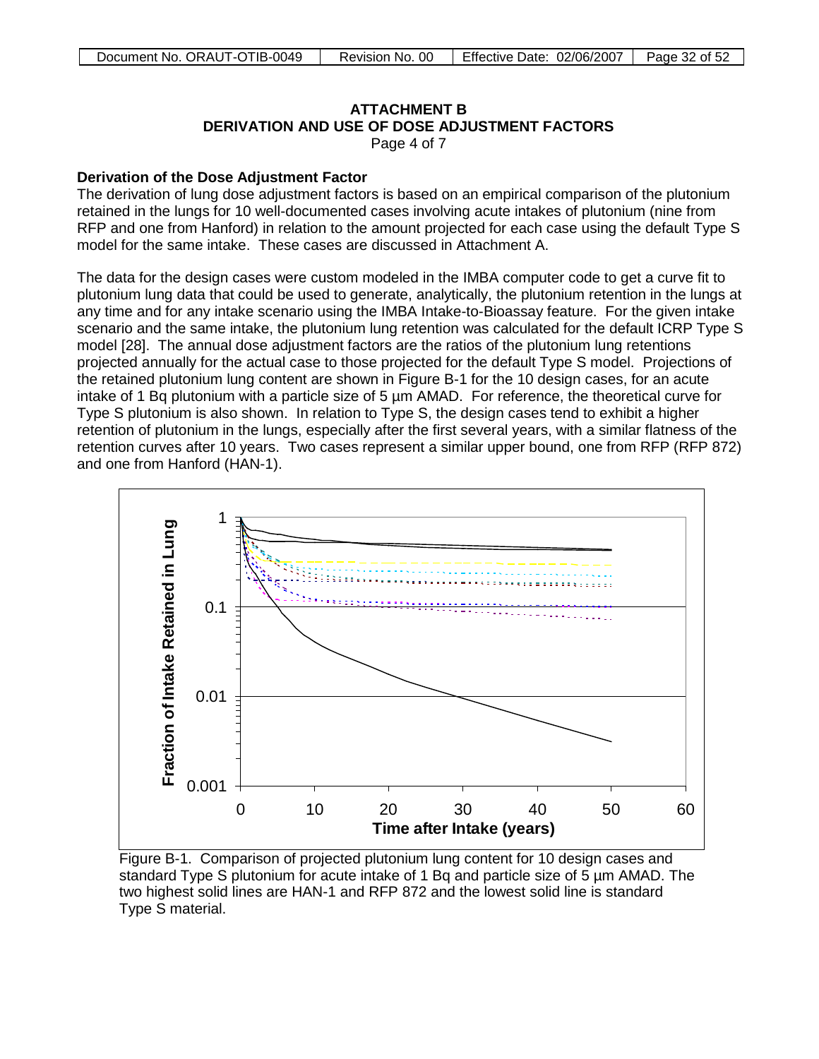## ATTACHMENT B
## DERIVATION AND USE OF DOSE ADJUSTMENT FACTORS
Page 4 of 7

**Derivation of the Dose Adjustment Factor**

The derivation of lung dose adjustment factors is based on an empirical comparison of the plutonium retained in the lungs for 10 well-documented cases involving acute intakes of plutonium (nine from RFP and one from Hanford) in relation to the amount projected for each case using the default Type S model for the same intake. These cases are discussed in Attachment A.

The data for the design cases were custom modeled in the IMBA computer code to get a curve fit to plutonium lung data that could be used to generate, analytically, the plutonium retention in the lungs at any time and for any intake scenario using the IMBA Intake-to-Bioassay feature. For the given intake scenario and the same intake, the plutonium lung retention was calculated for the default ICRP Type S model [28]. The annual dose adjustment factors are the ratios of the plutonium lung retentions projected annually for the actual case to those projected for the default Type S model. Projections of the retained plutonium lung content are shown in Figure B-1 for the 10 design cases, for an acute intake of 1 Bq plutonium with a particle size of 5 µm AMAD. For reference, the theoretical curve for Type S plutonium is also shown. In relation to Type S, the design cases tend to exhibit a higher retention of plutonium in the lungs, especially after the first several years, with a similar flatness of the retention curves after 10 years. Two cases represent a similar upper bound, one from RFP (RFP 872) and one from Hanford (HAN-1).

Figure B-1. Comparison of projected plutonium lung content for 10 design cases and standard Type S plutonium for acute intake of 1 Bq and particle size of 5 µm AMAD. The two highest solid lines are HAN-1 and RFP 872 and the lowest solid line is standard Type S material.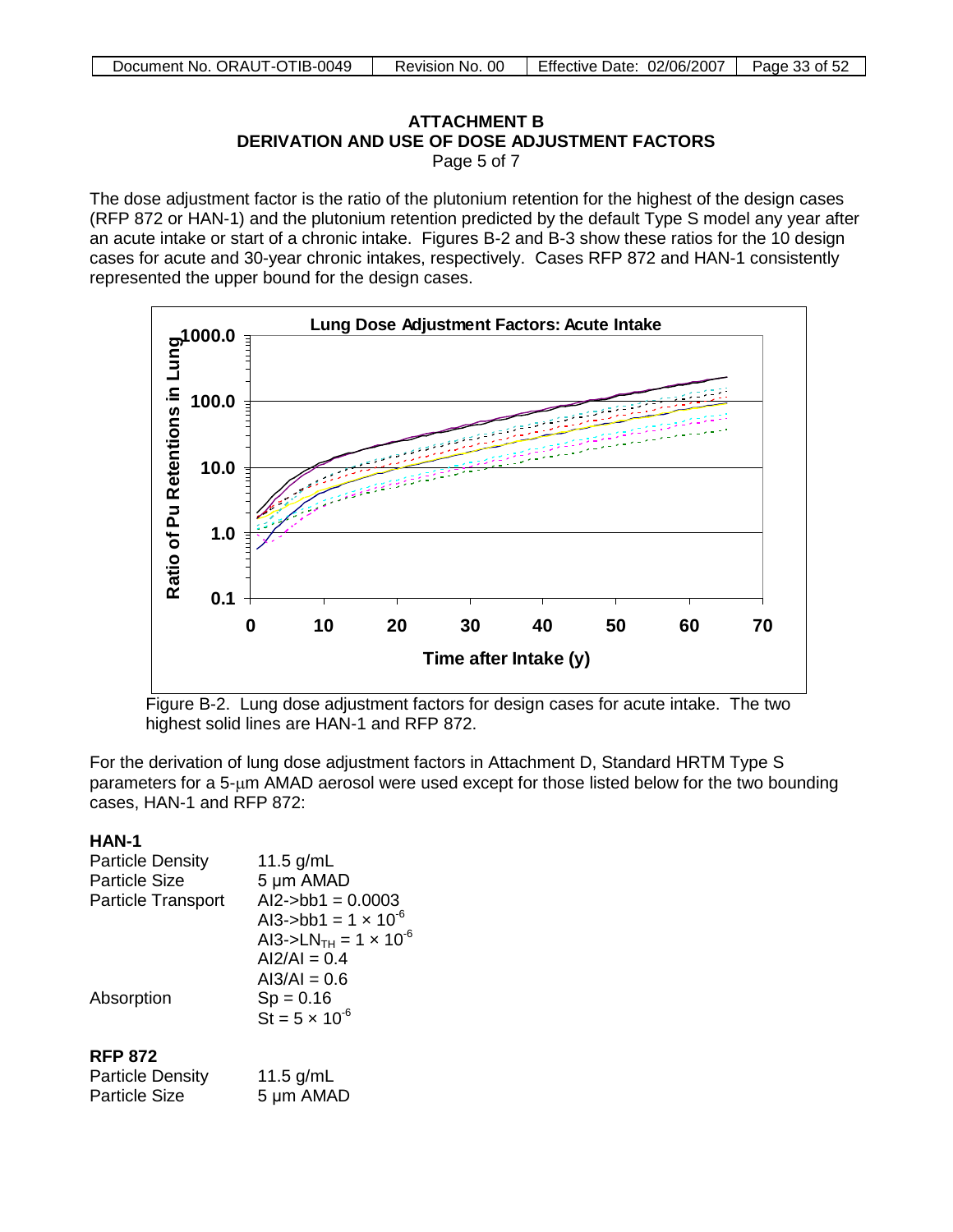## ATTACHMENT B
## DERIVATION AND USE OF DOSE ADJUSTMENT FACTORS
Page 5 of 7

The dose adjustment factor is the ratio of the plutonium retention for the highest of the design cases (RFP 872 or HAN-1) and the plutonium retention predicted by the default Type S model any year after an acute intake or start of a chronic intake. Figures B-2 and B-3 show these ratios for the 10 design cases for acute and 30-year chronic intakes, respectively. Cases RFP 872 and HAN-1 consistently represented the upper bound for the design cases.

Figure B-2. Lung dose adjustment factors for design cases for acute intake. The two highest solid lines are HAN-1 and RFP 872.

For the derivation of lung dose adjustment factors in Attachment D, Standard HRTM Type S parameters for a 5-μm AMAD aerosol were used except for those listed below for the two bounding cases, HAN-1 and RFP 872:

**HAN-1**

| | |
|---|---|
| Particle Density | 11.5 g/mL |
| Particle Size | 5 μm AMAD |
| Particle Transport | AI2->bb1 = 0.0003 |
| | AI3->bb1 = $1 \times 10^{-6}$ |
| | AI3->$LN_{TH}$ = $1 \times 10^{-6}$ |
| | AI2/AI = 0.4 |
| | AI3/AI = 0.6 |
| Absorption | Sp = 0.16 |
| | St = $5 \times 10^{-6}$ |

**RFP 872**

| | |
|---|---|
| Particle Density | 11.5 g/mL |
| Particle Size | 5 μm AMAD |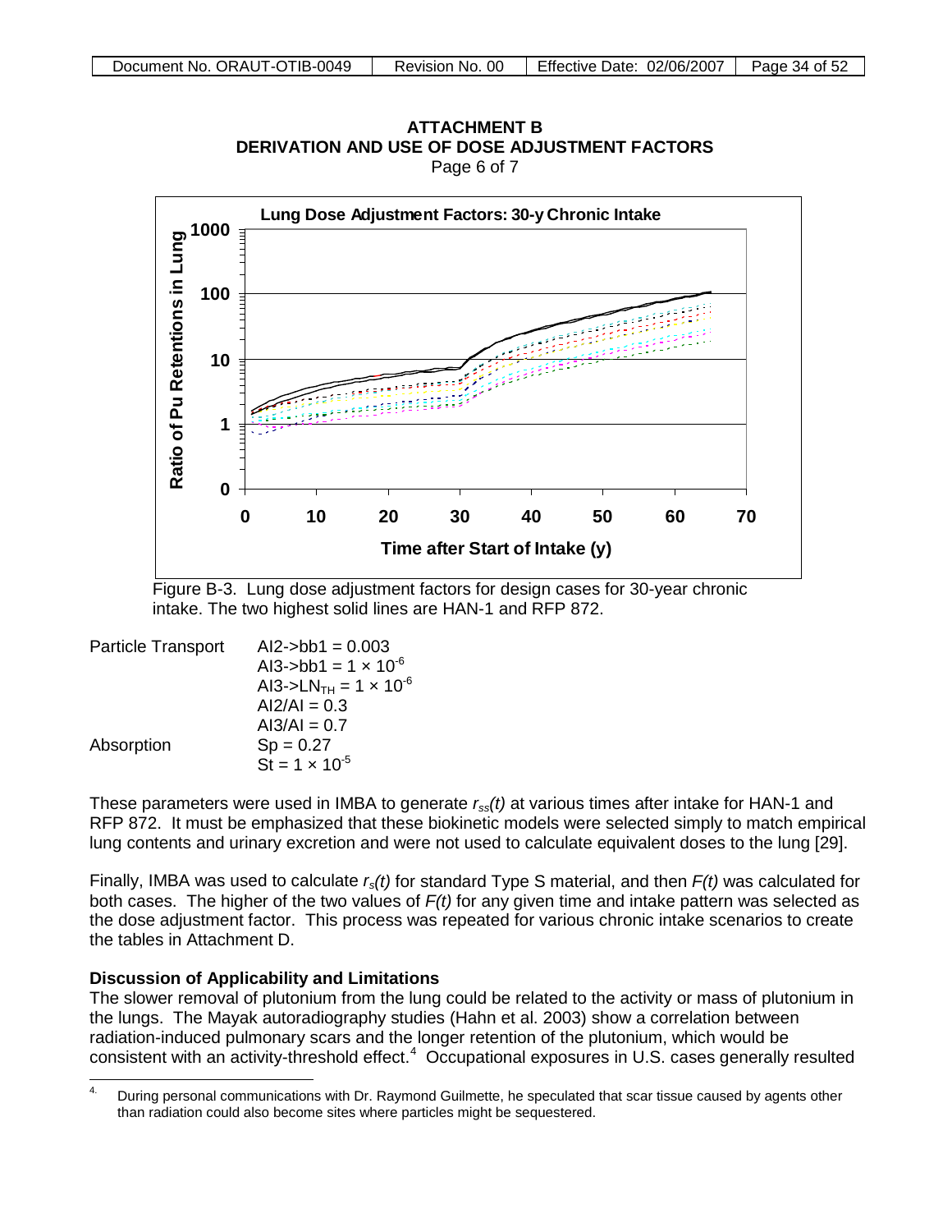**ATTACHMENT B**
**DERIVATION AND USE OF DOSE ADJUSTMENT FACTORS**
Page 6 of 7

Figure B-3. Lung dose adjustment factors for design cases for 30-year chronic intake. The two highest solid lines are HAN-1 and RFP 872.

| | |
|---|---|
| Particle Transport | AI2->bb1 = 0.003 |
| | AI3->bb1 = $1 \times 10^{-6}$ |
| | AI3->$LN_{TH}$ = $1 \times 10^{-6}$ |
| | AI2/AI = 0.3 |
| | AI3/AI = 0.7 |
| Absorption | Sp = 0.27 |
| | St = $1 \times 10^{-5}$ |

These parameters were used in IMBA to generate $r_{ss}(t)$ at various times after intake for HAN-1 and RFP 872. It must be emphasized that these biokinetic models were selected simply to match empirical lung contents and urinary excretion and were not used to calculate equivalent doses to the lung [29].

Finally, IMBA was used to calculate $r_s(t)$ for standard Type S material, and then $F(t)$ was calculated for both cases. The higher of the two values of $F(t)$ for any given time and intake pattern was selected as the dose adjustment factor. This process was repeated for various chronic intake scenarios to create the tables in Attachment D.

**Discussion of Applicability and Limitations**

The slower removal of plutonium from the lung could be related to the activity or mass of plutonium in the lungs. The Mayak autoradiography studies (Hahn et al. 2003) show a correlation between radiation-induced pulmonary scars and the longer retention of the plutonium, which would be consistent with an activity-threshold effect.[4] Occupational exposures in U.S. cases generally resulted

4. During personal communications with Dr. Raymond Guilmette, he speculated that scar tissue caused by agents other than radiation could also become sites where particles might be sequestered.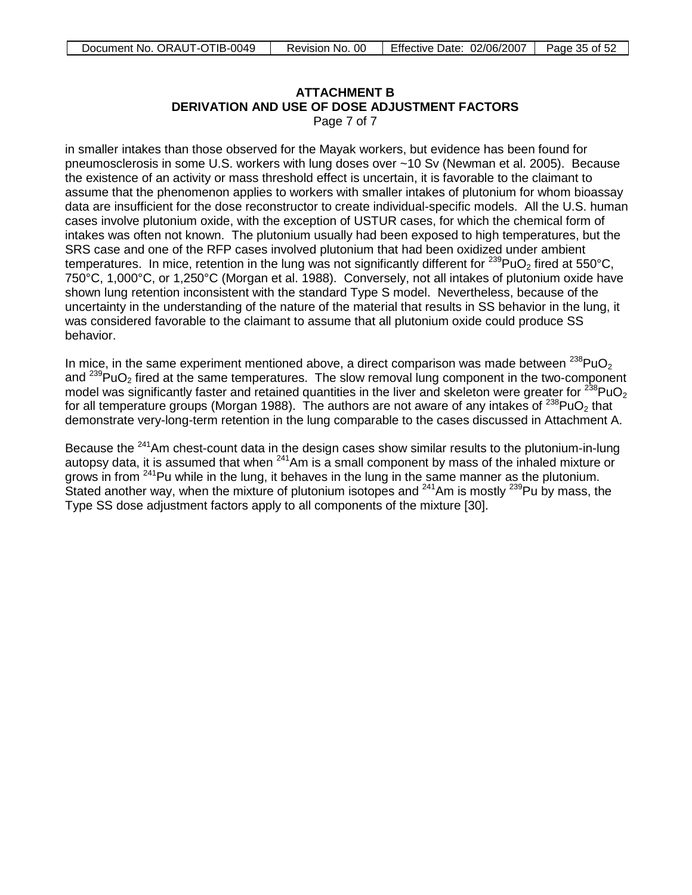**ATTACHMENT B**
**DERIVATION AND USE OF DOSE ADJUSTMENT FACTORS**
Page 7 of 7

in smaller intakes than those observed for the Mayak workers, but evidence has been found for pneumosclerosis in some U.S. workers with lung doses over ~10 Sv (Newman et al. 2005). Because the existence of an activity or mass threshold effect is uncertain, it is favorable to the claimant to assume that the phenomenon applies to workers with smaller intakes of plutonium for whom bioassay data are insufficient for the dose reconstructor to create individual-specific models. All the U.S. human cases involve plutonium oxide, with the exception of USTUR cases, for which the chemical form of intakes was often not known. The plutonium usually had been exposed to high temperatures, but the SRS case and one of the RFP cases involved plutonium that had been oxidized under ambient temperatures. In mice, retention in the lung was not significantly different for $^{239}PuO_2$ fired at 550°C, 750°C, 1,000°C, or 1,250°C (Morgan et al. 1988). Conversely, not all intakes of plutonium oxide have shown lung retention inconsistent with the standard Type S model. Nevertheless, because of the uncertainty in the understanding of the nature of the material that results in SS behavior in the lung, it was considered favorable to the claimant to assume that all plutonium oxide could produce SS behavior.

In mice, in the same experiment mentioned above, a direct comparison was made between $^{238}PuO_2$ and $^{239}PuO_2$ fired at the same temperatures. The slow removal lung component in the two-component model was significantly faster and retained quantities in the liver and skeleton were greater for $^{238}PuO_2$ for all temperature groups (Morgan 1988). The authors are not aware of any intakes of $^{238}PuO_2$ that demonstrate very-long-term retention in the lung comparable to the cases discussed in Attachment A.

Because the $^{241}Am$ chest-count data in the design cases show similar results to the plutonium-in-lung autopsy data, it is assumed that when $^{241}Am$ is a small component by mass of the inhaled mixture or grows in from $^{241}Pu$ while in the lung, it behaves in the lung in the same manner as the plutonium. Stated another way, when the mixture of plutonium isotopes and $^{241}Am$ is mostly $^{239}Pu$ by mass, the Type SS dose adjustment factors apply to all components of the mixture [30].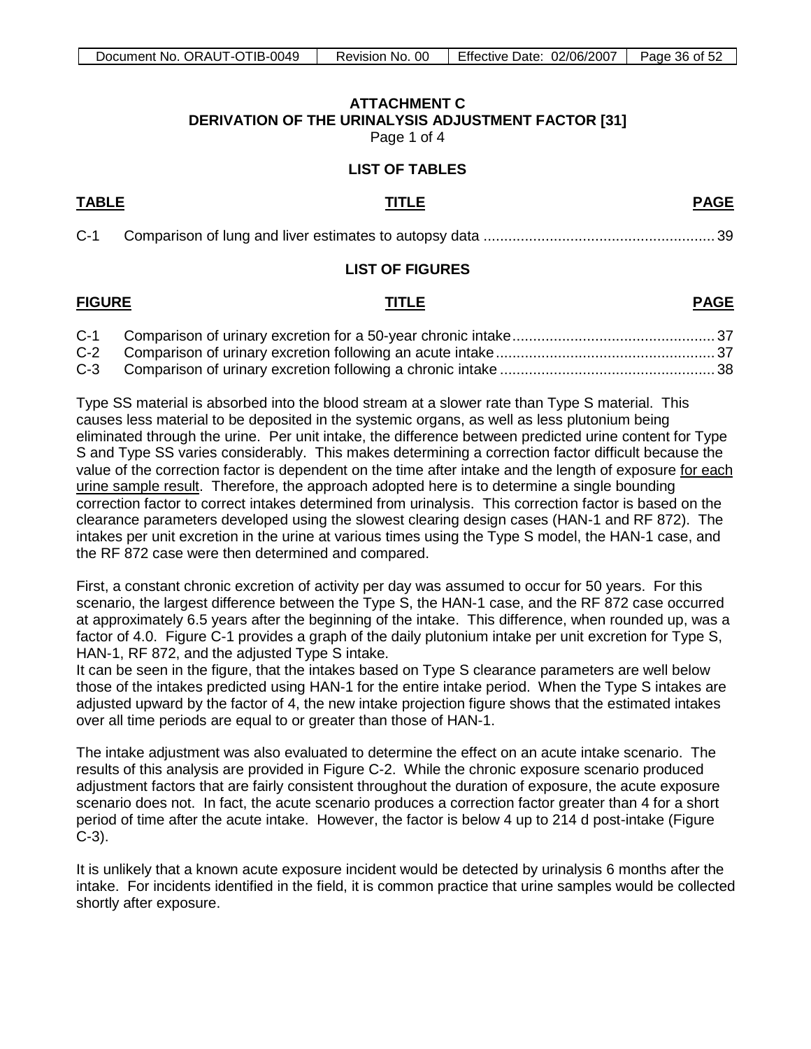# ATTACHMENT C
## DERIVATION OF THE URINALYSIS ADJUSTMENT FACTOR [31]

Page 1 of 4

### LIST OF TABLES

| TABLE | TITLE | PAGE |
|---|---|---|
| C-1 | Comparison of lung and liver estimates to autopsy data | 39 |

### LIST OF FIGURES

| FIGURE | TITLE | PAGE |
|---|---|---|
| C-1 | Comparison of urinary excretion for a 50-year chronic intake | 37 |
| C-2 | Comparison of urinary excretion following an acute intake | 37 |
| C-3 | Comparison of urinary excretion following a chronic intake | 38 |

Type SS material is absorbed into the blood stream at a slower rate than Type S material. This causes less material to be deposited in the systemic organs, as well as less plutonium being eliminated through the urine. Per unit intake, the difference between predicted urine content for Type S and Type SS varies considerably. This makes determining a correction factor difficult because the value of the correction factor is dependent on the time after intake and the length of exposure for each urine sample result. Therefore, the approach adopted here is to determine a single bounding correction factor to correct intakes determined from urinalysis. This correction factor is based on the clearance parameters developed using the slowest clearing design cases (HAN-1 and RF 872). The intakes per unit excretion in the urine at various times using the Type S model, the HAN-1 case, and the RF 872 case were then determined and compared.

First, a constant chronic excretion of activity per day was assumed to occur for 50 years. For this scenario, the largest difference between the Type S, the HAN-1 case, and the RF 872 case occurred at approximately 6.5 years after the beginning of the intake. This difference, when rounded up, was a factor of 4.0. Figure C-1 provides a graph of the daily plutonium intake per unit excretion for Type S, HAN-1, RF 872, and the adjusted Type S intake.
It can be seen in the figure, that the intakes based on Type S clearance parameters are well below those of the intakes predicted using HAN-1 for the entire intake period. When the Type S intakes are adjusted upward by the factor of 4, the new intake projection figure shows that the estimated intakes over all time periods are equal to or greater than those of HAN-1.

The intake adjustment was also evaluated to determine the effect on an acute intake scenario. The results of this analysis are provided in Figure C-2. While the chronic exposure scenario produced adjustment factors that are fairly consistent throughout the duration of exposure, the acute exposure scenario does not. In fact, the acute scenario produces a correction factor greater than 4 for a short period of time after the acute intake. However, the factor is below 4 up to 214 d post-intake (Figure C-3).

It is unlikely that a known acute exposure incident would be detected by urinalysis 6 months after the intake. For incidents identified in the field, it is common practice that urine samples would be collected shortly after exposure.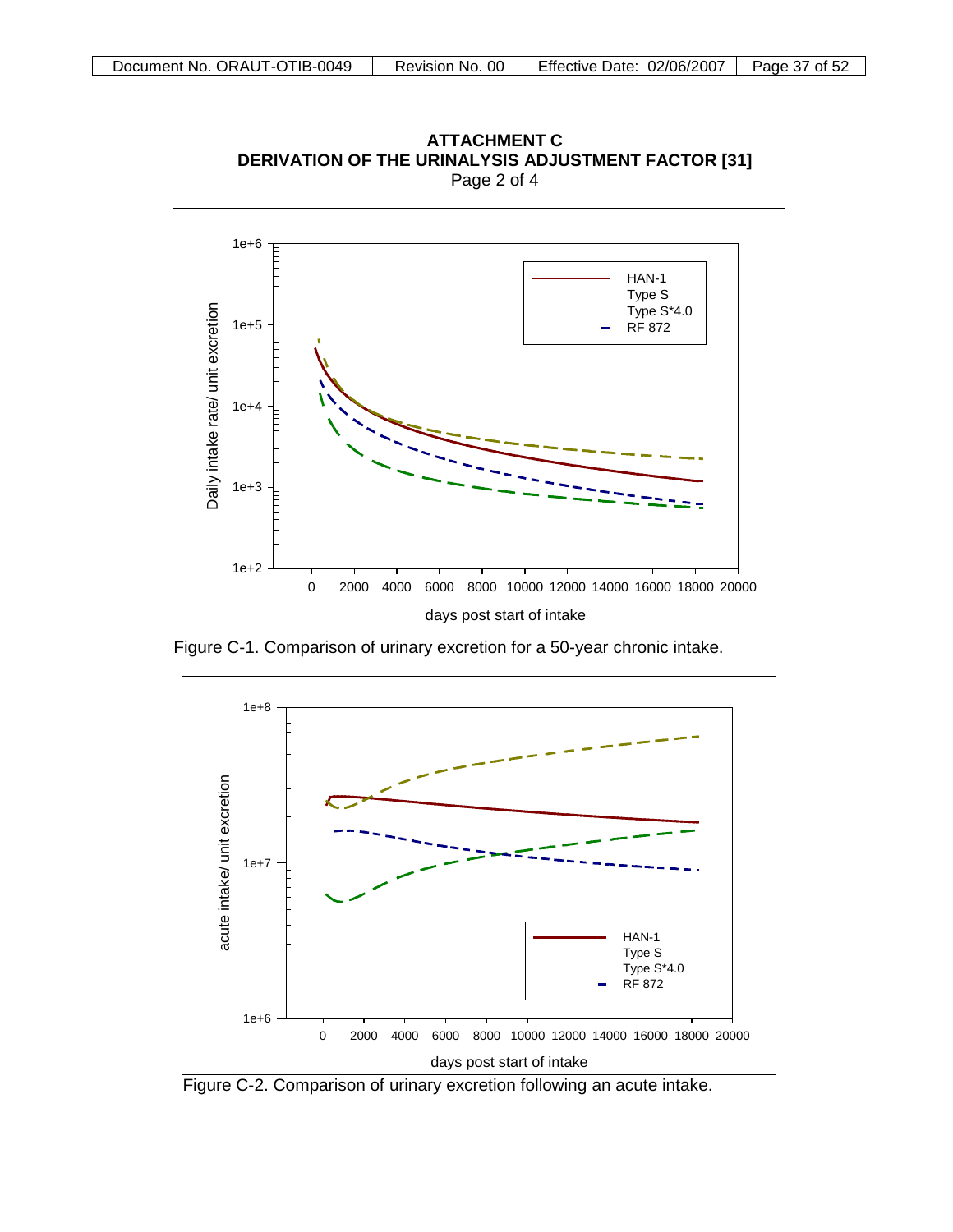## ATTACHMENT C
## DERIVATION OF THE URINALYSIS ADJUSTMENT FACTOR [31]
Page 2 of 4

Figure C-1. Comparison of urinary excretion for a 50-year chronic intake.

Figure C-2. Comparison of urinary excretion following an acute intake.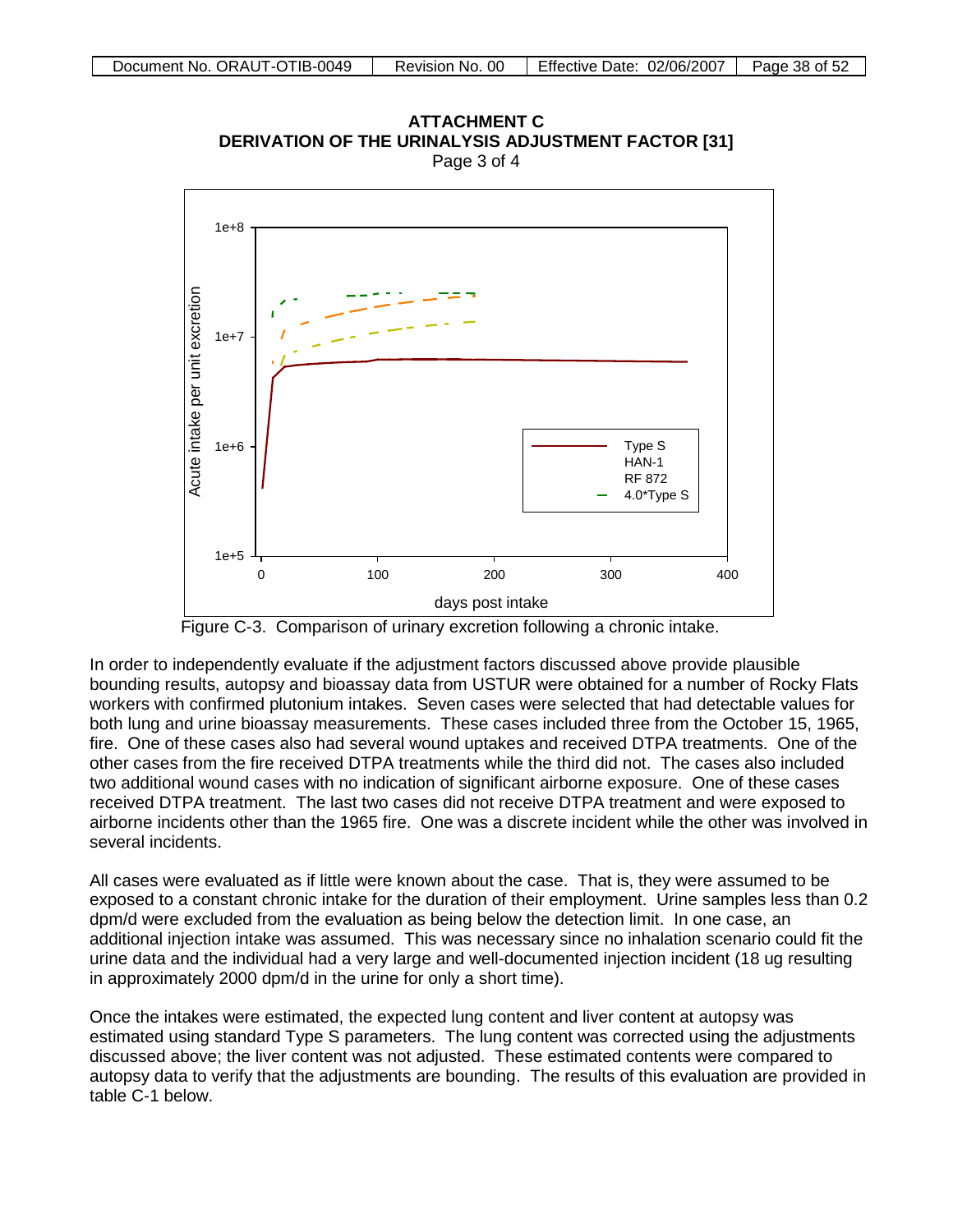# ATTACHMENT C
## DERIVATION OF THE URINALYSIS ADJUSTMENT FACTOR [31]
Page 3 of 4

Figure C-3. Comparison of urinary excretion following a chronic intake.

In order to independently evaluate if the adjustment factors discussed above provide plausible bounding results, autopsy and bioassay data from USTUR were obtained for a number of Rocky Flats workers with confirmed plutonium intakes. Seven cases were selected that had detectable values for both lung and urine bioassay measurements. These cases included three from the October 15, 1965, fire. One of these cases also had several wound uptakes and received DTPA treatments. One of the other cases from the fire received DTPA treatments while the third did not. The cases also included two additional wound cases with no indication of significant airborne exposure. One of these cases received DTPA treatment. The last two cases did not receive DTPA treatment and were exposed to airborne incidents other than the 1965 fire. One was a discrete incident while the other was involved in several incidents.

All cases were evaluated as if little were known about the case. That is, they were assumed to be exposed to a constant chronic intake for the duration of their employment. Urine samples less than 0.2 dpm/d were excluded from the evaluation as being below the detection limit. In one case, an additional injection intake was assumed. This was necessary since no inhalation scenario could fit the urine data and the individual had a very large and well-documented injection incident (18 ug resulting in approximately 2000 dpm/d in the urine for only a short time).

Once the intakes were estimated, the expected lung content and liver content at autopsy was estimated using standard Type S parameters. The lung content was corrected using the adjustments discussed above; the liver content was not adjusted. These estimated contents were compared to autopsy data to verify that the adjustments are bounding. The results of this evaluation are provided in table C-1 below.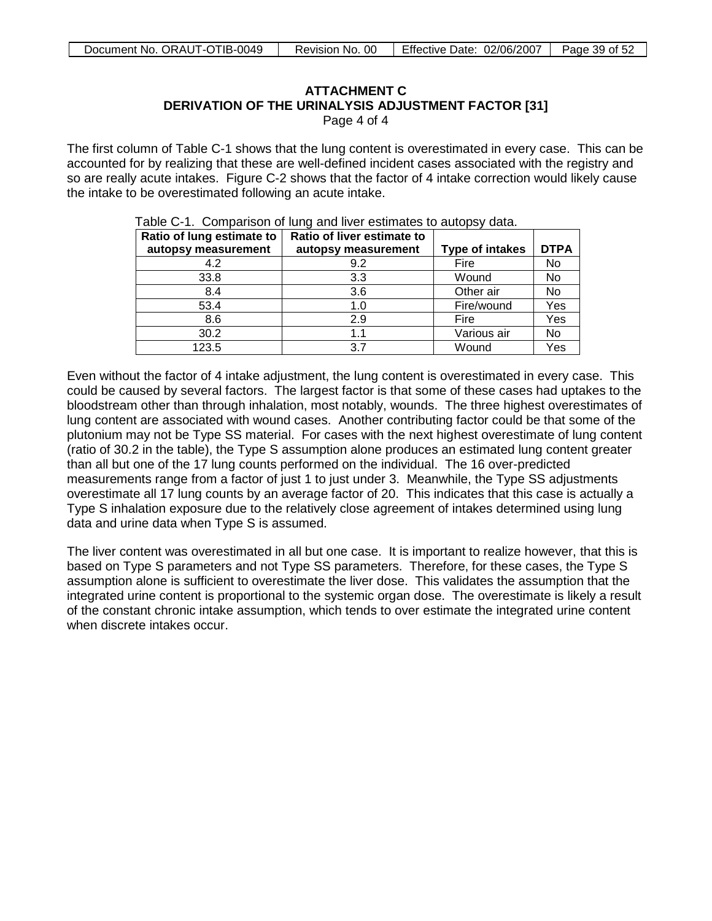**ATTACHMENT C**
**DERIVATION OF THE URINALYSIS ADJUSTMENT FACTOR [31]**
Page 4 of 4

The first column of Table C-1 shows that the lung content is overestimated in every case. This can be accounted for by realizing that these are well-defined incident cases associated with the registry and so are really acute intakes. Figure C-2 shows that the factor of 4 intake correction would likely cause the intake to be overestimated following an acute intake.

Table C-1. Comparison of lung and liver estimates to autopsy data.

| Ratio of lung estimate to autopsy measurement | Ratio of liver estimate to autopsy measurement | Type of intakes | DTPA |
|---|---|---|---|
| 4.2 | 9.2 | Fire | No |
| 33.8 | 3.3 | Wound | No |
| 8.4 | 3.6 | Other air | No |
| 53.4 | 1.0 | Fire/wound | Yes |
| 8.6 | 2.9 | Fire | Yes |
| 30.2 | 1.1 | Various air | No |
| 123.5 | 3.7 | Wound | Yes |

Even without the factor of 4 intake adjustment, the lung content is overestimated in every case. This could be caused by several factors. The largest factor is that some of these cases had uptakes to the bloodstream other than through inhalation, most notably, wounds. The three highest overestimates of lung content are associated with wound cases. Another contributing factor could be that some of the plutonium may not be Type SS material. For cases with the next highest overestimate of lung content (ratio of 30.2 in the table), the Type S assumption alone produces an estimated lung content greater than all but one of the 17 lung counts performed on the individual. The 16 over-predicted measurements range from a factor of just 1 to just under 3. Meanwhile, the Type SS adjustments overestimate all 17 lung counts by an average factor of 20. This indicates that this case is actually a Type S inhalation exposure due to the relatively close agreement of intakes determined using lung data and urine data when Type S is assumed.

The liver content was overestimated in all but one case. It is important to realize however, that this is based on Type S parameters and not Type SS parameters. Therefore, for these cases, the Type S assumption alone is sufficient to overestimate the liver dose. This validates the assumption that the integrated urine content is proportional to the systemic organ dose. The overestimate is likely a result of the constant chronic intake assumption, which tends to over estimate the integrated urine content when discrete intakes occur.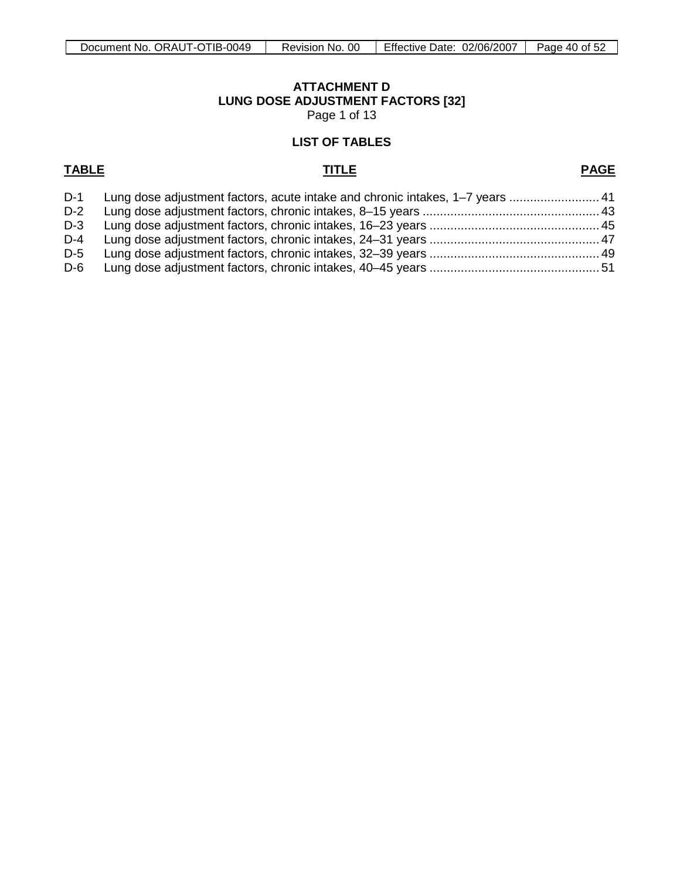**ATTACHMENT D**
**LUNG DOSE ADJUSTMENT FACTORS [32]**
Page 1 of 13

**LIST OF TABLES**

| TABLE | TITLE | PAGE |
|---|---|---|
| D-1 | Lung dose adjustment factors, acute intake and chronic intakes, 1–7 years | 41 |
| D-2 | Lung dose adjustment factors, chronic intakes, 8–15 years | 43 |
| D-3 | Lung dose adjustment factors, chronic intakes, 16–23 years | 45 |
| D-4 | Lung dose adjustment factors, chronic intakes, 24–31 years | 47 |
| D-5 | Lung dose adjustment factors, chronic intakes, 32–39 years | 49 |
| D-6 | Lung dose adjustment factors, chronic intakes, 40–45 years | 51 |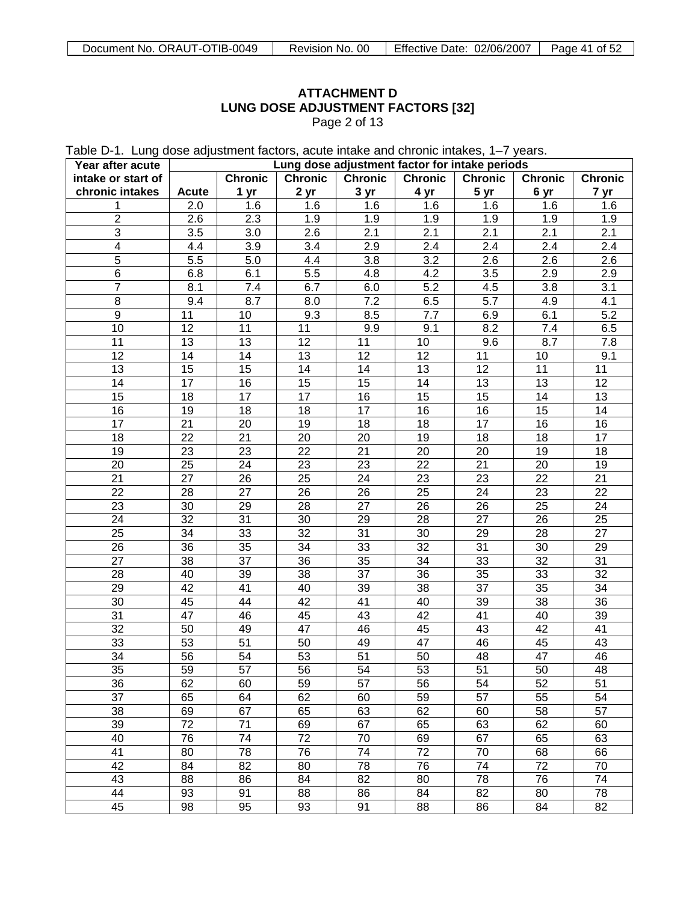# ATTACHMENT D
## LUNG DOSE ADJUSTMENT FACTORS [32]
Page 2 of 13

Table D-1. Lung dose adjustment factors, acute intake and chronic intakes, 1–7 years.

| Year after acute intake or start of chronic intakes | Lung dose adjustment factor for intake periods | | | | | | | |
|---|---|---|---|---|---|---|---|---|
| | Acute | Chronic 1 yr | Chronic 2 yr | Chronic 3 yr | Chronic 4 yr | Chronic 5 yr | Chronic 6 yr | Chronic 7 yr |
| 1 | 2.0 | 1.6 | 1.6 | 1.6 | 1.6 | 1.6 | 1.6 | 1.6 |
| 2 | 2.6 | 2.3 | 1.9 | 1.9 | 1.9 | 1.9 | 1.9 | 1.9 |
| 3 | 3.5 | 3.0 | 2.6 | 2.1 | 2.1 | 2.1 | 2.1 | 2.1 |
| 4 | 4.4 | 3.9 | 3.4 | 2.9 | 2.4 | 2.4 | 2.4 | 2.4 |
| 5 | 5.5 | 5.0 | 4.4 | 3.8 | 3.2 | 2.6 | 2.6 | 2.6 |
| 6 | 6.8 | 6.1 | 5.5 | 4.8 | 4.2 | 3.5 | 2.9 | 2.9 |
| 7 | 8.1 | 7.4 | 6.7 | 6.0 | 5.2 | 4.5 | 3.8 | 3.1 |
| 8 | 9.4 | 8.7 | 8.0 | 7.2 | 6.5 | 5.7 | 4.9 | 4.1 |
| 9 | 11 | 10 | 9.3 | 8.5 | 7.7 | 6.9 | 6.1 | 5.2 |
| 10 | 12 | 11 | 11 | 9.9 | 9.1 | 8.2 | 7.4 | 6.5 |
| 11 | 13 | 13 | 12 | 11 | 10 | 9.6 | 8.7 | 7.8 |
| 12 | 14 | 14 | 13 | 12 | 12 | 11 | 10 | 9.1 |
| 13 | 15 | 15 | 14 | 14 | 13 | 12 | 11 | 11 |
| 14 | 17 | 16 | 15 | 15 | 14 | 13 | 13 | 12 |
| 15 | 18 | 17 | 17 | 16 | 15 | 15 | 14 | 13 |
| 16 | 19 | 18 | 18 | 17 | 16 | 16 | 15 | 14 |
| 17 | 21 | 20 | 19 | 18 | 18 | 17 | 16 | 16 |
| 18 | 22 | 21 | 20 | 20 | 19 | 18 | 18 | 17 |
| 19 | 23 | 23 | 22 | 21 | 20 | 20 | 19 | 18 |
| 20 | 25 | 24 | 23 | 23 | 22 | 21 | 20 | 19 |
| 21 | 27 | 26 | 25 | 24 | 23 | 23 | 22 | 21 |
| 22 | 28 | 27 | 26 | 26 | 25 | 24 | 23 | 22 |
| 23 | 30 | 29 | 28 | 27 | 26 | 26 | 25 | 24 |
| 24 | 32 | 31 | 30 | 29 | 28 | 27 | 26 | 25 |
| 25 | 34 | 33 | 32 | 31 | 30 | 29 | 28 | 27 |
| 26 | 36 | 35 | 34 | 33 | 32 | 31 | 30 | 29 |
| 27 | 38 | 37 | 36 | 35 | 34 | 33 | 32 | 31 |
| 28 | 40 | 39 | 38 | 37 | 36 | 35 | 33 | 32 |
| 29 | 42 | 41 | 40 | 39 | 38 | 37 | 35 | 34 |
| 30 | 45 | 44 | 42 | 41 | 40 | 39 | 38 | 36 |
| 31 | 47 | 46 | 45 | 43 | 42 | 41 | 40 | 39 |
| 32 | 50 | 49 | 47 | 46 | 45 | 43 | 42 | 41 |
| 33 | 53 | 51 | 50 | 49 | 47 | 46 | 45 | 43 |
| 34 | 56 | 54 | 53 | 51 | 50 | 48 | 47 | 46 |
| 35 | 59 | 57 | 56 | 54 | 53 | 51 | 50 | 48 |
| 36 | 62 | 60 | 59 | 57 | 56 | 54 | 52 | 51 |
| 37 | 65 | 64 | 62 | 60 | 59 | 57 | 55 | 54 |
| 38 | 69 | 67 | 65 | 63 | 62 | 60 | 58 | 57 |
| 39 | 72 | 71 | 69 | 67 | 65 | 63 | 62 | 60 |
| 40 | 76 | 74 | 72 | 70 | 69 | 67 | 65 | 63 |
| 41 | 80 | 78 | 76 | 74 | 72 | 70 | 68 | 66 |
| 42 | 84 | 82 | 80 | 78 | 76 | 74 | 72 | 70 |
| 43 | 88 | 86 | 84 | 82 | 80 | 78 | 76 | 74 |
| 44 | 93 | 91 | 88 | 86 | 84 | 82 | 80 | 78 |
| 45 | 98 | 95 | 93 | 91 | 88 | 86 | 84 | 82 |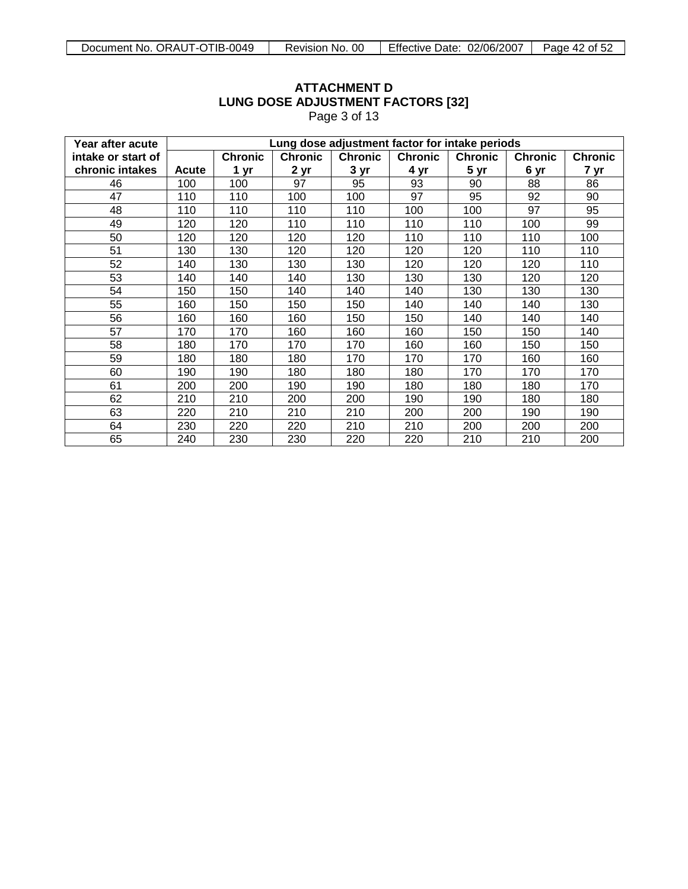# ATTACHMENT D
# LUNG DOSE ADJUSTMENT FACTORS [32]

Page 3 of 13

| Year after acute intake or start of chronic intakes | Lung dose adjustment factor for intake periods | | | | | | | |
|---|---|---|---|---|---|---|---|---|
| | Acute | Chronic 1 yr | Chronic 2 yr | Chronic 3 yr | Chronic 4 yr | Chronic 5 yr | Chronic 6 yr | Chronic 7 yr |
| 46 | 100 | 100 | 97 | 95 | 93 | 90 | 88 | 86 |
| 47 | 110 | 110 | 100 | 100 | 97 | 95 | 92 | 90 |
| 48 | 110 | 110 | 110 | 110 | 100 | 100 | 97 | 95 |
| 49 | 120 | 120 | 110 | 110 | 110 | 110 | 100 | 99 |
| 50 | 120 | 120 | 120 | 120 | 110 | 110 | 110 | 100 |
| 51 | 130 | 130 | 120 | 120 | 120 | 120 | 110 | 110 |
| 52 | 140 | 130 | 130 | 130 | 120 | 120 | 120 | 110 |
| 53 | 140 | 140 | 140 | 130 | 130 | 130 | 120 | 120 |
| 54 | 150 | 150 | 140 | 140 | 140 | 130 | 130 | 130 |
| 55 | 160 | 150 | 150 | 150 | 140 | 140 | 140 | 130 |
| 56 | 160 | 160 | 160 | 150 | 150 | 140 | 140 | 140 |
| 57 | 170 | 170 | 160 | 160 | 160 | 150 | 150 | 140 |
| 58 | 180 | 170 | 170 | 170 | 160 | 160 | 150 | 150 |
| 59 | 180 | 180 | 180 | 170 | 170 | 170 | 160 | 160 |
| 60 | 190 | 190 | 180 | 180 | 180 | 170 | 170 | 170 |
| 61 | 200 | 200 | 190 | 190 | 180 | 180 | 180 | 170 |
| 62 | 210 | 210 | 200 | 200 | 190 | 190 | 180 | 180 |
| 63 | 220 | 210 | 210 | 210 | 200 | 200 | 190 | 190 |
| 64 | 230 | 220 | 220 | 210 | 210 | 200 | 200 | 200 |
| 65 | 240 | 230 | 230 | 220 | 220 | 210 | 210 | 200 |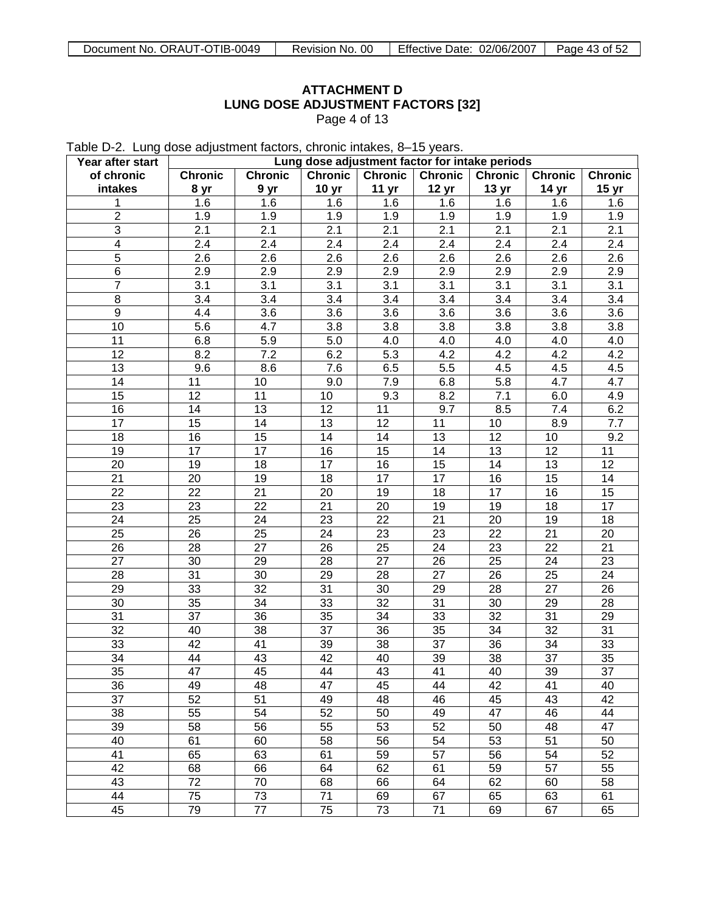**ATTACHMENT D**
**LUNG DOSE ADJUSTMENT FACTORS [32]**
Page 4 of 13

Table D-2. Lung dose adjustment factors, chronic intakes, 8–15 years.

| Year after start of chronic intakes | Lung dose adjustment factor for intake periods | | | | | | | |
|---|---|---|---|---|---|---|---|---|
| | Chronic 8 yr | Chronic 9 yr | Chronic 10 yr | Chronic 11 yr | Chronic 12 yr | Chronic 13 yr | Chronic 14 yr | Chronic 15 yr |
| 1 | 1.6 | 1.6 | 1.6 | 1.6 | 1.6 | 1.6 | 1.6 | 1.6 |
| 2 | 1.9 | 1.9 | 1.9 | 1.9 | 1.9 | 1.9 | 1.9 | 1.9 |
| 3 | 2.1 | 2.1 | 2.1 | 2.1 | 2.1 | 2.1 | 2.1 | 2.1 |
| 4 | 2.4 | 2.4 | 2.4 | 2.4 | 2.4 | 2.4 | 2.4 | 2.4 |
| 5 | 2.6 | 2.6 | 2.6 | 2.6 | 2.6 | 2.6 | 2.6 | 2.6 |
| 6 | 2.9 | 2.9 | 2.9 | 2.9 | 2.9 | 2.9 | 2.9 | 2.9 |
| 7 | 3.1 | 3.1 | 3.1 | 3.1 | 3.1 | 3.1 | 3.1 | 3.1 |
| 8 | 3.4 | 3.4 | 3.4 | 3.4 | 3.4 | 3.4 | 3.4 | 3.4 |
| 9 | 4.4 | 3.6 | 3.6 | 3.6 | 3.6 | 3.6 | 3.6 | 3.6 |
| 10 | 5.6 | 4.7 | 3.8 | 3.8 | 3.8 | 3.8 | 3.8 | 3.8 |
| 11 | 6.8 | 5.9 | 5.0 | 4.0 | 4.0 | 4.0 | 4.0 | 4.0 |
| 12 | 8.2 | 7.2 | 6.2 | 5.3 | 4.2 | 4.2 | 4.2 | 4.2 |
| 13 | 9.6 | 8.6 | 7.6 | 6.5 | 5.5 | 4.5 | 4.5 | 4.5 |
| 14 | 11 | 10 | 9.0 | 7.9 | 6.8 | 5.8 | 4.7 | 4.7 |
| 15 | 12 | 11 | 10 | 9.3 | 8.2 | 7.1 | 6.0 | 4.9 |
| 16 | 14 | 13 | 12 | 11 | 9.7 | 8.5 | 7.4 | 6.2 |
| 17 | 15 | 14 | 13 | 12 | 11 | 10 | 8.9 | 7.7 |
| 18 | 16 | 15 | 14 | 14 | 13 | 12 | 10 | 9.2 |
| 19 | 17 | 17 | 16 | 15 | 14 | 13 | 12 | 11 |
| 20 | 19 | 18 | 17 | 16 | 15 | 14 | 13 | 12 |
| 21 | 20 | 19 | 18 | 17 | 17 | 16 | 15 | 14 |
| 22 | 22 | 21 | 20 | 19 | 18 | 17 | 16 | 15 |
| 23 | 23 | 22 | 21 | 20 | 19 | 19 | 18 | 17 |
| 24 | 25 | 24 | 23 | 22 | 21 | 20 | 19 | 18 |
| 25 | 26 | 25 | 24 | 23 | 23 | 22 | 21 | 20 |
| 26 | 28 | 27 | 26 | 25 | 24 | 23 | 22 | 21 |
| 27 | 30 | 29 | 28 | 27 | 26 | 25 | 24 | 23 |
| 28 | 31 | 30 | 29 | 28 | 27 | 26 | 25 | 24 |
| 29 | 33 | 32 | 31 | 30 | 29 | 28 | 27 | 26 |
| 30 | 35 | 34 | 33 | 32 | 31 | 30 | 29 | 28 |
| 31 | 37 | 36 | 35 | 34 | 33 | 32 | 31 | 29 |
| 32 | 40 | 38 | 37 | 36 | 35 | 34 | 32 | 31 |
| 33 | 42 | 41 | 39 | 38 | 37 | 36 | 34 | 33 |
| 34 | 44 | 43 | 42 | 40 | 39 | 38 | 37 | 35 |
| 35 | 47 | 45 | 44 | 43 | 41 | 40 | 39 | 37 |
| 36 | 49 | 48 | 47 | 45 | 44 | 42 | 41 | 40 |
| 37 | 52 | 51 | 49 | 48 | 46 | 45 | 43 | 42 |
| 38 | 55 | 54 | 52 | 50 | 49 | 47 | 46 | 44 |
| 39 | 58 | 56 | 55 | 53 | 52 | 50 | 48 | 47 |
| 40 | 61 | 60 | 58 | 56 | 54 | 53 | 51 | 50 |
| 41 | 65 | 63 | 61 | 59 | 57 | 56 | 54 | 52 |
| 42 | 68 | 66 | 64 | 62 | 61 | 59 | 57 | 55 |
| 43 | 72 | 70 | 68 | 66 | 64 | 62 | 60 | 58 |
| 44 | 75 | 73 | 71 | 69 | 67 | 65 | 63 | 61 |
| 45 | 79 | 77 | 75 | 73 | 71 | 69 | 67 | 65 |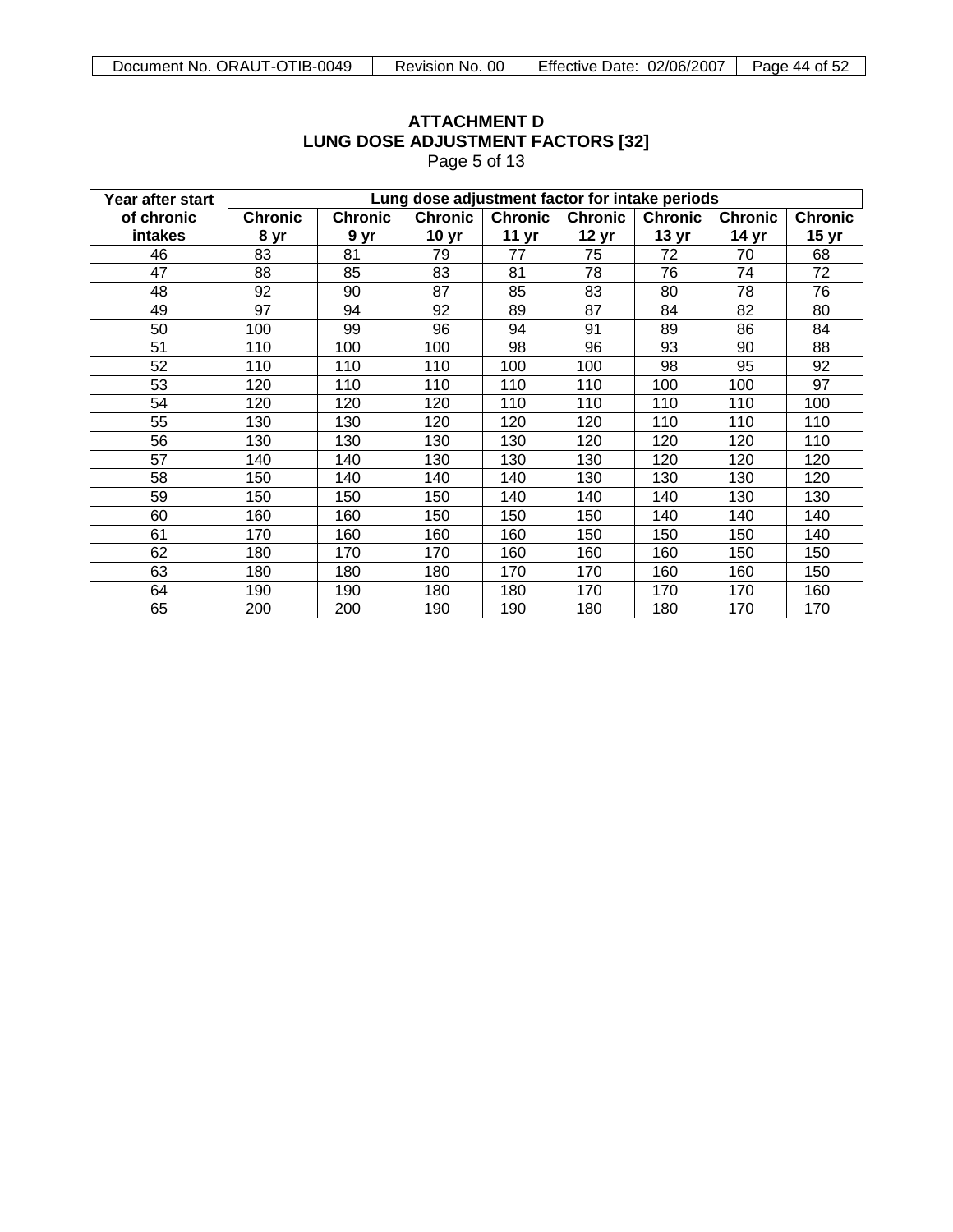# ATTACHMENT D
## LUNG DOSE ADJUSTMENT FACTORS [32]
Page 5 of 13

| Year after start of chronic intakes | Lung dose adjustment factor for intake periods | | | | | | | |
|---|---|---|---|---|---|---|---|---|
| | Chronic 8 yr | Chronic 9 yr | Chronic 10 yr | Chronic 11 yr | Chronic 12 yr | Chronic 13 yr | Chronic 14 yr | Chronic 15 yr |
| 46 | 83 | 81 | 79 | 77 | 75 | 72 | 70 | 68 |
| 47 | 88 | 85 | 83 | 81 | 78 | 76 | 74 | 72 |
| 48 | 92 | 90 | 87 | 85 | 83 | 80 | 78 | 76 |
| 49 | 97 | 94 | 92 | 89 | 87 | 84 | 82 | 80 |
| 50 | 100 | 99 | 96 | 94 | 91 | 89 | 86 | 84 |
| 51 | 110 | 100 | 100 | 98 | 96 | 93 | 90 | 88 |
| 52 | 110 | 110 | 110 | 100 | 100 | 98 | 95 | 92 |
| 53 | 120 | 110 | 110 | 110 | 110 | 100 | 100 | 97 |
| 54 | 120 | 120 | 120 | 110 | 110 | 110 | 110 | 100 |
| 55 | 130 | 130 | 120 | 120 | 120 | 110 | 110 | 110 |
| 56 | 130 | 130 | 130 | 130 | 120 | 120 | 120 | 110 |
| 57 | 140 | 140 | 130 | 130 | 130 | 120 | 120 | 120 |
| 58 | 150 | 140 | 140 | 140 | 130 | 130 | 130 | 120 |
| 59 | 150 | 150 | 150 | 140 | 140 | 140 | 130 | 130 |
| 60 | 160 | 160 | 150 | 150 | 150 | 140 | 140 | 140 |
| 61 | 170 | 160 | 160 | 160 | 150 | 150 | 150 | 140 |
| 62 | 180 | 170 | 170 | 160 | 160 | 160 | 150 | 150 |
| 63 | 180 | 180 | 180 | 170 | 170 | 160 | 160 | 150 |
| 64 | 190 | 190 | 180 | 180 | 170 | 170 | 170 | 160 |
| 65 | 200 | 200 | 190 | 190 | 180 | 180 | 170 | 170 |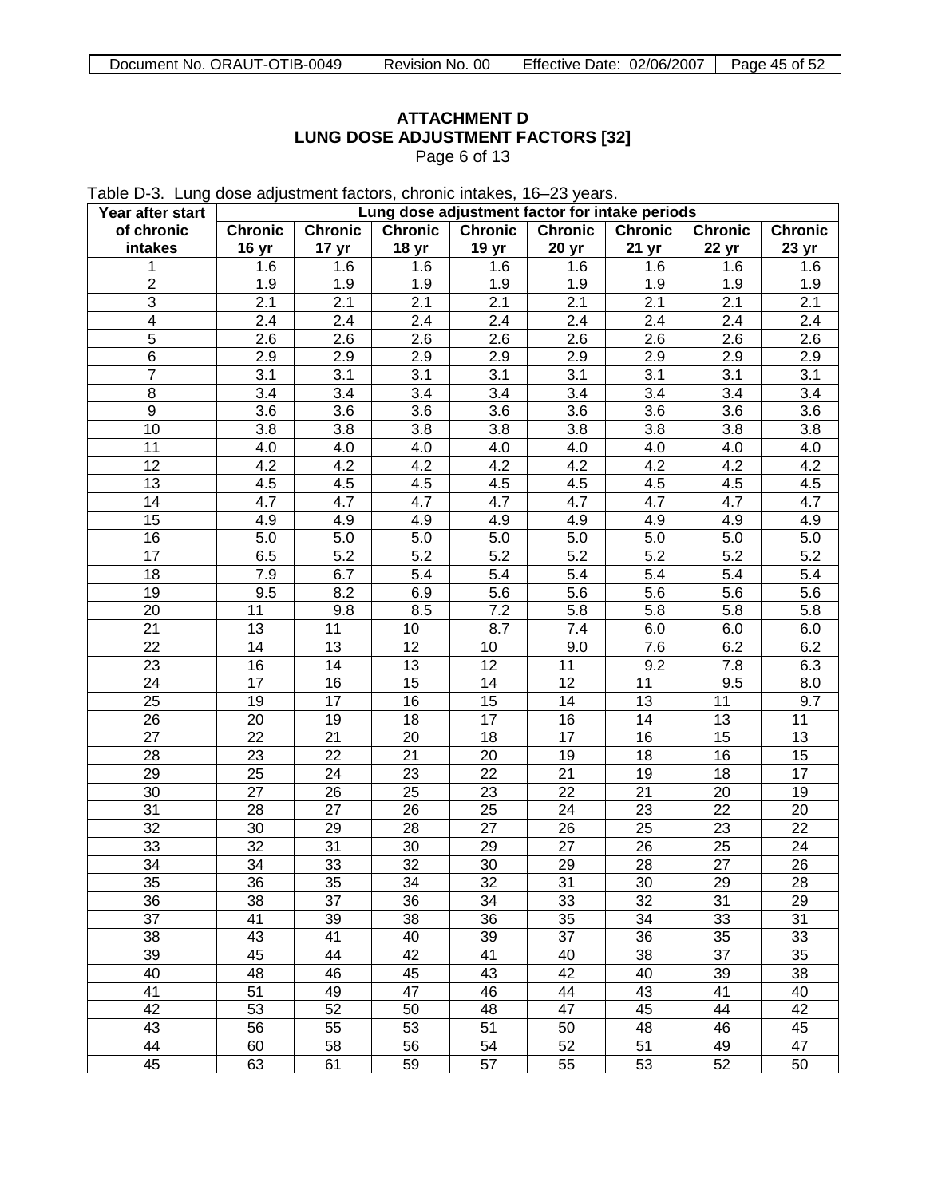**ATTACHMENT D**
**LUNG DOSE ADJUSTMENT FACTORS [32]**
Page 6 of 13

Table D-3. Lung dose adjustment factors, chronic intakes, 16–23 years.

| Year after start of chronic intakes | Lung dose adjustment factor for intake periods | | | | | | | |
|---|---|---|---|---|---|---|---|---|
| | Chronic 16 yr | Chronic 17 yr | Chronic 18 yr | Chronic 19 yr | Chronic 20 yr | Chronic 21 yr | Chronic 22 yr | Chronic 23 yr |
| 1 | 1.6 | 1.6 | 1.6 | 1.6 | 1.6 | 1.6 | 1.6 | 1.6 |
| 2 | 1.9 | 1.9 | 1.9 | 1.9 | 1.9 | 1.9 | 1.9 | 1.9 |
| 3 | 2.1 | 2.1 | 2.1 | 2.1 | 2.1 | 2.1 | 2.1 | 2.1 |
| 4 | 2.4 | 2.4 | 2.4 | 2.4 | 2.4 | 2.4 | 2.4 | 2.4 |
| 5 | 2.6 | 2.6 | 2.6 | 2.6 | 2.6 | 2.6 | 2.6 | 2.6 |
| 6 | 2.9 | 2.9 | 2.9 | 2.9 | 2.9 | 2.9 | 2.9 | 2.9 |
| 7 | 3.1 | 3.1 | 3.1 | 3.1 | 3.1 | 3.1 | 3.1 | 3.1 |
| 8 | 3.4 | 3.4 | 3.4 | 3.4 | 3.4 | 3.4 | 3.4 | 3.4 |
| 9 | 3.6 | 3.6 | 3.6 | 3.6 | 3.6 | 3.6 | 3.6 | 3.6 |
| 10 | 3.8 | 3.8 | 3.8 | 3.8 | 3.8 | 3.8 | 3.8 | 3.8 |
| 11 | 4.0 | 4.0 | 4.0 | 4.0 | 4.0 | 4.0 | 4.0 | 4.0 |
| 12 | 4.2 | 4.2 | 4.2 | 4.2 | 4.2 | 4.2 | 4.2 | 4.2 |
| 13 | 4.5 | 4.5 | 4.5 | 4.5 | 4.5 | 4.5 | 4.5 | 4.5 |
| 14 | 4.7 | 4.7 | 4.7 | 4.7 | 4.7 | 4.7 | 4.7 | 4.7 |
| 15 | 4.9 | 4.9 | 4.9 | 4.9 | 4.9 | 4.9 | 4.9 | 4.9 |
| 16 | 5.0 | 5.0 | 5.0 | 5.0 | 5.0 | 5.0 | 5.0 | 5.0 |
| 17 | 6.5 | 5.2 | 5.2 | 5.2 | 5.2 | 5.2 | 5.2 | 5.2 |
| 18 | 7.9 | 6.7 | 5.4 | 5.4 | 5.4 | 5.4 | 5.4 | 5.4 |
| 19 | 9.5 | 8.2 | 6.9 | 5.6 | 5.6 | 5.6 | 5.6 | 5.6 |
| 20 | 11 | 9.8 | 8.5 | 7.2 | 5.8 | 5.8 | 5.8 | 5.8 |
| 21 | 13 | 11 | 10 | 8.7 | 7.4 | 6.0 | 6.0 | 6.0 |
| 22 | 14 | 13 | 12 | 10 | 9.0 | 7.6 | 6.2 | 6.2 |
| 23 | 16 | 14 | 13 | 12 | 11 | 9.2 | 7.8 | 6.3 |
| 24 | 17 | 16 | 15 | 14 | 12 | 11 | 9.5 | 8.0 |
| 25 | 19 | 17 | 16 | 15 | 14 | 13 | 11 | 9.7 |
| 26 | 20 | 19 | 18 | 17 | 16 | 14 | 13 | 11 |
| 27 | 22 | 21 | 20 | 18 | 17 | 16 | 15 | 13 |
| 28 | 23 | 22 | 21 | 20 | 19 | 18 | 16 | 15 |
| 29 | 25 | 24 | 23 | 22 | 21 | 19 | 18 | 17 |
| 30 | 27 | 26 | 25 | 23 | 22 | 21 | 20 | 19 |
| 31 | 28 | 27 | 26 | 25 | 24 | 23 | 22 | 20 |
| 32 | 30 | 29 | 28 | 27 | 26 | 25 | 23 | 22 |
| 33 | 32 | 31 | 30 | 29 | 27 | 26 | 25 | 24 |
| 34 | 34 | 33 | 32 | 30 | 29 | 28 | 27 | 26 |
| 35 | 36 | 35 | 34 | 32 | 31 | 30 | 29 | 28 |
| 36 | 38 | 37 | 36 | 34 | 33 | 32 | 31 | 29 |
| 37 | 41 | 39 | 38 | 36 | 35 | 34 | 33 | 31 |
| 38 | 43 | 41 | 40 | 39 | 37 | 36 | 35 | 33 |
| 39 | 45 | 44 | 42 | 41 | 40 | 38 | 37 | 35 |
| 40 | 48 | 46 | 45 | 43 | 42 | 40 | 39 | 38 |
| 41 | 51 | 49 | 47 | 46 | 44 | 43 | 41 | 40 |
| 42 | 53 | 52 | 50 | 48 | 47 | 45 | 44 | 42 |
| 43 | 56 | 55 | 53 | 51 | 50 | 48 | 46 | 45 |
| 44 | 60 | 58 | 56 | 54 | 52 | 51 | 49 | 47 |
| 45 | 63 | 61 | 59 | 57 | 55 | 53 | 52 | 50 |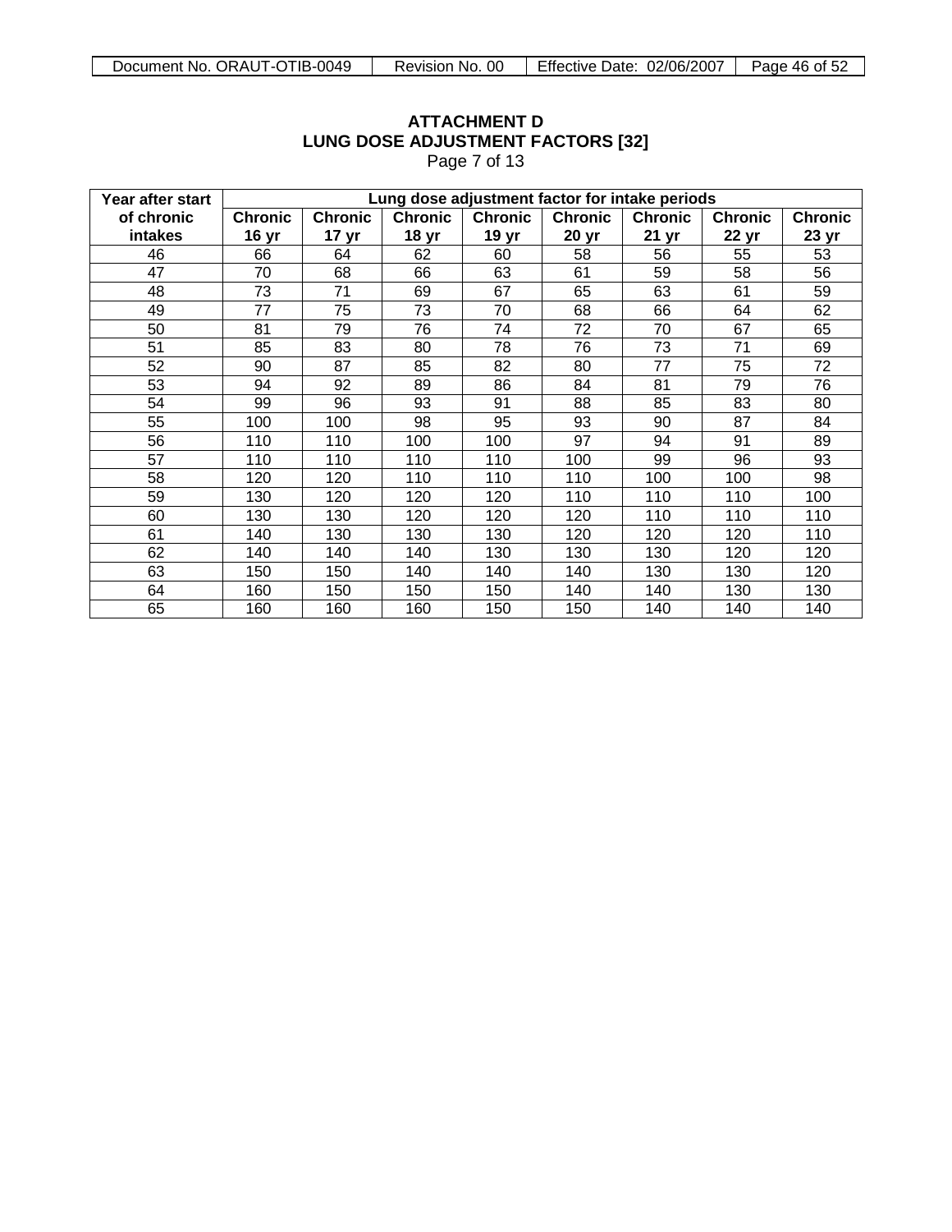# ATTACHMENT D
# LUNG DOSE ADJUSTMENT FACTORS [32]

Page 7 of 13

| Year after start of chronic intakes | Lung dose adjustment factor for intake periods | | | | | | | |
|---|---|---|---|---|---|---|---|---|
| | Chronic 16 yr | Chronic 17 yr | Chronic 18 yr | Chronic 19 yr | Chronic 20 yr | Chronic 21 yr | Chronic 22 yr | Chronic 23 yr |
| 46 | 66 | 64 | 62 | 60 | 58 | 56 | 55 | 53 |
| 47 | 70 | 68 | 66 | 63 | 61 | 59 | 58 | 56 |
| 48 | 73 | 71 | 69 | 67 | 65 | 63 | 61 | 59 |
| 49 | 77 | 75 | 73 | 70 | 68 | 66 | 64 | 62 |
| 50 | 81 | 79 | 76 | 74 | 72 | 70 | 67 | 65 |
| 51 | 85 | 83 | 80 | 78 | 76 | 73 | 71 | 69 |
| 52 | 90 | 87 | 85 | 82 | 80 | 77 | 75 | 72 |
| 53 | 94 | 92 | 89 | 86 | 84 | 81 | 79 | 76 |
| 54 | 99 | 96 | 93 | 91 | 88 | 85 | 83 | 80 |
| 55 | 100 | 100 | 98 | 95 | 93 | 90 | 87 | 84 |
| 56 | 110 | 110 | 100 | 100 | 97 | 94 | 91 | 89 |
| 57 | 110 | 110 | 110 | 110 | 100 | 99 | 96 | 93 |
| 58 | 120 | 120 | 110 | 110 | 110 | 100 | 100 | 98 |
| 59 | 130 | 120 | 120 | 120 | 110 | 110 | 110 | 100 |
| 60 | 130 | 130 | 120 | 120 | 120 | 110 | 110 | 110 |
| 61 | 140 | 130 | 130 | 130 | 120 | 120 | 120 | 110 |
| 62 | 140 | 140 | 140 | 130 | 130 | 130 | 120 | 120 |
| 63 | 150 | 150 | 140 | 140 | 140 | 130 | 130 | 120 |
| 64 | 160 | 150 | 150 | 150 | 140 | 140 | 130 | 130 |
| 65 | 160 | 160 | 160 | 150 | 150 | 140 | 140 | 140 |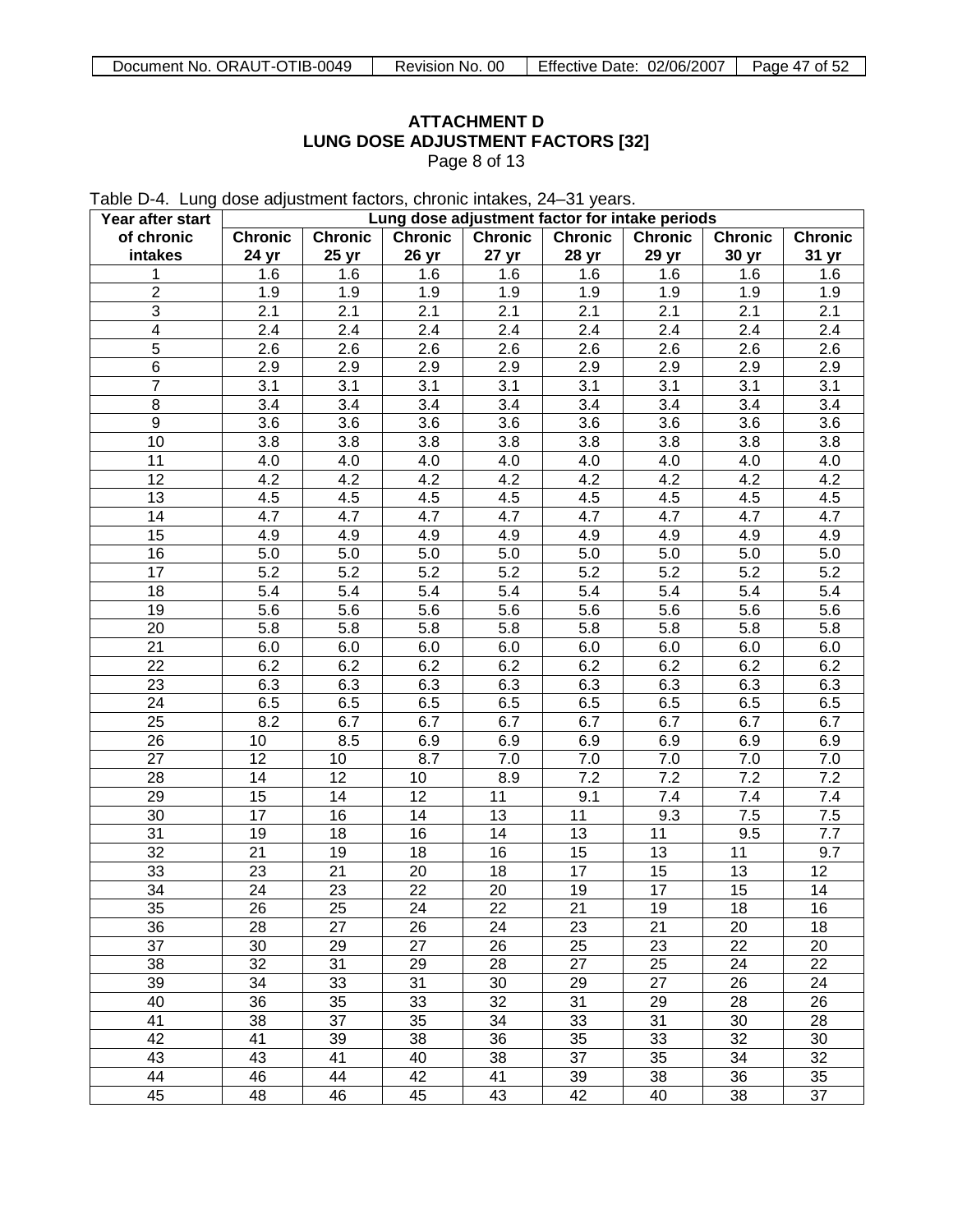**ATTACHMENT D**
**LUNG DOSE ADJUSTMENT FACTORS [32]**
Page 8 of 13

Table D-4. Lung dose adjustment factors, chronic intakes, 24–31 years.

| Year after start of chronic intakes | Lung dose adjustment factor for intake periods | | | | | | | |
|---|---|---|---|---|---|---|---|---|
| | **Chronic 24 yr** | **Chronic 25 yr** | **Chronic 26 yr** | **Chronic 27 yr** | **Chronic 28 yr** | **Chronic 29 yr** | **Chronic 30 yr** | **Chronic 31 yr** |
| 1 | 1.6 | 1.6 | 1.6 | 1.6 | 1.6 | 1.6 | 1.6 | 1.6 |
| 2 | 1.9 | 1.9 | 1.9 | 1.9 | 1.9 | 1.9 | 1.9 | 1.9 |
| 3 | 2.1 | 2.1 | 2.1 | 2.1 | 2.1 | 2.1 | 2.1 | 2.1 |
| 4 | 2.4 | 2.4 | 2.4 | 2.4 | 2.4 | 2.4 | 2.4 | 2.4 |
| 5 | 2.6 | 2.6 | 2.6 | 2.6 | 2.6 | 2.6 | 2.6 | 2.6 |
| 6 | 2.9 | 2.9 | 2.9 | 2.9 | 2.9 | 2.9 | 2.9 | 2.9 |
| 7 | 3.1 | 3.1 | 3.1 | 3.1 | 3.1 | 3.1 | 3.1 | 3.1 |
| 8 | 3.4 | 3.4 | 3.4 | 3.4 | 3.4 | 3.4 | 3.4 | 3.4 |
| 9 | 3.6 | 3.6 | 3.6 | 3.6 | 3.6 | 3.6 | 3.6 | 3.6 |
| 10 | 3.8 | 3.8 | 3.8 | 3.8 | 3.8 | 3.8 | 3.8 | 3.8 |
| 11 | 4.0 | 4.0 | 4.0 | 4.0 | 4.0 | 4.0 | 4.0 | 4.0 |
| 12 | 4.2 | 4.2 | 4.2 | 4.2 | 4.2 | 4.2 | 4.2 | 4.2 |
| 13 | 4.5 | 4.5 | 4.5 | 4.5 | 4.5 | 4.5 | 4.5 | 4.5 |
| 14 | 4.7 | 4.7 | 4.7 | 4.7 | 4.7 | 4.7 | 4.7 | 4.7 |
| 15 | 4.9 | 4.9 | 4.9 | 4.9 | 4.9 | 4.9 | 4.9 | 4.9 |
| 16 | 5.0 | 5.0 | 5.0 | 5.0 | 5.0 | 5.0 | 5.0 | 5.0 |
| 17 | 5.2 | 5.2 | 5.2 | 5.2 | 5.2 | 5.2 | 5.2 | 5.2 |
| 18 | 5.4 | 5.4 | 5.4 | 5.4 | 5.4 | 5.4 | 5.4 | 5.4 |
| 19 | 5.6 | 5.6 | 5.6 | 5.6 | 5.6 | 5.6 | 5.6 | 5.6 |
| 20 | 5.8 | 5.8 | 5.8 | 5.8 | 5.8 | 5.8 | 5.8 | 5.8 |
| 21 | 6.0 | 6.0 | 6.0 | 6.0 | 6.0 | 6.0 | 6.0 | 6.0 |
| 22 | 6.2 | 6.2 | 6.2 | 6.2 | 6.2 | 6.2 | 6.2 | 6.2 |
| 23 | 6.3 | 6.3 | 6.3 | 6.3 | 6.3 | 6.3 | 6.3 | 6.3 |
| 24 | 6.5 | 6.5 | 6.5 | 6.5 | 6.5 | 6.5 | 6.5 | 6.5 |
| 25 | 8.2 | 6.7 | 6.7 | 6.7 | 6.7 | 6.7 | 6.7 | 6.7 |
| 26 | 10 | 8.5 | 6.9 | 6.9 | 6.9 | 6.9 | 6.9 | 6.9 |
| 27 | 12 | 10 | 8.7 | 7.0 | 7.0 | 7.0 | 7.0 | 7.0 |
| 28 | 14 | 12 | 10 | 8.9 | 7.2 | 7.2 | 7.2 | 7.2 |
| 29 | 15 | 14 | 12 | 11 | 9.1 | 7.4 | 7.4 | 7.4 |
| 30 | 17 | 16 | 14 | 13 | 11 | 9.3 | 7.5 | 7.5 |
| 31 | 19 | 18 | 16 | 14 | 13 | 11 | 9.5 | 7.7 |
| 32 | 21 | 19 | 18 | 16 | 15 | 13 | 11 | 9.7 |
| 33 | 23 | 21 | 20 | 18 | 17 | 15 | 13 | 12 |
| 34 | 24 | 23 | 22 | 20 | 19 | 17 | 15 | 14 |
| 35 | 26 | 25 | 24 | 22 | 21 | 19 | 18 | 16 |
| 36 | 28 | 27 | 26 | 24 | 23 | 21 | 20 | 18 |
| 37 | 30 | 29 | 27 | 26 | 25 | 23 | 22 | 20 |
| 38 | 32 | 31 | 29 | 28 | 27 | 25 | 24 | 22 |
| 39 | 34 | 33 | 31 | 30 | 29 | 27 | 26 | 24 |
| 40 | 36 | 35 | 33 | 32 | 31 | 29 | 28 | 26 |
| 41 | 38 | 37 | 35 | 34 | 33 | 31 | 30 | 28 |
| 42 | 41 | 39 | 38 | 36 | 35 | 33 | 32 | 30 |
| 43 | 43 | 41 | 40 | 38 | 37 | 35 | 34 | 32 |
| 44 | 46 | 44 | 42 | 41 | 39 | 38 | 36 | 35 |
| 45 | 48 | 46 | 45 | 43 | 42 | 40 | 38 | 37 |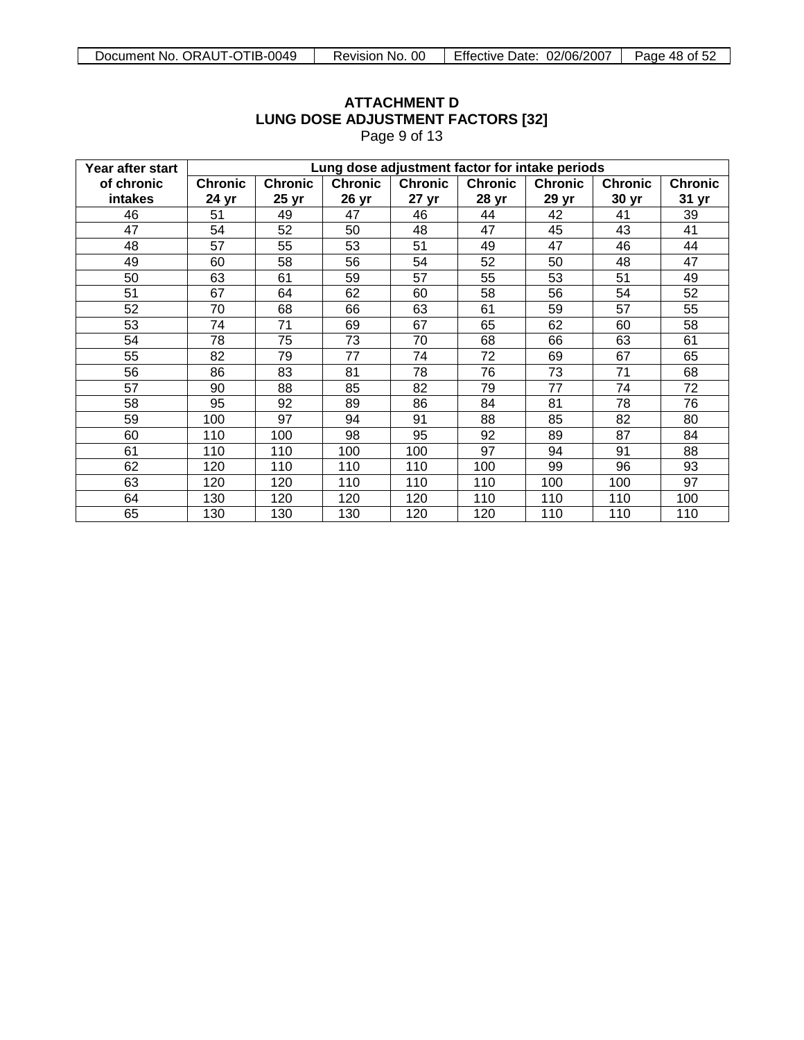# ATTACHMENT D
## LUNG DOSE ADJUSTMENT FACTORS [32]
Page 9 of 13

| Year after start of chronic intakes | Lung dose adjustment factor for intake periods | | | | | | | |
|---|---|---|---|---|---|---|---|---|
| | **Chronic 24 yr** | **Chronic 25 yr** | **Chronic 26 yr** | **Chronic 27 yr** | **Chronic 28 yr** | **Chronic 29 yr** | **Chronic 30 yr** | **Chronic 31 yr** |
| 46 | 51 | 49 | 47 | 46 | 44 | 42 | 41 | 39 |
| 47 | 54 | 52 | 50 | 48 | 47 | 45 | 43 | 41 |
| 48 | 57 | 55 | 53 | 51 | 49 | 47 | 46 | 44 |
| 49 | 60 | 58 | 56 | 54 | 52 | 50 | 48 | 47 |
| 50 | 63 | 61 | 59 | 57 | 55 | 53 | 51 | 49 |
| 51 | 67 | 64 | 62 | 60 | 58 | 56 | 54 | 52 |
| 52 | 70 | 68 | 66 | 63 | 61 | 59 | 57 | 55 |
| 53 | 74 | 71 | 69 | 67 | 65 | 62 | 60 | 58 |
| 54 | 78 | 75 | 73 | 70 | 68 | 66 | 63 | 61 |
| 55 | 82 | 79 | 77 | 74 | 72 | 69 | 67 | 65 |
| 56 | 86 | 83 | 81 | 78 | 76 | 73 | 71 | 68 |
| 57 | 90 | 88 | 85 | 82 | 79 | 77 | 74 | 72 |
| 58 | 95 | 92 | 89 | 86 | 84 | 81 | 78 | 76 |
| 59 | 100 | 97 | 94 | 91 | 88 | 85 | 82 | 80 |
| 60 | 110 | 100 | 98 | 95 | 92 | 89 | 87 | 84 |
| 61 | 110 | 110 | 100 | 100 | 97 | 94 | 91 | 88 |
| 62 | 120 | 110 | 110 | 110 | 100 | 99 | 96 | 93 |
| 63 | 120 | 120 | 110 | 110 | 110 | 100 | 100 | 97 |
| 64 | 130 | 120 | 120 | 120 | 110 | 110 | 110 | 100 |
| 65 | 130 | 130 | 130 | 120 | 120 | 110 | 110 | 110 |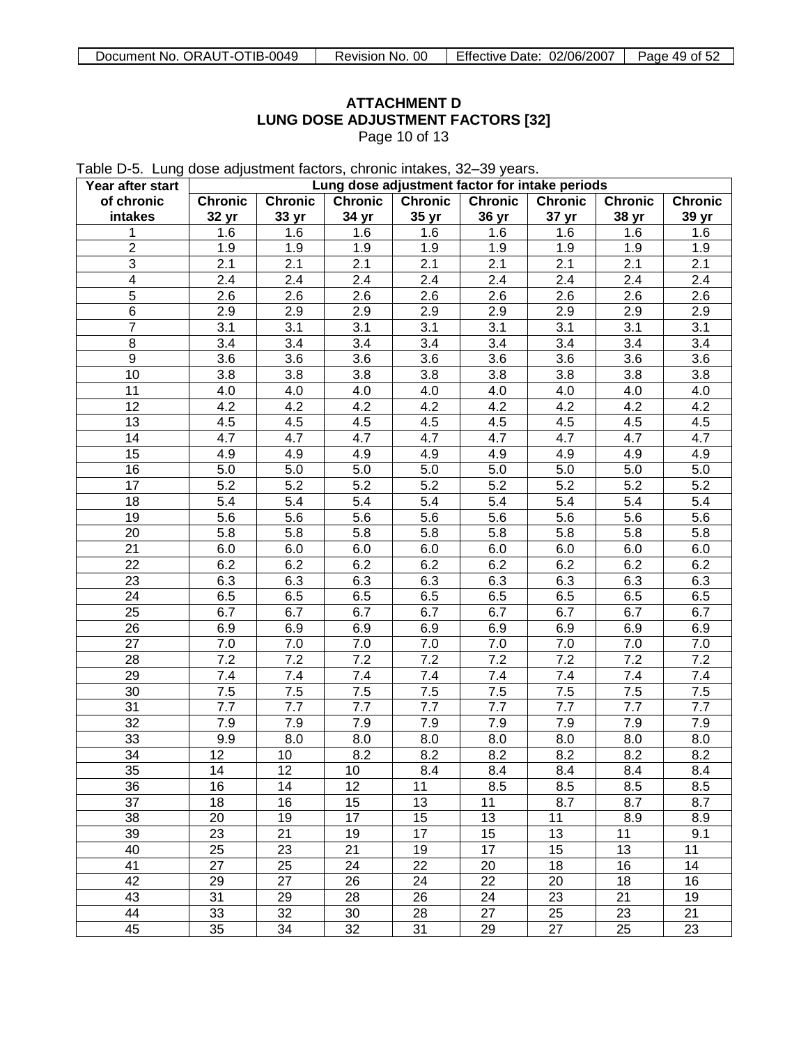**ATTACHMENT D**
**LUNG DOSE ADJUSTMENT FACTORS [32]**
Page 10 of 13

Table D-5. Lung dose adjustment factors, chronic intakes, 32–39 years.

| Year after start of chronic intakes | Lung dose adjustment factor for intake periods | | | | | | | |
|---|---|---|---|---|---|---|---|---|
| | Chronic 32 yr | Chronic 33 yr | Chronic 34 yr | Chronic 35 yr | Chronic 36 yr | Chronic 37 yr | Chronic 38 yr | Chronic 39 yr |
| 1 | 1.6 | 1.6 | 1.6 | 1.6 | 1.6 | 1.6 | 1.6 | 1.6 |
| 2 | 1.9 | 1.9 | 1.9 | 1.9 | 1.9 | 1.9 | 1.9 | 1.9 |
| 3 | 2.1 | 2.1 | 2.1 | 2.1 | 2.1 | 2.1 | 2.1 | 2.1 |
| 4 | 2.4 | 2.4 | 2.4 | 2.4 | 2.4 | 2.4 | 2.4 | 2.4 |
| 5 | 2.6 | 2.6 | 2.6 | 2.6 | 2.6 | 2.6 | 2.6 | 2.6 |
| 6 | 2.9 | 2.9 | 2.9 | 2.9 | 2.9 | 2.9 | 2.9 | 2.9 |
| 7 | 3.1 | 3.1 | 3.1 | 3.1 | 3.1 | 3.1 | 3.1 | 3.1 |
| 8 | 3.4 | 3.4 | 3.4 | 3.4 | 3.4 | 3.4 | 3.4 | 3.4 |
| 9 | 3.6 | 3.6 | 3.6 | 3.6 | 3.6 | 3.6 | 3.6 | 3.6 |
| 10 | 3.8 | 3.8 | 3.8 | 3.8 | 3.8 | 3.8 | 3.8 | 3.8 |
| 11 | 4.0 | 4.0 | 4.0 | 4.0 | 4.0 | 4.0 | 4.0 | 4.0 |
| 12 | 4.2 | 4.2 | 4.2 | 4.2 | 4.2 | 4.2 | 4.2 | 4.2 |
| 13 | 4.5 | 4.5 | 4.5 | 4.5 | 4.5 | 4.5 | 4.5 | 4.5 |
| 14 | 4.7 | 4.7 | 4.7 | 4.7 | 4.7 | 4.7 | 4.7 | 4.7 |
| 15 | 4.9 | 4.9 | 4.9 | 4.9 | 4.9 | 4.9 | 4.9 | 4.9 |
| 16 | 5.0 | 5.0 | 5.0 | 5.0 | 5.0 | 5.0 | 5.0 | 5.0 |
| 17 | 5.2 | 5.2 | 5.2 | 5.2 | 5.2 | 5.2 | 5.2 | 5.2 |
| 18 | 5.4 | 5.4 | 5.4 | 5.4 | 5.4 | 5.4 | 5.4 | 5.4 |
| 19 | 5.6 | 5.6 | 5.6 | 5.6 | 5.6 | 5.6 | 5.6 | 5.6 |
| 20 | 5.8 | 5.8 | 5.8 | 5.8 | 5.8 | 5.8 | 5.8 | 5.8 |
| 21 | 6.0 | 6.0 | 6.0 | 6.0 | 6.0 | 6.0 | 6.0 | 6.0 |
| 22 | 6.2 | 6.2 | 6.2 | 6.2 | 6.2 | 6.2 | 6.2 | 6.2 |
| 23 | 6.3 | 6.3 | 6.3 | 6.3 | 6.3 | 6.3 | 6.3 | 6.3 |
| 24 | 6.5 | 6.5 | 6.5 | 6.5 | 6.5 | 6.5 | 6.5 | 6.5 |
| 25 | 6.7 | 6.7 | 6.7 | 6.7 | 6.7 | 6.7 | 6.7 | 6.7 |
| 26 | 6.9 | 6.9 | 6.9 | 6.9 | 6.9 | 6.9 | 6.9 | 6.9 |
| 27 | 7.0 | 7.0 | 7.0 | 7.0 | 7.0 | 7.0 | 7.0 | 7.0 |
| 28 | 7.2 | 7.2 | 7.2 | 7.2 | 7.2 | 7.2 | 7.2 | 7.2 |
| 29 | 7.4 | 7.4 | 7.4 | 7.4 | 7.4 | 7.4 | 7.4 | 7.4 |
| 30 | 7.5 | 7.5 | 7.5 | 7.5 | 7.5 | 7.5 | 7.5 | 7.5 |
| 31 | 7.7 | 7.7 | 7.7 | 7.7 | 7.7 | 7.7 | 7.7 | 7.7 |
| 32 | 7.9 | 7.9 | 7.9 | 7.9 | 7.9 | 7.9 | 7.9 | 7.9 |
| 33 | 9.9 | 8.0 | 8.0 | 8.0 | 8.0 | 8.0 | 8.0 | 8.0 |
| 34 | 12 | 10 | 8.2 | 8.2 | 8.2 | 8.2 | 8.2 | 8.2 |
| 35 | 14 | 12 | 10 | 8.4 | 8.4 | 8.4 | 8.4 | 8.4 |
| 36 | 16 | 14 | 12 | 11 | 8.5 | 8.5 | 8.5 | 8.5 |
| 37 | 18 | 16 | 15 | 13 | 11 | 8.7 | 8.7 | 8.7 |
| 38 | 20 | 19 | 17 | 15 | 13 | 11 | 8.9 | 8.9 |
| 39 | 23 | 21 | 19 | 17 | 15 | 13 | 11 | 9.1 |
| 40 | 25 | 23 | 21 | 19 | 17 | 15 | 13 | 11 |
| 41 | 27 | 25 | 24 | 22 | 20 | 18 | 16 | 14 |
| 42 | 29 | 27 | 26 | 24 | 22 | 20 | 18 | 16 |
| 43 | 31 | 29 | 28 | 26 | 24 | 23 | 21 | 19 |
| 44 | 33 | 32 | 30 | 28 | 27 | 25 | 23 | 21 |
| 45 | 35 | 34 | 32 | 31 | 29 | 27 | 25 | 23 |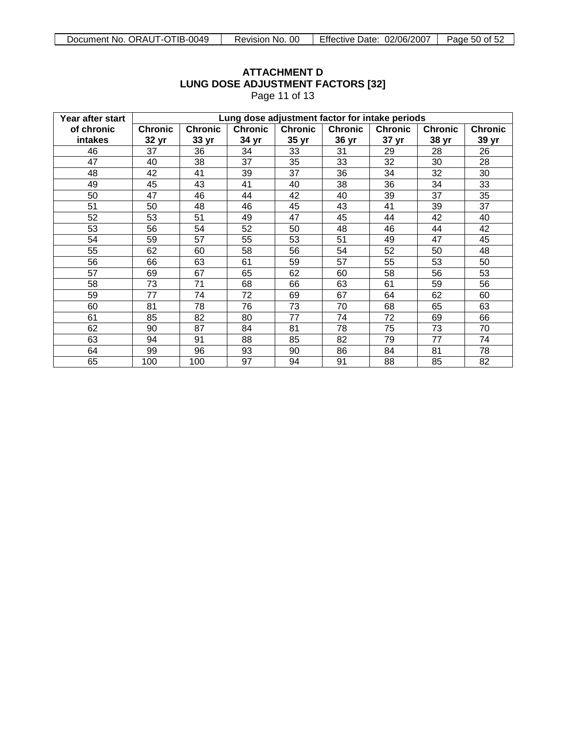# ATTACHMENT D
# LUNG DOSE ADJUSTMENT FACTORS [32]

Page 11 of 13

| Year after start of chronic intakes | Lung dose adjustment factor for intake periods | | | | | | | |
|---|---|---|---|---|---|---|---|---|
| | Chronic 32 yr | Chronic 33 yr | Chronic 34 yr | Chronic 35 yr | Chronic 36 yr | Chronic 37 yr | Chronic 38 yr | Chronic 39 yr |
| 46 | 37 | 36 | 34 | 33 | 31 | 29 | 28 | 26 |
| 47 | 40 | 38 | 37 | 35 | 33 | 32 | 30 | 28 |
| 48 | 42 | 41 | 39 | 37 | 36 | 34 | 32 | 30 |
| 49 | 45 | 43 | 41 | 40 | 38 | 36 | 34 | 33 |
| 50 | 47 | 46 | 44 | 42 | 40 | 39 | 37 | 35 |
| 51 | 50 | 48 | 46 | 45 | 43 | 41 | 39 | 37 |
| 52 | 53 | 51 | 49 | 47 | 45 | 44 | 42 | 40 |
| 53 | 56 | 54 | 52 | 50 | 48 | 46 | 44 | 42 |
| 54 | 59 | 57 | 55 | 53 | 51 | 49 | 47 | 45 |
| 55 | 62 | 60 | 58 | 56 | 54 | 52 | 50 | 48 |
| 56 | 66 | 63 | 61 | 59 | 57 | 55 | 53 | 50 |
| 57 | 69 | 67 | 65 | 62 | 60 | 58 | 56 | 53 |
| 58 | 73 | 71 | 68 | 66 | 63 | 61 | 59 | 56 |
| 59 | 77 | 74 | 72 | 69 | 67 | 64 | 62 | 60 |
| 60 | 81 | 78 | 76 | 73 | 70 | 68 | 65 | 63 |
| 61 | 85 | 82 | 80 | 77 | 74 | 72 | 69 | 66 |
| 62 | 90 | 87 | 84 | 81 | 78 | 75 | 73 | 70 |
| 63 | 94 | 91 | 88 | 85 | 82 | 79 | 77 | 74 |
| 64 | 99 | 96 | 93 | 90 | 86 | 84 | 81 | 78 |
| 65 | 100 | 100 | 97 | 94 | 91 | 88 | 85 | 82 |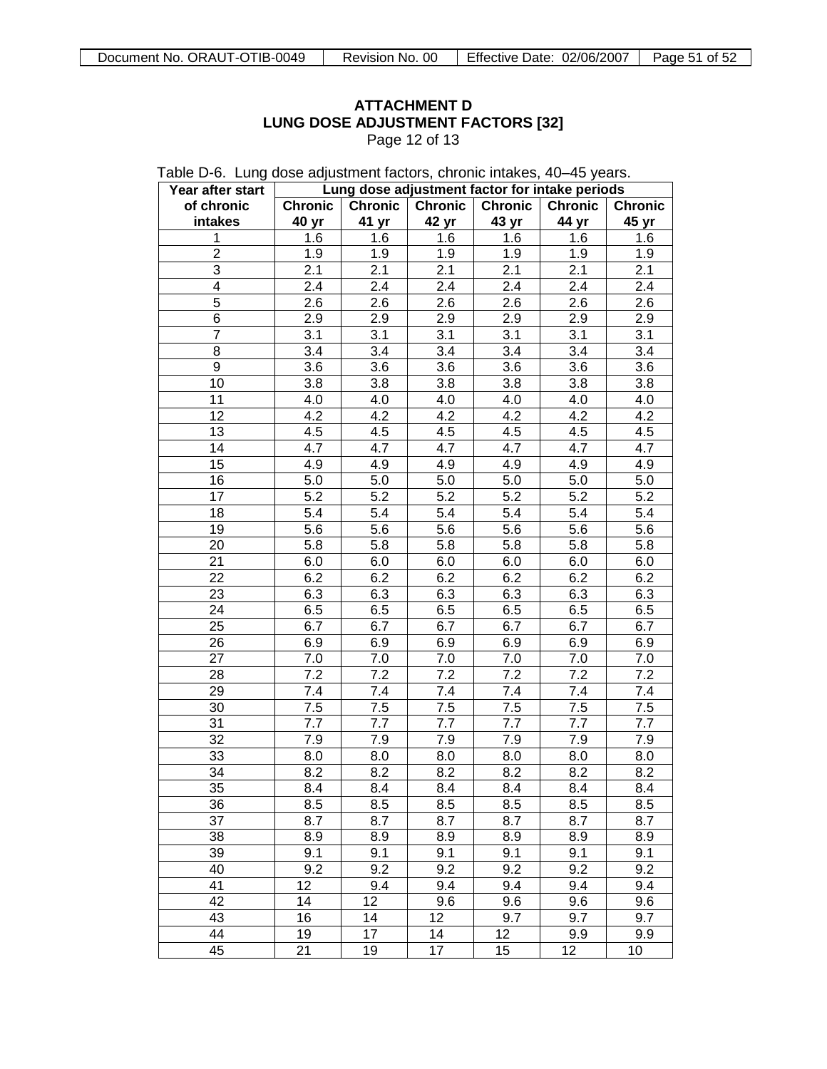**ATTACHMENT D**
**LUNG DOSE ADJUSTMENT FACTORS [32]**
Page 12 of 13

Table D-6. Lung dose adjustment factors, chronic intakes, 40–45 years.

| Year after start of chronic intakes | Lung dose adjustment factor for intake periods | | | | | |
|---|---|---|---|---|---|---|
| | Chronic 40 yr | Chronic 41 yr | Chronic 42 yr | Chronic 43 yr | Chronic 44 yr | Chronic 45 yr |
| 1 | 1.6 | 1.6 | 1.6 | 1.6 | 1.6 | 1.6 |
| 2 | 1.9 | 1.9 | 1.9 | 1.9 | 1.9 | 1.9 |
| 3 | 2.1 | 2.1 | 2.1 | 2.1 | 2.1 | 2.1 |
| 4 | 2.4 | 2.4 | 2.4 | 2.4 | 2.4 | 2.4 |
| 5 | 2.6 | 2.6 | 2.6 | 2.6 | 2.6 | 2.6 |
| 6 | 2.9 | 2.9 | 2.9 | 2.9 | 2.9 | 2.9 |
| 7 | 3.1 | 3.1 | 3.1 | 3.1 | 3.1 | 3.1 |
| 8 | 3.4 | 3.4 | 3.4 | 3.4 | 3.4 | 3.4 |
| 9 | 3.6 | 3.6 | 3.6 | 3.6 | 3.6 | 3.6 |
| 10 | 3.8 | 3.8 | 3.8 | 3.8 | 3.8 | 3.8 |
| 11 | 4.0 | 4.0 | 4.0 | 4.0 | 4.0 | 4.0 |
| 12 | 4.2 | 4.2 | 4.2 | 4.2 | 4.2 | 4.2 |
| 13 | 4.5 | 4.5 | 4.5 | 4.5 | 4.5 | 4.5 |
| 14 | 4.7 | 4.7 | 4.7 | 4.7 | 4.7 | 4.7 |
| 15 | 4.9 | 4.9 | 4.9 | 4.9 | 4.9 | 4.9 |
| 16 | 5.0 | 5.0 | 5.0 | 5.0 | 5.0 | 5.0 |
| 17 | 5.2 | 5.2 | 5.2 | 5.2 | 5.2 | 5.2 |
| 18 | 5.4 | 5.4 | 5.4 | 5.4 | 5.4 | 5.4 |
| 19 | 5.6 | 5.6 | 5.6 | 5.6 | 5.6 | 5.6 |
| 20 | 5.8 | 5.8 | 5.8 | 5.8 | 5.8 | 5.8 |
| 21 | 6.0 | 6.0 | 6.0 | 6.0 | 6.0 | 6.0 |
| 22 | 6.2 | 6.2 | 6.2 | 6.2 | 6.2 | 6.2 |
| 23 | 6.3 | 6.3 | 6.3 | 6.3 | 6.3 | 6.3 |
| 24 | 6.5 | 6.5 | 6.5 | 6.5 | 6.5 | 6.5 |
| 25 | 6.7 | 6.7 | 6.7 | 6.7 | 6.7 | 6.7 |
| 26 | 6.9 | 6.9 | 6.9 | 6.9 | 6.9 | 6.9 |
| 27 | 7.0 | 7.0 | 7.0 | 7.0 | 7.0 | 7.0 |
| 28 | 7.2 | 7.2 | 7.2 | 7.2 | 7.2 | 7.2 |
| 29 | 7.4 | 7.4 | 7.4 | 7.4 | 7.4 | 7.4 |
| 30 | 7.5 | 7.5 | 7.5 | 7.5 | 7.5 | 7.5 |
| 31 | 7.7 | 7.7 | 7.7 | 7.7 | 7.7 | 7.7 |
| 32 | 7.9 | 7.9 | 7.9 | 7.9 | 7.9 | 7.9 |
| 33 | 8.0 | 8.0 | 8.0 | 8.0 | 8.0 | 8.0 |
| 34 | 8.2 | 8.2 | 8.2 | 8.2 | 8.2 | 8.2 |
| 35 | 8.4 | 8.4 | 8.4 | 8.4 | 8.4 | 8.4 |
| 36 | 8.5 | 8.5 | 8.5 | 8.5 | 8.5 | 8.5 |
| 37 | 8.7 | 8.7 | 8.7 | 8.7 | 8.7 | 8.7 |
| 38 | 8.9 | 8.9 | 8.9 | 8.9 | 8.9 | 8.9 |
| 39 | 9.1 | 9.1 | 9.1 | 9.1 | 9.1 | 9.1 |
| 40 | 9.2 | 9.2 | 9.2 | 9.2 | 9.2 | 9.2 |
| 41 | 12 | 9.4 | 9.4 | 9.4 | 9.4 | 9.4 |
| 42 | 14 | 12 | 9.6 | 9.6 | 9.6 | 9.6 |
| 43 | 16 | 14 | 12 | 9.7 | 9.7 | 9.7 |
| 44 | 19 | 17 | 14 | 12 | 9.9 | 9.9 |
| 45 | 21 | 19 | 17 | 15 | 12 | 10 |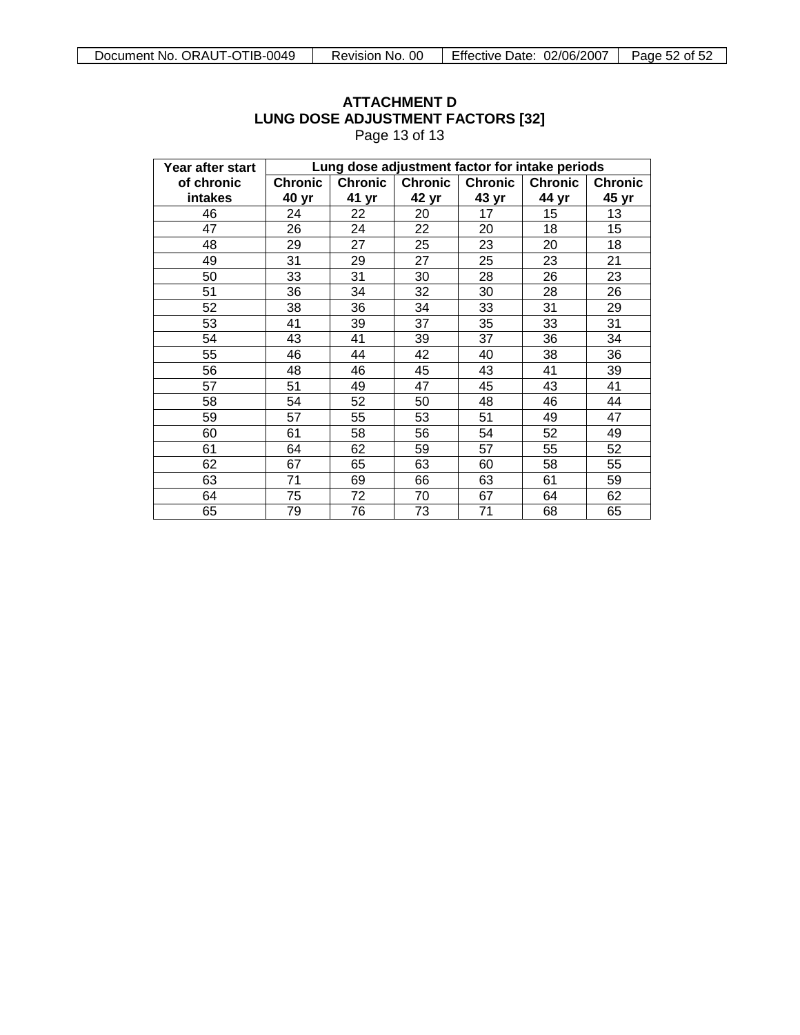# ATTACHMENT D
## LUNG DOSE ADJUSTMENT FACTORS [32]
Page 13 of 13

| Year after start of chronic intakes | Lung dose adjustment factor for intake periods | | | | | |
|---|---|---|---|---|---|---|
| | Chronic 40 yr | Chronic 41 yr | Chronic 42 yr | Chronic 43 yr | Chronic 44 yr | Chronic 45 yr |
| 46 | 24 | 22 | 20 | 17 | 15 | 13 |
| 47 | 26 | 24 | 22 | 20 | 18 | 15 |
| 48 | 29 | 27 | 25 | 23 | 20 | 18 |
| 49 | 31 | 29 | 27 | 25 | 23 | 21 |
| 50 | 33 | 31 | 30 | 28 | 26 | 23 |
| 51 | 36 | 34 | 32 | 30 | 28 | 26 |
| 52 | 38 | 36 | 34 | 33 | 31 | 29 |
| 53 | 41 | 39 | 37 | 35 | 33 | 31 |
| 54 | 43 | 41 | 39 | 37 | 36 | 34 |
| 55 | 46 | 44 | 42 | 40 | 38 | 36 |
| 56 | 48 | 46 | 45 | 43 | 41 | 39 |
| 57 | 51 | 49 | 47 | 45 | 43 | 41 |
| 58 | 54 | 52 | 50 | 48 | 46 | 44 |
| 59 | 57 | 55 | 53 | 51 | 49 | 47 |
| 60 | 61 | 58 | 56 | 54 | 52 | 49 |
| 61 | 64 | 62 | 59 | 57 | 55 | 52 |
| 62 | 67 | 65 | 63 | 60 | 58 | 55 |
| 63 | 71 | 69 | 66 | 63 | 61 | 59 |
| 64 | 75 | 72 | 70 | 67 | 64 | 62 |
| 65 | 79 | 76 | 73 | 71 | 68 | 65 |